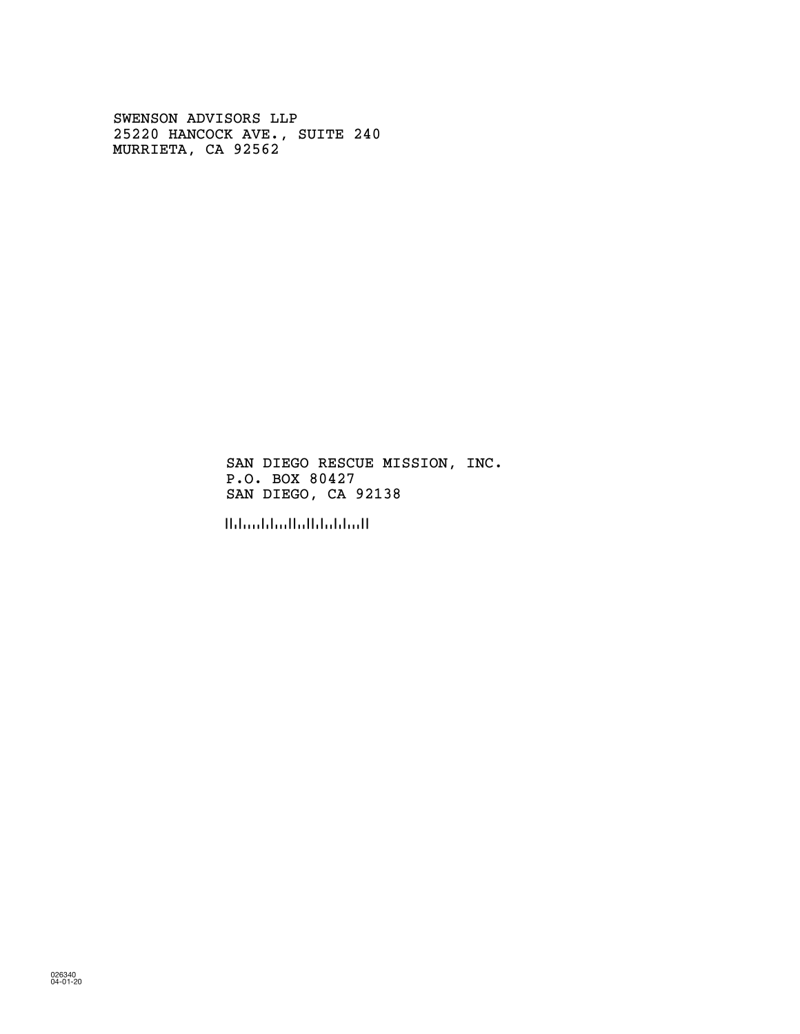SWENSON ADVISORS LLP
25220 HANCOCK AVE., SUITE 240
MURRIETA, CA 92562

SAN DIEGO RESCUE MISSION, INC.
P.O. BOX 80427
SAN DIEGO, CA 92138

026340
04-01-20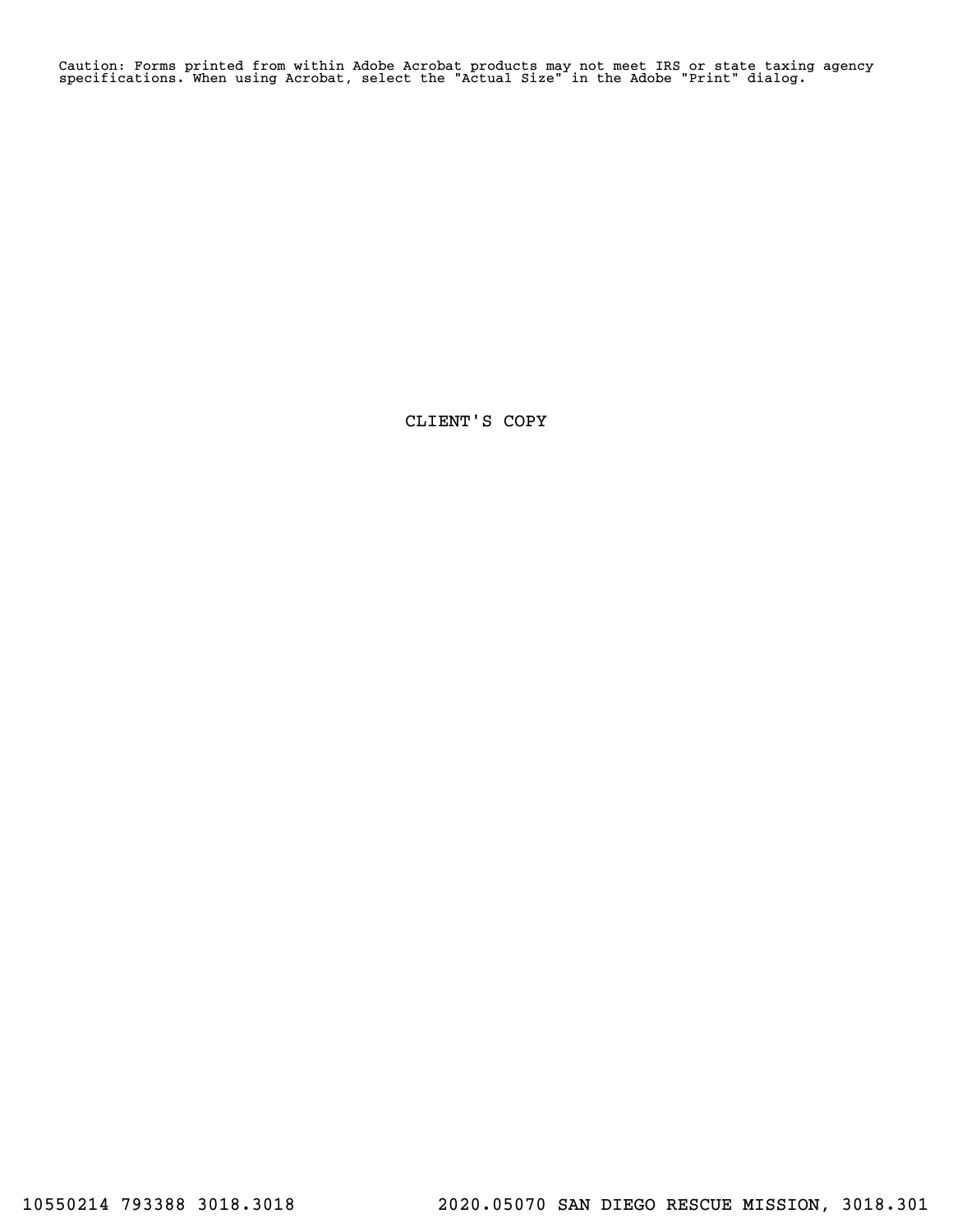Caution: Forms printed from within Adobe Acrobat products may not meet IRS or state taxing agency specifications. When using Acrobat, select the "Actual Size" in the Adobe "Print" dialog.

CLIENT'S COPY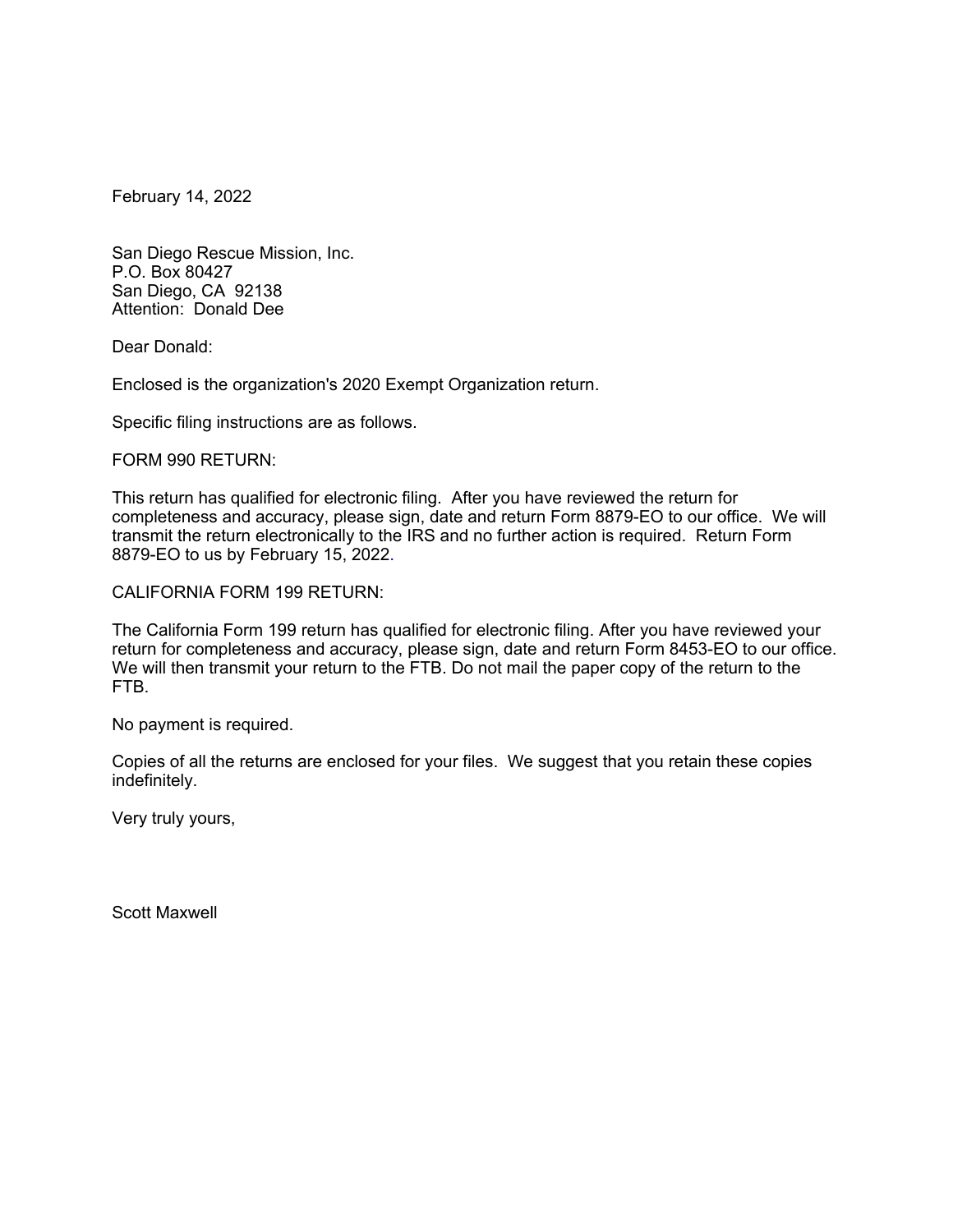February 14, 2022

San Diego Rescue Mission, Inc.
P.O. Box 80427
San Diego, CA 92138
Attention: Donald Dee

Dear Donald:

Enclosed is the organization's 2020 Exempt Organization return.

Specific filing instructions are as follows.

FORM 990 RETURN:

This return has qualified for electronic filing. After you have reviewed the return for completeness and accuracy, please sign, date and return Form 8879-EO to our office. We will transmit the return electronically to the IRS and no further action is required. Return Form 8879-EO to us by February 15, 2022.

CALIFORNIA FORM 199 RETURN:

The California Form 199 return has qualified for electronic filing. After you have reviewed your return for completeness and accuracy, please sign, date and return Form 8453-EO to our office. We will then transmit your return to the FTB. Do not mail the paper copy of the return to the FTB.

No payment is required.

Copies of all the returns are enclosed for your files. We suggest that you retain these copies indefinitely.

Very truly yours,

Scott Maxwell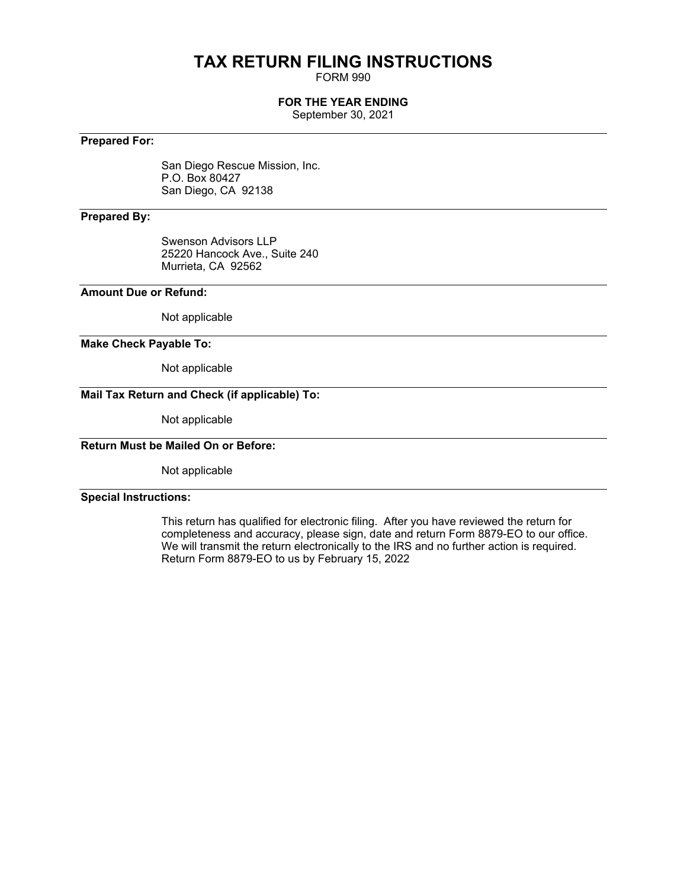# TAX RETURN FILING INSTRUCTIONS

FORM 990

**FOR THE YEAR ENDING**

September 30, 2021

---

**Prepared For:**

San Diego Rescue Mission, Inc.
P.O. Box 80427
San Diego, CA 92138

---

**Prepared By:**

Swenson Advisors LLP
25220 Hancock Ave., Suite 240
Murrieta, CA 92562

---

**Amount Due or Refund:**

Not applicable

---

**Make Check Payable To:**

Not applicable

---

**Mail Tax Return and Check (if applicable) To:**

Not applicable

---

**Return Must be Mailed On or Before:**

Not applicable

---

**Special Instructions:**

This return has qualified for electronic filing. After you have reviewed the return for completeness and accuracy, please sign, date and return Form 8879-EO to our office. We will transmit the return electronically to the IRS and no further action is required. Return Form 8879-EO to us by February 15, 2022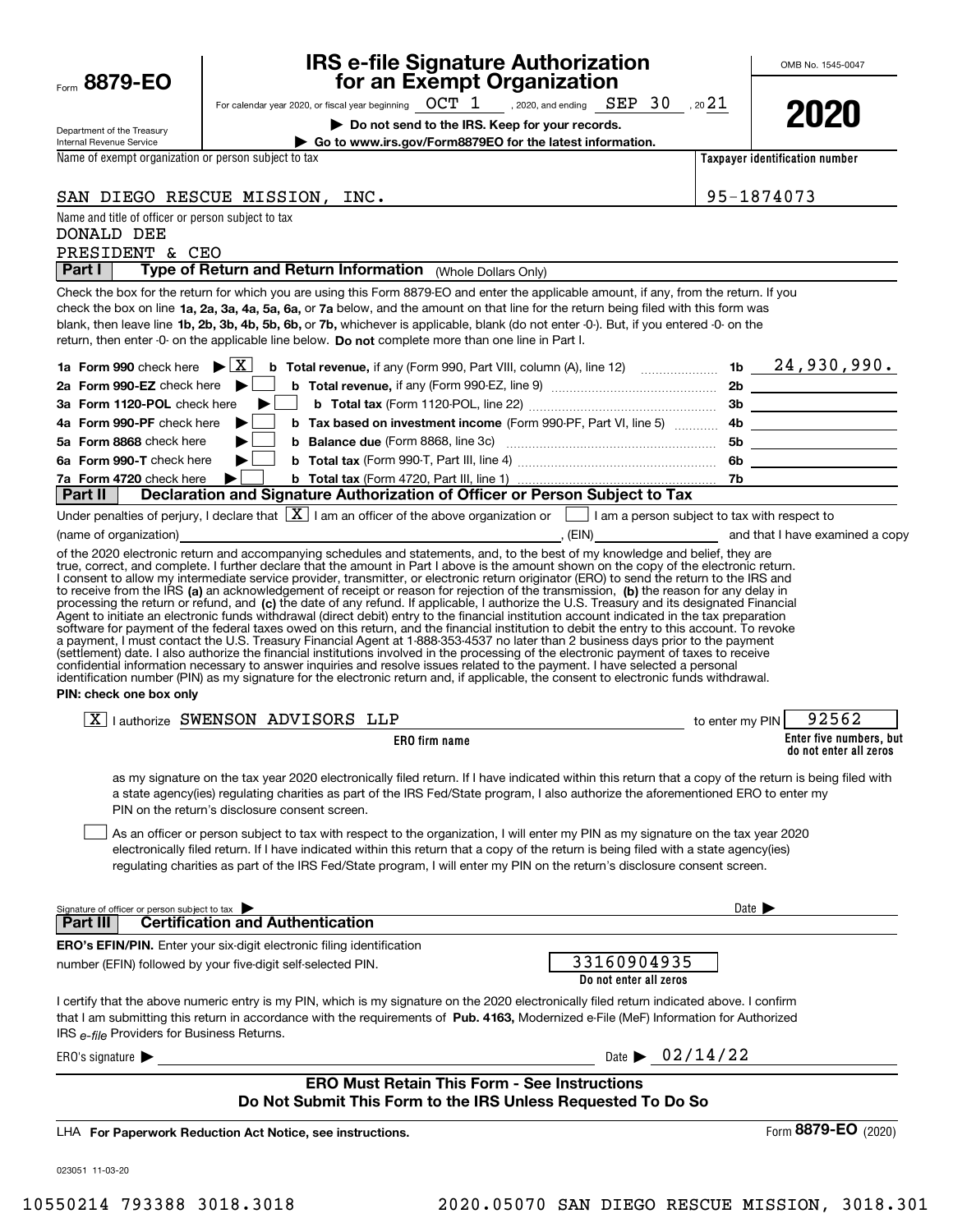Form **8879-EO**

Department of the Treasury
Internal Revenue Service

# IRS e-file Signature Authorization for an Exempt Organization

For calendar year 2020, or fiscal year beginning OCT 1, 2020, and ending SEP 30, 2021

▶ **Do not send to the IRS. Keep for your records.**

▶ **Go to www.irs.gov/Form8879EO for the latest information.**

OMB No. 1545-0047

**2020**

| Name of exempt organization or person subject to tax | Taxpayer identification number |
|---|---|
| SAN DIEGO RESCUE MISSION, INC. | 95-1874073 |

Name and title of officer or person subject to tax
DONALD DEE
PRESIDENT & CEO

## Part I Type of Return and Return Information (Whole Dollars Only)

Check the box for the return for which you are using this Form 8879-EO and enter the applicable amount, if any, from the return. If you check the box on line **1a, 2a, 3a, 4a, 5a, 6a,** or **7a** below, and the amount on that line for the return being filed with this form was blank, then leave line **1b, 2b, 3b, 4b, 5b, 6b,** or **7b,** whichever is applicable, blank (do not enter -0-). But, if you entered -0- on the return, then enter -0- on the applicable line below. **Do not** complete more than one line in Part I.

| | | | |
|---|---|---|---|
| **1a Form 990** check here ▶ [X] | **b Total revenue,** if any (Form 990, Part VIII, column (A), line 12) | 1b | 24,930,990. |
| **2a Form 990-EZ** check here ▶ [ ] | **b Total revenue,** if any (Form 990-EZ, line 9) | 2b | |
| **3a Form 1120-POL** check here ▶ [ ] | **b Total tax** (Form 1120-POL, line 22) | 3b | |
| **4a Form 990-PF** check here ▶ [ ] | **b Tax based on investment income** (Form 990-PF, Part VI, line 5) | 4b | |
| **5a Form 8868** check here ▶ [ ] | **b Balance due** (Form 8868, line 3c) | 5b | |
| **6a Form 990-T** check here ▶ [ ] | **b Total tax** (Form 990-T, Part III, line 4) | 6b | |
| **7a Form 4720** check here ▶ [ ] | **b Total tax** (Form 4720, Part III, line 1) | 7b | |

## Part II Declaration and Signature Authorization of Officer or Person Subject to Tax

Under penalties of perjury, I declare that [X] I am an officer of the above organization or [ ] I am a person subject to tax with respect to (name of organization) ______, (EIN) ______ and that I have examined a copy of the 2020 electronic return and accompanying schedules and statements, and, to the best of my knowledge and belief, they are true, correct, and complete. I further declare that the amount in Part I above is the amount shown on the copy of the electronic return. I consent to allow my intermediate service provider, transmitter, or electronic return originator (ERO) to send the return to the IRS and to receive from the IRS **(a)** an acknowledgement of receipt or reason for rejection of the transmission, **(b)** the reason for any delay in processing the return or refund, and **(c)** the date of any refund. If applicable, I authorize the U.S. Treasury and its designated Financial Agent to initiate an electronic funds withdrawal (direct debit) entry to the financial institution account indicated in the tax preparation software for payment of the federal taxes owed on this return, and the financial institution to debit the entry to this account. To revoke a payment, I must contact the U.S. Treasury Financial Agent at 1-888-353-4537 no later than 2 business days prior to the payment (settlement) date. I also authorize the financial institutions involved in the processing of the electronic payment of taxes to receive confidential information necessary to answer inquiries and resolve issues related to the payment. I have selected a personal identification number (PIN) as my signature for the electronic return and, if applicable, the consent to electronic funds withdrawal.

**PIN: check one box only**

[X] I authorize SWENSON ADVISORS LLP (**ERO firm name**) to enter my PIN 92562 (**Enter five numbers, but do not enter all zeros**)

as my signature on the tax year 2020 electronically filed return. If I have indicated within this return that a copy of the return is being filed with a state agency(ies) regulating charities as part of the IRS Fed/State program, I also authorize the aforementioned ERO to enter my PIN on the return's disclosure consent screen.

[ ] As an officer or person subject to tax with respect to the organization, I will enter my PIN as my signature on the tax year 2020 electronically filed return. If I have indicated within this return that a copy of the return is being filed with a state agency(ies) regulating charities as part of the IRS Fed/State program, I will enter my PIN on the return's disclosure consent screen.

Signature of officer or person subject to tax ▶ ______ Date ▶ ______

## Part III Certification and Authentication

**ERO's EFIN/PIN.** Enter your six-digit electronic filing identification number (EFIN) followed by your five-digit self-selected PIN. 33160904935 (**Do not enter all zeros**)

I certify that the above numeric entry is my PIN, which is my signature on the 2020 electronically filed return indicated above. I confirm that I am submitting this return in accordance with the requirements of **Pub. 4163,** Modernized e-File (MeF) Information for Authorized IRS *e-file* Providers for Business Returns.

ERO's signature ▶ ______ Date ▶ 02/14/22

**ERO Must Retain This Form - See Instructions**
**Do Not Submit This Form to the IRS Unless Requested To Do So**

LHA **For Paperwork Reduction Act Notice, see instructions.** Form **8879-EO** (2020)

023051 11-03-20

10550214 793388 3018.3018 2020.05070 SAN DIEGO RESCUE MISSION, 3018.301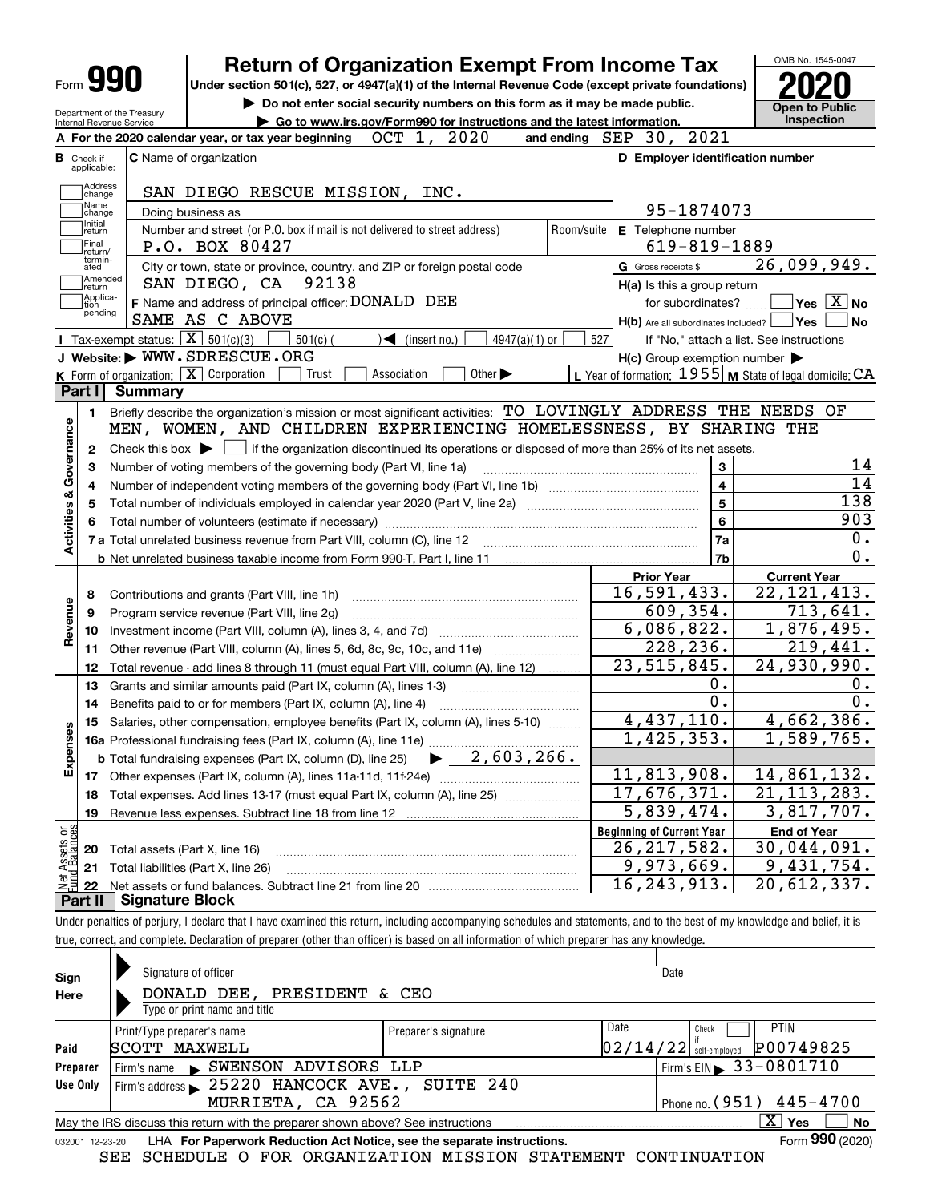Form **990** | **Return of Organization Exempt From Income Tax** | OMB No. 1545-0047

Under section 501(c), 527, or 4947(a)(1) of the Internal Revenue Code (except private foundations)

▶ Do not enter social security numbers on this form as it may be made public.

▶ Go to www.irs.gov/Form990 for instructions and the latest information.

Department of the Treasury
Internal Revenue Service

**2020**
**Open to Public Inspection**

**A** For the 2020 calendar year, or tax year beginning OCT 1, 2020 and ending SEP 30, 2021

**B** Check if applicable: Address change, Name change, Initial return, Final return/terminated, Amended return, Application pending

**C** Name of organization: SAN DIEGO RESCUE MISSION, INC.

Doing business as

Number and street (or P.O. box if mail is not delivered to street address): P.O. BOX 80427 | Room/suite

City or town, state or province, country, and ZIP or foreign postal code: SAN DIEGO, CA 92138

**D** Employer identification number: 95-1874073

**E** Telephone number: 619-819-1889

**G** Gross receipts $ 26,099,949.

**F** Name and address of principal officer: DONALD DEE
SAME AS C ABOVE

**H(a)** Is this a group return for subordinates? ☐ Yes ☒ No

**H(b)** Are all subordinates included? ☐ Yes ☐ No
If "No," attach a list. See instructions

**H(c)** Group exemption number ▶

**I** Tax-exempt status: ☒ 501(c)(3) ☐ 501(c) ( ) ◀ (insert no.) ☐ 4947(a)(1) or ☐ 527

**J** Website: ▶ WWW.SDRESCUE.ORG

**K** Form of organization: ☒ Corporation ☐ Trust ☐ Association ☐ Other ▶

**L** Year of formation: 1955 **M** State of legal domicile: CA

## Part I Summary

**Activities & Governance**

1. Briefly describe the organization's mission or most significant activities: TO LOVINGLY ADDRESS THE NEEDS OF MEN, WOMEN, AND CHILDREN EXPERIENCING HOMELESSNESS, BY SHARING THE
2. Check this box ▶ ☐ if the organization discontinued its operations or disposed of more than 25% of its net assets.

| | | | |
|---|---|---|---|
| 3 | Number of voting members of the governing body (Part VI, line 1a) | 3 | 14 |
| 4 | Number of independent voting members of the governing body (Part VI, line 1b) | 4 | 14 |
| 5 | Total number of individuals employed in calendar year 2020 (Part V, line 2a) | 5 | 138 |
| 6 | Total number of volunteers (estimate if necessary) | 6 | 903 |
| 7a | Total unrelated business revenue from Part VIII, column (C), line 12 | 7a | 0. |
| b | Net unrelated business taxable income from Form 990-T, Part I, line 11 | 7b | 0. |

| | | Prior Year | Current Year |
|---|---|---|---|
| **Revenue** | | | |
| 8 | Contributions and grants (Part VIII, line 1h) | 16,591,433. | 22,121,413. |
| 9 | Program service revenue (Part VIII, line 2g) | 609,354. | 713,641. |
| 10 | Investment income (Part VIII, column (A), lines 3, 4, and 7d) | 6,086,822. | 1,876,495. |
| 11 | Other revenue (Part VIII, column (A), lines 5, 6d, 8c, 9c, 10c, and 11e) | 228,236. | 219,441. |
| 12 | Total revenue - add lines 8 through 11 (must equal Part VIII, column (A), line 12) | 23,515,845. | 24,930,990. |
| **Expenses** | | | |
| 13 | Grants and similar amounts paid (Part IX, column (A), lines 1-3) | 0. | 0. |
| 14 | Benefits paid to or for members (Part IX, column (A), line 4) | 0. | 0. |
| 15 | Salaries, other compensation, employee benefits (Part IX, column (A), lines 5-10) | 4,437,110. | 4,662,386. |
| 16a | Professional fundraising fees (Part IX, column (A), line 11e) | 1,425,353. | 1,589,765. |
| b | Total fundraising expenses (Part IX, column (D), line 25) ▶ 2,603,266. | | |
| 17 | Other expenses (Part IX, column (A), lines 11a-11d, 11f-24e) | 11,813,908. | 14,861,132. |
| 18 | Total expenses. Add lines 13-17 (must equal Part IX, column (A), line 25) | 17,676,371. | 21,113,283. |
| 19 | Revenue less expenses. Subtract line 18 from line 12 | 5,839,474. | 3,817,707. |
| **Net Assets or Fund Balances** | | **Beginning of Current Year** | **End of Year** |
| 20 | Total assets (Part X, line 16) | 26,217,582. | 30,044,091. |
| 21 | Total liabilities (Part X, line 26) | 9,973,669. | 9,431,754. |
| 22 | Net assets or fund balances. Subtract line 21 from line 20 | 16,243,913. | 20,612,337. |

## Part II Signature Block

Under penalties of perjury, I declare that I have examined this return, including accompanying schedules and statements, and to the best of my knowledge and belief, it is true, correct, and complete. Declaration of preparer (other than officer) is based on all information of which preparer has any knowledge.

**Sign Here**
Signature of officer | Date
DONALD DEE, PRESIDENT & CEO
Type or print name and title

| **Paid Preparer Use Only** | | | | |
|---|---|---|---|---|
| Print/Type preparer's name: SCOTT MAXWELL | Preparer's signature | Date: 02/14/22 | Check ☐ if self-employed | PTIN: P00749825 |
| Firm's name ▶ SWENSON ADVISORS LLP | | | Firm's EIN ▶ 33-0801710 | |
| Firm's address ▶ 25220 HANCOCK AVE., SUITE 240, MURRIETA, CA 92562 | | | Phone no. (951) 445-4700 | |

May the IRS discuss this return with the preparer shown above? See instructions ☒ Yes ☐ No

032001 12-23-20 LHA **For Paperwork Reduction Act Notice, see the separate instructions.** Form **990** (2020)

SEE SCHEDULE O FOR ORGANIZATION MISSION STATEMENT CONTINUATION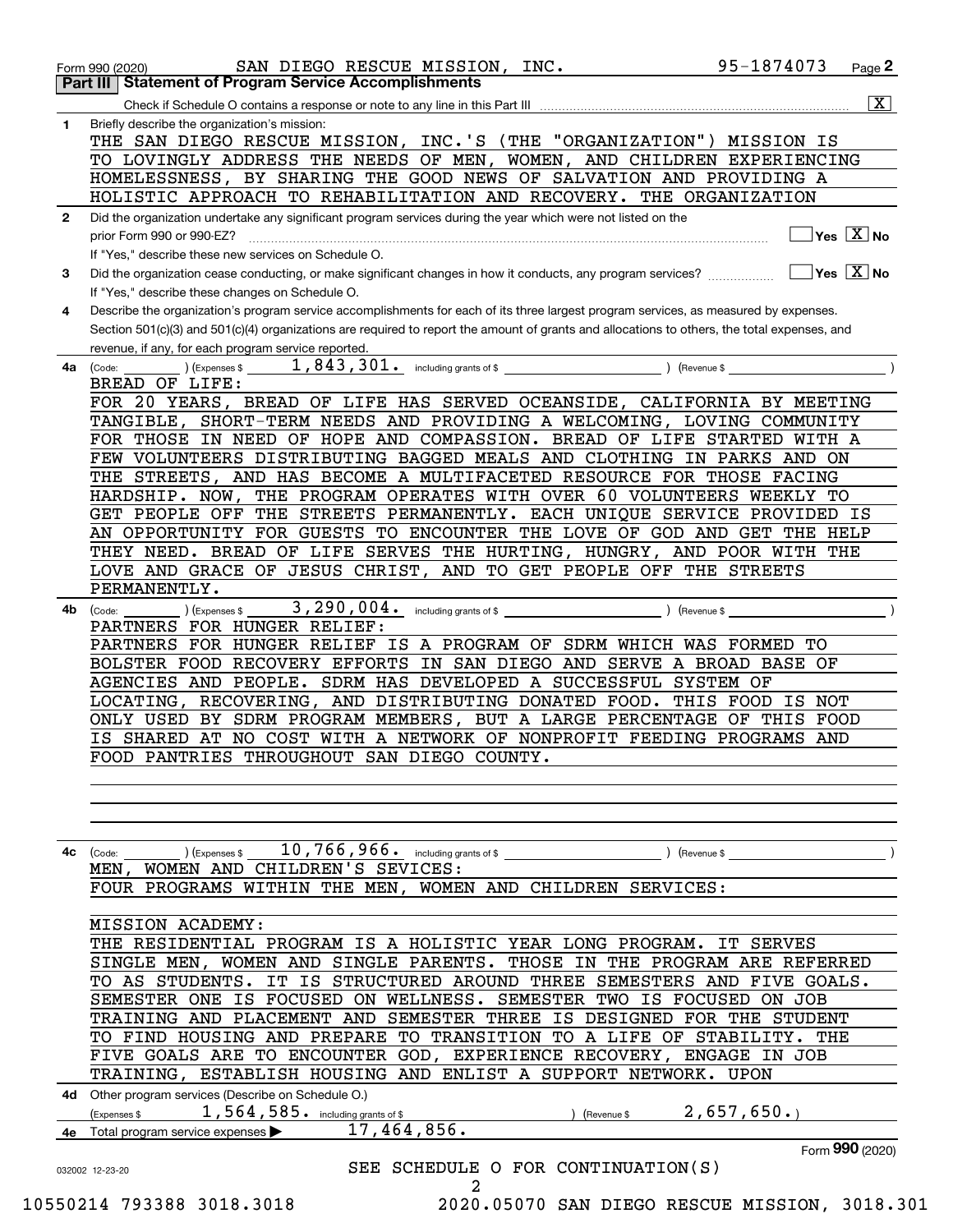Form 990 (2020) SAN DIEGO RESCUE MISSION, INC. 95-1874073

## Part III Statement of Program Service Accomplishments

Check if Schedule O contains a response or note to any line in this Part III [X]

**1** Briefly describe the organization's mission:

THE SAN DIEGO RESCUE MISSION, INC.'S (THE "ORGANIZATION") MISSION IS TO LOVINGLY ADDRESS THE NEEDS OF MEN, WOMEN, AND CHILDREN EXPERIENCING HOMELESSNESS, BY SHARING THE GOOD NEWS OF SALVATION AND PROVIDING A HOLISTIC APPROACH TO REHABILITATION AND RECOVERY. THE ORGANIZATION

**2** Did the organization undertake any significant program services during the year which were not listed on the prior Form 990 or 990-EZ? [ ] Yes [X] No

If "Yes," describe these new services on Schedule O.

**3** Did the organization cease conducting, or make significant changes in how it conducts, any program services? [ ] Yes [X] No

If "Yes," describe these changes on Schedule O.

**4** Describe the organization's program service accomplishments for each of its three largest program services, as measured by expenses. Section 501(c)(3) and 501(c)(4) organizations are required to report the amount of grants and allocations to others, the total expenses, and revenue, if any, for each program service reported.

**4a** (Code: ) (Expenses $ 1,843,301. including grants of $ ) (Revenue $ )

BREAD OF LIFE:

FOR 20 YEARS, BREAD OF LIFE HAS SERVED OCEANSIDE, CALIFORNIA BY MEETING TANGIBLE, SHORT-TERM NEEDS AND PROVIDING A WELCOMING, LOVING COMMUNITY FOR THOSE IN NEED OF HOPE AND COMPASSION. BREAD OF LIFE STARTED WITH A FEW VOLUNTEERS DISTRIBUTING BAGGED MEALS AND CLOTHING IN PARKS AND ON THE STREETS, AND HAS BECOME A MULTIFACETED RESOURCE FOR THOSE FACING HARDSHIP. NOW, THE PROGRAM OPERATES WITH OVER 60 VOLUNTEERS WEEKLY TO GET PEOPLE OFF THE STREETS PERMANENTLY. EACH UNIQUE SERVICE PROVIDED IS AN OPPORTUNITY FOR GUESTS TO ENCOUNTER THE LOVE OF GOD AND GET THE HELP THEY NEED. BREAD OF LIFE SERVES THE HURTING, HUNGRY, AND POOR WITH THE LOVE AND GRACE OF JESUS CHRIST, AND TO GET PEOPLE OFF THE STREETS PERMANENTLY.

**4b** (Code: ) (Expenses $ 3,290,004. including grants of $ ) (Revenue $ )

PARTNERS FOR HUNGER RELIEF:

PARTNERS FOR HUNGER RELIEF IS A PROGRAM OF SDRM WHICH WAS FORMED TO BOLSTER FOOD RECOVERY EFFORTS IN SAN DIEGO AND SERVE A BROAD BASE OF AGENCIES AND PEOPLE. SDRM HAS DEVELOPED A SUCCESSFUL SYSTEM OF LOCATING, RECOVERING, AND DISTRIBUTING DONATED FOOD. THIS FOOD IS NOT ONLY USED BY SDRM PROGRAM MEMBERS, BUT A LARGE PERCENTAGE OF THIS FOOD IS SHARED AT NO COST WITH A NETWORK OF NONPROFIT FEEDING PROGRAMS AND FOOD PANTRIES THROUGHOUT SAN DIEGO COUNTY.

**4c** (Code: ) (Expenses $ 10,766,966. including grants of $ ) (Revenue $ )

MEN, WOMEN AND CHILDREN'S SEVICES:

FOUR PROGRAMS WITHIN THE MEN, WOMEN AND CHILDREN SERVICES:

MISSION ACADEMY:

THE RESIDENTIAL PROGRAM IS A HOLISTIC YEAR LONG PROGRAM. IT SERVES SINGLE MEN, WOMEN AND SINGLE PARENTS. THOSE IN THE PROGRAM ARE REFERRED TO AS STUDENTS. IT IS STRUCTURED AROUND THREE SEMESTERS AND FIVE GOALS. SEMESTER ONE IS FOCUSED ON WELLNESS. SEMESTER TWO IS FOCUSED ON JOB TRAINING AND PLACEMENT AND SEMESTER THREE IS DESIGNED FOR THE STUDENT TO FIND HOUSING AND PREPARE TO TRANSITION TO A LIFE OF STABILITY. THE FIVE GOALS ARE TO ENCOUNTER GOD, EXPERIENCE RECOVERY, ENGAGE IN JOB TRAINING, ESTABLISH HOUSING AND ENLIST A SUPPORT NETWORK. UPON

**4d** Other program services (Describe on Schedule O.)

(Expenses $ 1,564,585. including grants of $ ) (Revenue $ 2,657,650.)

**4e** Total program service expenses ▶ 17,464,856.

SEE SCHEDULE O FOR CONTINUATION(S)

Form 990 (2020)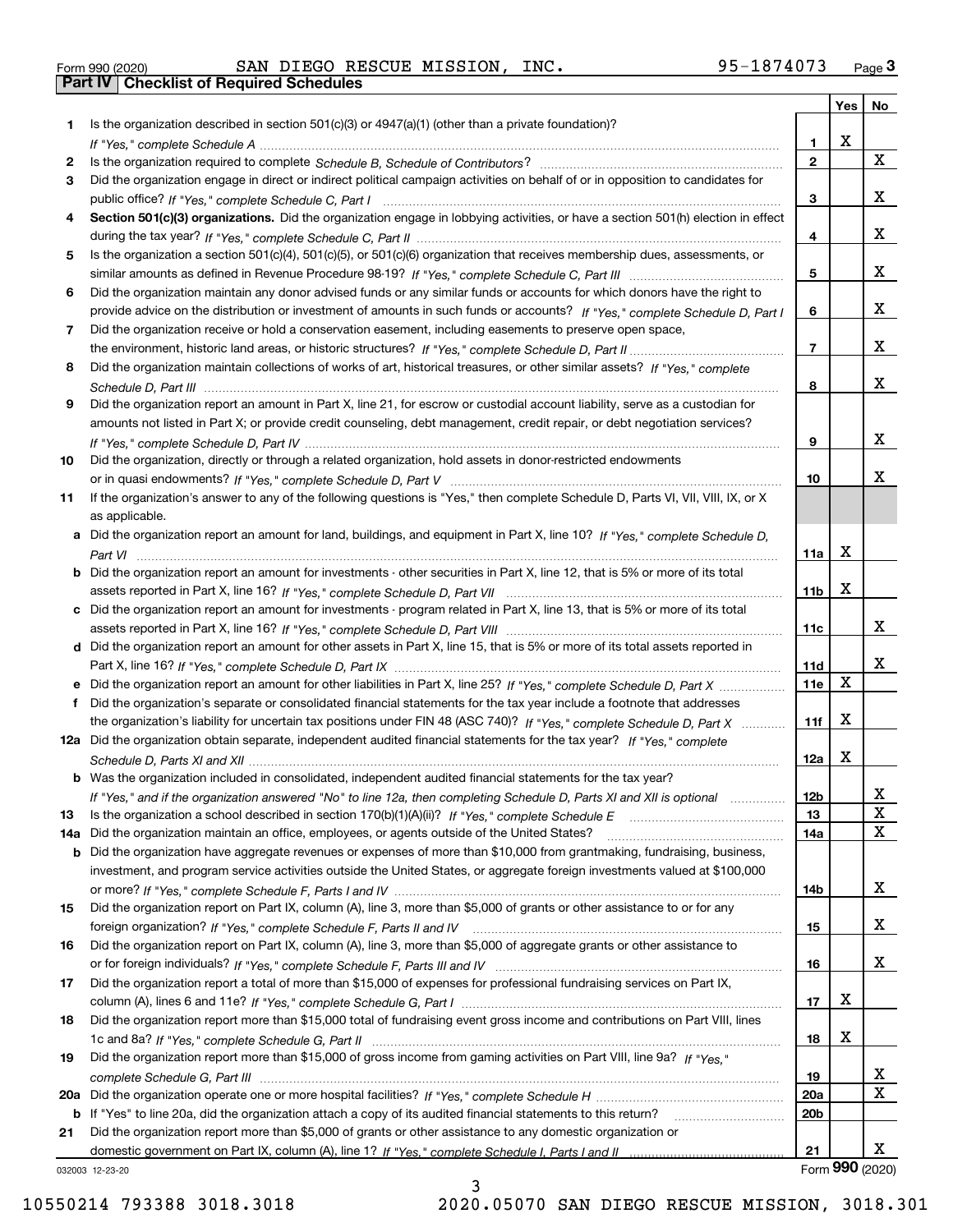Form 990 (2020) SAN DIEGO RESCUE MISSION, INC. 95-1874073

## Part IV Checklist of Required Schedules

| | | | Yes | No |
|---|---|---|---|---|
| 1 | Is the organization described in section 501(c)(3) or 4947(a)(1) (other than a private foundation)? *If "Yes," complete Schedule A* | 1 | X | |
| 2 | Is the organization required to complete *Schedule B, Schedule of Contributors*? | 2 | | X |
| 3 | Did the organization engage in direct or indirect political campaign activities on behalf of or in opposition to candidates for public office? *If "Yes," complete Schedule C, Part I* | 3 | | X |
| 4 | **Section 501(c)(3) organizations.** Did the organization engage in lobbying activities, or have a section 501(h) election in effect during the tax year? *If "Yes," complete Schedule C, Part II* | 4 | | X |
| 5 | Is the organization a section 501(c)(4), 501(c)(5), or 501(c)(6) organization that receives membership dues, assessments, or similar amounts as defined in Revenue Procedure 98-19? *If "Yes," complete Schedule C, Part III* | 5 | | X |
| 6 | Did the organization maintain any donor advised funds or any similar funds or accounts for which donors have the right to provide advice on the distribution or investment of amounts in such funds or accounts? *If "Yes," complete Schedule D, Part I* | 6 | | X |
| 7 | Did the organization receive or hold a conservation easement, including easements to preserve open space, the environment, historic land areas, or historic structures? *If "Yes," complete Schedule D, Part II* | 7 | | X |
| 8 | Did the organization maintain collections of works of art, historical treasures, or other similar assets? *If "Yes," complete Schedule D, Part III* | 8 | | X |
| 9 | Did the organization report an amount in Part X, line 21, for escrow or custodial account liability, serve as a custodian for amounts not listed in Part X; or provide credit counseling, debt management, credit repair, or debt negotiation services? *If "Yes," complete Schedule D, Part IV* | 9 | | X |
| 10 | Did the organization, directly or through a related organization, hold assets in donor-restricted endowments or in quasi endowments? *If "Yes," complete Schedule D, Part V* | 10 | | X |
| 11 | If the organization's answer to any of the following questions is "Yes," then complete Schedule D, Parts VI, VII, VIII, IX, or X as applicable. | | | |
| a | Did the organization report an amount for land, buildings, and equipment in Part X, line 10? *If "Yes," complete Schedule D, Part VI* | 11a | X | |
| b | Did the organization report an amount for investments - other securities in Part X, line 12, that is 5% or more of its total assets reported in Part X, line 16? *If "Yes," complete Schedule D, Part VII* | 11b | X | |
| c | Did the organization report an amount for investments - program related in Part X, line 13, that is 5% or more of its total assets reported in Part X, line 16? *If "Yes," complete Schedule D, Part VIII* | 11c | | X |
| d | Did the organization report an amount for other assets in Part X, line 15, that is 5% or more of its total assets reported in Part X, line 16? *If "Yes," complete Schedule D, Part IX* | 11d | | X |
| e | Did the organization report an amount for other liabilities in Part X, line 25? *If "Yes," complete Schedule D, Part X* | 11e | X | |
| f | Did the organization's separate or consolidated financial statements for the tax year include a footnote that addresses the organization's liability for uncertain tax positions under FIN 48 (ASC 740)? *If "Yes," complete Schedule D, Part X* | 11f | X | |
| 12a | Did the organization obtain separate, independent audited financial statements for the tax year? *If "Yes," complete Schedule D, Parts XI and XII* | 12a | X | |
| b | Was the organization included in consolidated, independent audited financial statements for the tax year? *If "Yes," and if the organization answered "No" to line 12a, then completing Schedule D, Parts XI and XII is optional* | 12b | | X |
| 13 | Is the organization a school described in section 170(b)(1)(A)(ii)? *If "Yes," complete Schedule E* | 13 | | X |
| 14a | Did the organization maintain an office, employees, or agents outside of the United States? | 14a | | X |
| b | Did the organization have aggregate revenues or expenses of more than $10,000 from grantmaking, fundraising, business, investment, and program service activities outside the United States, or aggregate foreign investments valued at $100,000 or more? *If "Yes," complete Schedule F, Parts I and IV* | 14b | | X |
| 15 | Did the organization report on Part IX, column (A), line 3, more than $5,000 of grants or other assistance to or for any foreign organization? *If "Yes," complete Schedule F, Parts II and IV* | 15 | | X |
| 16 | Did the organization report on Part IX, column (A), line 3, more than $5,000 of aggregate grants or other assistance to or for foreign individuals? *If "Yes," complete Schedule F, Parts III and IV* | 16 | | X |
| 17 | Did the organization report a total of more than $15,000 of expenses for professional fundraising services on Part IX, column (A), lines 6 and 11e? *If "Yes," complete Schedule G, Part I* | 17 | X | |
| 18 | Did the organization report more than $15,000 total of fundraising event gross income and contributions on Part VIII, lines 1c and 8a? *If "Yes," complete Schedule G, Part II* | 18 | X | |
| 19 | Did the organization report more than $15,000 of gross income from gaming activities on Part VIII, line 9a? *If "Yes," complete Schedule G, Part III* | 19 | | X |
| 20a | Did the organization operate one or more hospital facilities? *If "Yes," complete Schedule H* | 20a | | X |
| b | If "Yes" to line 20a, did the organization attach a copy of its audited financial statements to this return? | 20b | | |
| 21 | Did the organization report more than $5,000 of grants or other assistance to any domestic organization or domestic government on Part IX, column (A), line 1? *If "Yes," complete Schedule I, Parts I and II* | 21 | | X |

032003 12-23-20

Form 990 (2020)

10550214 793388 3018.3018 2020.05070 SAN DIEGO RESCUE MISSION, 3018.301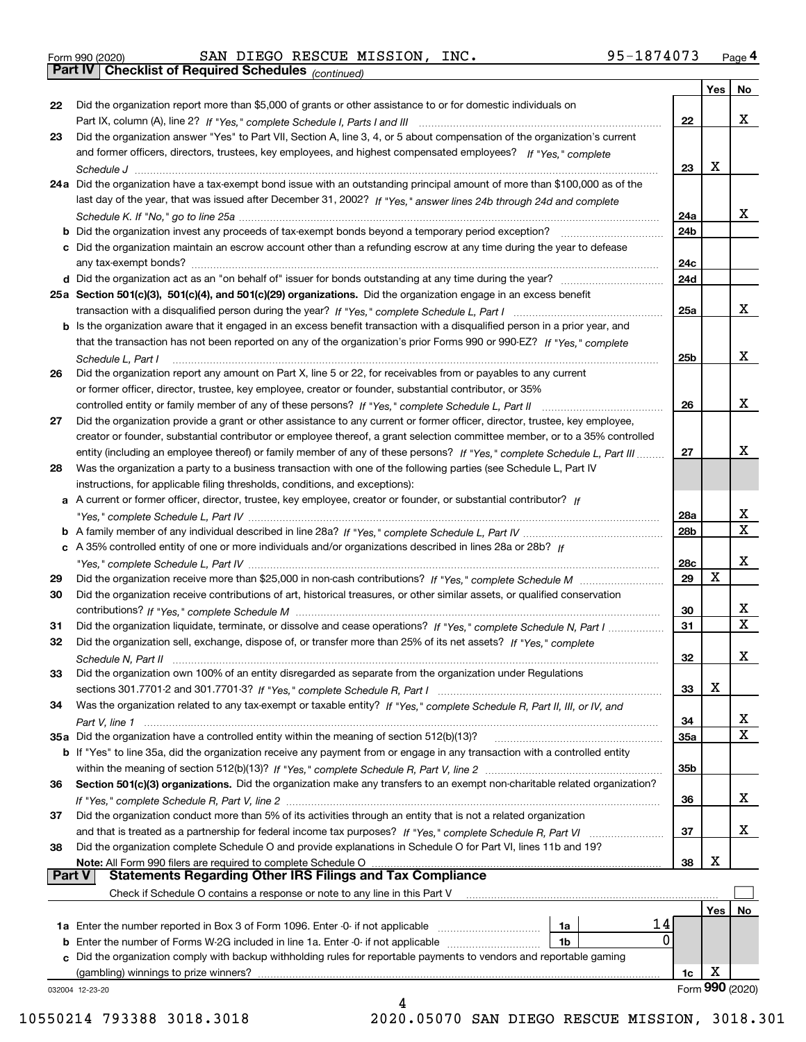Form 990 (2020) SAN DIEGO RESCUE MISSION, INC. 95-1874073 Page 4

**Part IV | Checklist of Required Schedules** *(continued)*

| | | | Yes | No |
|---|---|---|---|---|
| 22 | Did the organization report more than $5,000 of grants or other assistance to or for domestic individuals on Part IX, column (A), line 2? *If "Yes," complete Schedule I, Parts I and III* | 22 | | X |
| 23 | Did the organization answer "Yes" to Part VII, Section A, line 3, 4, or 5 about compensation of the organization's current and former officers, directors, trustees, key employees, and highest compensated employees? *If "Yes," complete Schedule J* | 23 | X | |
| 24a | Did the organization have a tax-exempt bond issue with an outstanding principal amount of more than $100,000 as of the last day of the year, that was issued after December 31, 2002? *If "Yes," answer lines 24b through 24d and complete Schedule K. If "No," go to line 25a* | 24a | | X |
| b | Did the organization invest any proceeds of tax-exempt bonds beyond a temporary period exception? | 24b | | |
| c | Did the organization maintain an escrow account other than a refunding escrow at any time during the year to defease any tax-exempt bonds? | 24c | | |
| d | Did the organization act as an "on behalf of" issuer for bonds outstanding at any time during the year? | 24d | | |
| 25a | **Section 501(c)(3), 501(c)(4), and 501(c)(29) organizations.** Did the organization engage in an excess benefit transaction with a disqualified person during the year? *If "Yes," complete Schedule L, Part I* | 25a | | X |
| b | Is the organization aware that it engaged in an excess benefit transaction with a disqualified person in a prior year, and that the transaction has not been reported on any of the organization's prior Forms 990 or 990-EZ? *If "Yes," complete Schedule L, Part I* | 25b | | X |
| 26 | Did the organization report any amount on Part X, line 5 or 22, for receivables from or payables to any current or former officer, director, trustee, key employee, creator or founder, substantial contributor, or 35% controlled entity or family member of any of these persons? *If "Yes," complete Schedule L, Part II* | 26 | | X |
| 27 | Did the organization provide a grant or other assistance to any current or former officer, director, trustee, key employee, creator or founder, substantial contributor or employee thereof, a grant selection committee member, or to a 35% controlled entity (including an employee thereof) or family member of any of these persons? *If "Yes," complete Schedule L, Part III* | 27 | | X |
| 28 | Was the organization a party to a business transaction with one of the following parties (see Schedule L, Part IV instructions, for applicable filing thresholds, conditions, and exceptions): | | | |
| a | A current or former officer, director, trustee, key employee, creator or founder, or substantial contributor? *If "Yes," complete Schedule L, Part IV* | 28a | | X |
| b | A family member of any individual described in line 28a? *If "Yes," complete Schedule L, Part IV* | 28b | | X |
| c | A 35% controlled entity of one or more individuals and/or organizations described in lines 28a or 28b? *If "Yes," complete Schedule L, Part IV* | 28c | | X |
| 29 | Did the organization receive more than $25,000 in non-cash contributions? *If "Yes," complete Schedule M* | 29 | X | |
| 30 | Did the organization receive contributions of art, historical treasures, or other similar assets, or qualified conservation contributions? *If "Yes," complete Schedule M* | 30 | | X |
| 31 | Did the organization liquidate, terminate, or dissolve and cease operations? *If "Yes," complete Schedule N, Part I* | 31 | | X |
| 32 | Did the organization sell, exchange, dispose of, or transfer more than 25% of its net assets? *If "Yes," complete Schedule N, Part II* | 32 | | X |
| 33 | Did the organization own 100% of an entity disregarded as separate from the organization under Regulations sections 301.7701-2 and 301.7701-3? *If "Yes," complete Schedule R, Part I* | 33 | X | |
| 34 | Was the organization related to any tax-exempt or taxable entity? *If "Yes," complete Schedule R, Part II, III, or IV, and Part V, line 1* | 34 | | X |
| 35a | Did the organization have a controlled entity within the meaning of section 512(b)(13)? | 35a | | X |
| b | If "Yes" to line 35a, did the organization receive any payment from or engage in any transaction with a controlled entity within the meaning of section 512(b)(13)? *If "Yes," complete Schedule R, Part V, line 2* | 35b | | |
| 36 | **Section 501(c)(3) organizations.** Did the organization make any transfers to an exempt non-charitable related organization? *If "Yes," complete Schedule R, Part V, line 2* | 36 | | X |
| 37 | Did the organization conduct more than 5% of its activities through an entity that is not a related organization and that is treated as a partnership for federal income tax purposes? *If "Yes," complete Schedule R, Part VI* | 37 | | X |
| 38 | Did the organization complete Schedule O and provide explanations in Schedule O for Part VI, lines 11b and 19? **Note:** All Form 990 filers are required to complete Schedule O | 38 | X | |

**Part V | Statements Regarding Other IRS Filings and Tax Compliance**

Check if Schedule O contains a response or note to any line in this Part V ☐

| | | | | | Yes | No |
|---|---|---|---|---|---|---|
| 1a | Enter the number reported in Box 3 of Form 1096. Enter -0- if not applicable | 1a | 14 | | | |
| b | Enter the number of Forms W-2G included in line 1a. Enter -0- if not applicable | 1b | 0 | | | |
| c | Did the organization comply with backup withholding rules for reportable payments to vendors and reportable gaming (gambling) winnings to prize winners? | | | 1c | X | |

032004 12-23-20 Form **990** (2020)

10550214 793388 3018.3018 2020.05070 SAN DIEGO RESCUE MISSION, 3018.301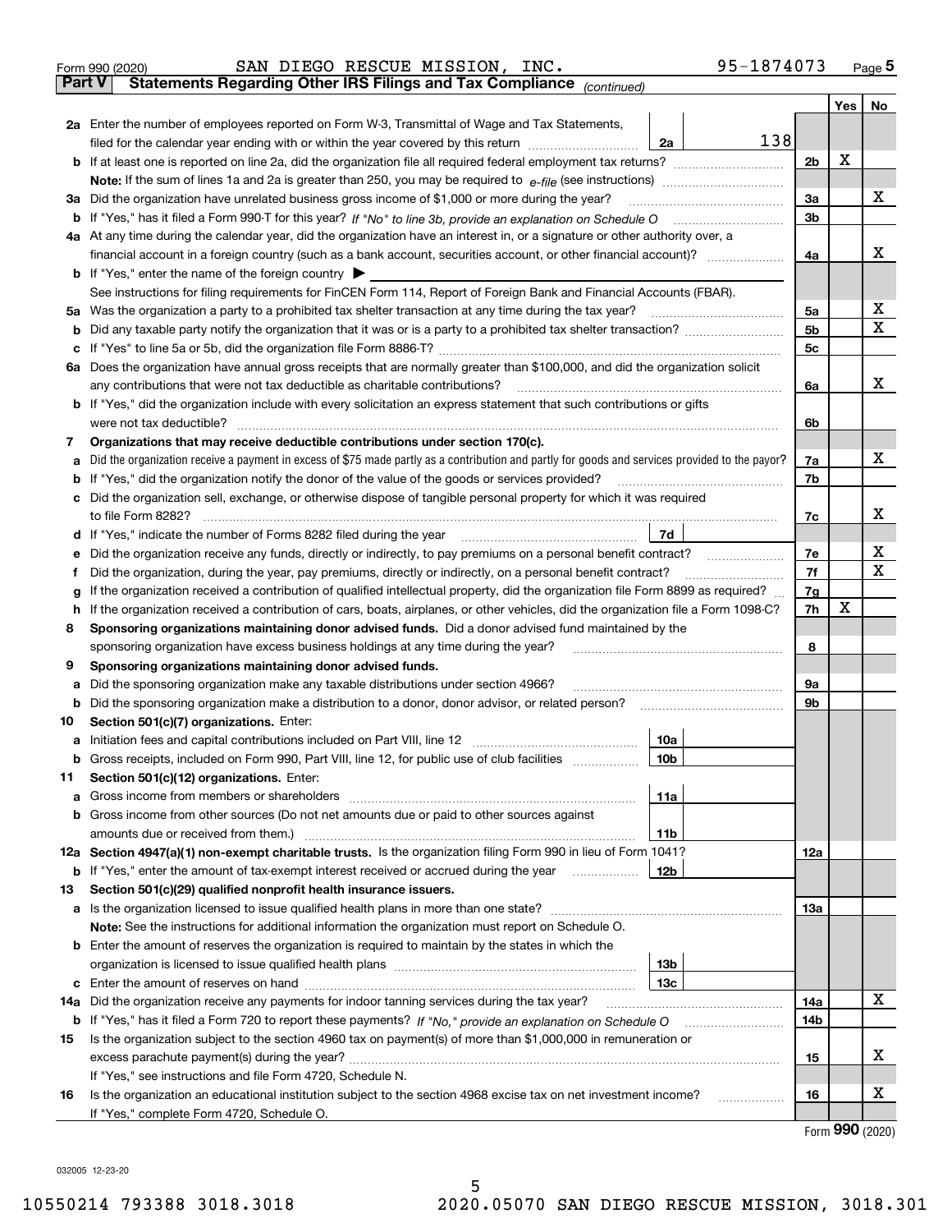Form 990 (2020) SAN DIEGO RESCUE MISSION, INC. 95-1874073 Page 5

**Part V Statements Regarding Other IRS Filings and Tax Compliance** *(continued)*

| | | | | Yes | No |
|---|---|---|---|---|---|
| **2a** | Enter the number of employees reported on Form W-3, Transmittal of Wage and Tax Statements, filed for the calendar year ending with or within the year covered by this return | 2a | 138 | | |
| **b** | If at least one is reported on line 2a, did the organization file all required federal employment tax returns? | 2b | | X | |
| | **Note:** If the sum of lines 1a and 2a is greater than 250, you may be required to *e-file* (see instructions) | | | | |
| **3a** | Did the organization have unrelated business gross income of $1,000 or more during the year? | 3a | | | X |
| **b** | If "Yes," has it filed a Form 990-T for this year? *If "No" to line 3b, provide an explanation on Schedule O* | 3b | | | |
| **4a** | At any time during the calendar year, did the organization have an interest in, or a signature or other authority over, a financial account in a foreign country (such as a bank account, securities account, or other financial account)? | 4a | | | X |
| **b** | If "Yes," enter the name of the foreign country ▶ | | | | |
| | See instructions for filing requirements for FinCEN Form 114, Report of Foreign Bank and Financial Accounts (FBAR). | | | | |
| **5a** | Was the organization a party to a prohibited tax shelter transaction at any time during the tax year? | 5a | | | X |
| **b** | Did any taxable party notify the organization that it was or is a party to a prohibited tax shelter transaction? | 5b | | | X |
| **c** | If "Yes" to line 5a or 5b, did the organization file Form 8886-T? | 5c | | | |
| **6a** | Does the organization have annual gross receipts that are normally greater than $100,000, and did the organization solicit any contributions that were not tax deductible as charitable contributions? | 6a | | | X |
| **b** | If "Yes," did the organization include with every solicitation an express statement that such contributions or gifts were not tax deductible? | 6b | | | |
| **7** | **Organizations that may receive deductible contributions under section 170(c).** | | | | |
| **a** | Did the organization receive a payment in excess of $75 made partly as a contribution and partly for goods and services provided to the payor? | 7a | | | X |
| **b** | If "Yes," did the organization notify the donor of the value of the goods or services provided? | 7b | | | |
| **c** | Did the organization sell, exchange, or otherwise dispose of tangible personal property for which it was required to file Form 8282? | 7c | | | X |
| **d** | If "Yes," indicate the number of Forms 8282 filed during the year | 7d | | | |
| **e** | Did the organization receive any funds, directly or indirectly, to pay premiums on a personal benefit contract? | 7e | | | X |
| **f** | Did the organization, during the year, pay premiums, directly or indirectly, on a personal benefit contract? | 7f | | | X |
| **g** | If the organization received a contribution of qualified intellectual property, did the organization file Form 8899 as required? | 7g | | | |
| **h** | If the organization received a contribution of cars, boats, airplanes, or other vehicles, did the organization file a Form 1098-C? | 7h | | X | |
| **8** | **Sponsoring organizations maintaining donor advised funds.** Did a donor advised fund maintained by the sponsoring organization have excess business holdings at any time during the year? | 8 | | | |
| **9** | **Sponsoring organizations maintaining donor advised funds.** | | | | |
| **a** | Did the sponsoring organization make any taxable distributions under section 4966? | 9a | | | |
| **b** | Did the sponsoring organization make a distribution to a donor, donor advisor, or related person? | 9b | | | |
| **10** | **Section 501(c)(7) organizations.** Enter: | | | | |
| **a** | Initiation fees and capital contributions included on Part VIII, line 12 | 10a | | | |
| **b** | Gross receipts, included on Form 990, Part VIII, line 12, for public use of club facilities | 10b | | | |
| **11** | **Section 501(c)(12) organizations.** Enter: | | | | |
| **a** | Gross income from members or shareholders | 11a | | | |
| **b** | Gross income from other sources (Do not net amounts due or paid to other sources against amounts due or received from them.) | 11b | | | |
| **12a** | **Section 4947(a)(1) non-exempt charitable trusts.** Is the organization filing Form 990 in lieu of Form 1041? | 12a | | | |
| **b** | If "Yes," enter the amount of tax-exempt interest received or accrued during the year | 12b | | | |
| **13** | **Section 501(c)(29) qualified nonprofit health insurance issuers.** | | | | |
| **a** | Is the organization licensed to issue qualified health plans in more than one state? | 13a | | | |
| | **Note:** See the instructions for additional information the organization must report on Schedule O. | | | | |
| **b** | Enter the amount of reserves the organization is required to maintain by the states in which the organization is licensed to issue qualified health plans | 13b | | | |
| **c** | Enter the amount of reserves on hand | 13c | | | |
| **14a** | Did the organization receive any payments for indoor tanning services during the tax year? | 14a | | | X |
| **b** | If "Yes," has it filed a Form 720 to report these payments? *If "No," provide an explanation on Schedule O* | 14b | | | |
| **15** | Is the organization subject to the section 4960 tax on payment(s) of more than $1,000,000 in remuneration or excess parachute payment(s) during the year? | 15 | | | X |
| | If "Yes," see instructions and file Form 4720, Schedule N. | | | | |
| **16** | Is the organization an educational institution subject to the section 4968 excise tax on net investment income? | 16 | | | X |
| | If "Yes," complete Form 4720, Schedule O. | | | | |

Form **990** (2020)

032005 12-23-20

10550214 793388 3018.3018 2020.05070 SAN DIEGO RESCUE MISSION, 3018.301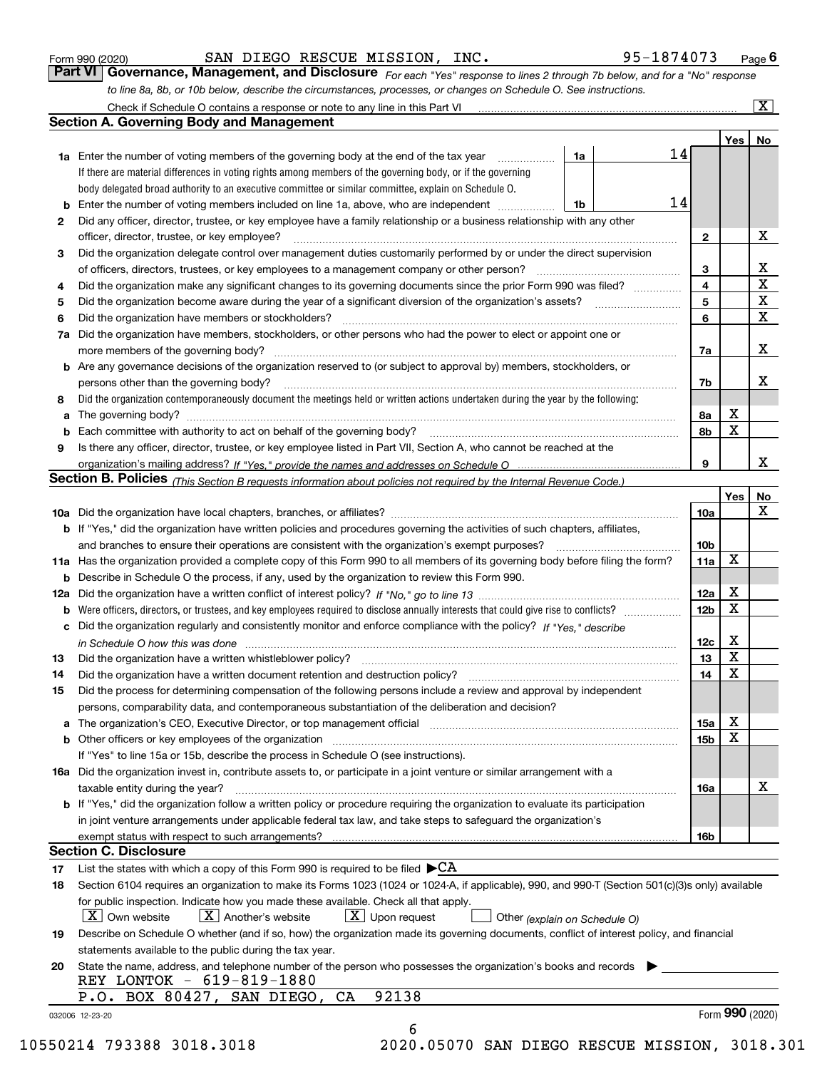Form 990 (2020) SAN DIEGO RESCUE MISSION, INC. 95-1874073 Page 6

## Part VI Governance, Management, and Disclosure

*For each "Yes" response to lines 2 through 7b below, and for a "No" response to line 8a, 8b, or 10b below, describe the circumstances, processes, or changes on Schedule O. See instructions.*

Check if Schedule O contains a response or note to any line in this Part VI [X]

### Section A. Governing Body and Management

| | | | | Yes | No |
|---|---|---|---|---|---|
| **1a** | Enter the number of voting members of the governing body at the end of the tax year | 1a | 14 | | |
| | If there are material differences in voting rights among members of the governing body, or if the governing body delegated broad authority to an executive committee or similar committee, explain on Schedule O. | | | | |
| **b** | Enter the number of voting members included on line 1a, above, who are independent | 1b | 14 | | |
| **2** | Did any officer, director, trustee, or key employee have a family relationship or a business relationship with any other officer, director, trustee, or key employee? | 2 | | | X |
| **3** | Did the organization delegate control over management duties customarily performed by or under the direct supervision of officers, directors, trustees, or key employees to a management company or other person? | 3 | | | X |
| **4** | Did the organization make any significant changes to its governing documents since the prior Form 990 was filed? | 4 | | | X |
| **5** | Did the organization become aware during the year of a significant diversion of the organization's assets? | 5 | | | X |
| **6** | Did the organization have members or stockholders? | 6 | | | X |
| **7a** | Did the organization have members, stockholders, or other persons who had the power to elect or appoint one or more members of the governing body? | 7a | | | X |
| **b** | Are any governance decisions of the organization reserved to (or subject to approval by) members, stockholders, or persons other than the governing body? | 7b | | | X |
| **8** | Did the organization contemporaneously document the meetings held or written actions undertaken during the year by the following: | | | | |
| **a** | The governing body? | 8a | | X | |
| **b** | Each committee with authority to act on behalf of the governing body? | 8b | | X | |
| **9** | Is there any officer, director, trustee, or key employee listed in Part VII, Section A, who cannot be reached at the organization's mailing address? *If "Yes," provide the names and addresses on Schedule O* | 9 | | | X |

### Section B. Policies *(This Section B requests information about policies not required by the Internal Revenue Code.)*

| | | | Yes | No |
|---|---|---|---|---|
| **10a** | Did the organization have local chapters, branches, or affiliates? | 10a | | X |
| **b** | If "Yes," did the organization have written policies and procedures governing the activities of such chapters, affiliates, and branches to ensure their operations are consistent with the organization's exempt purposes? | 10b | | |
| **11a** | Has the organization provided a complete copy of this Form 990 to all members of its governing body before filing the form? | 11a | X | |
| **b** | Describe in Schedule O the process, if any, used by the organization to review this Form 990. | | | |
| **12a** | Did the organization have a written conflict of interest policy? *If "No," go to line 13* | 12a | X | |
| **b** | Were officers, directors, or trustees, and key employees required to disclose annually interests that could give rise to conflicts? | 12b | X | |
| **c** | Did the organization regularly and consistently monitor and enforce compliance with the policy? *If "Yes," describe in Schedule O how this was done* | 12c | X | |
| **13** | Did the organization have a written whistleblower policy? | 13 | X | |
| **14** | Did the organization have a written document retention and destruction policy? | 14 | X | |
| **15** | Did the process for determining compensation of the following persons include a review and approval by independent persons, comparability data, and contemporaneous substantiation of the deliberation and decision? | | | |
| **a** | The organization's CEO, Executive Director, or top management official | 15a | X | |
| **b** | Other officers or key employees of the organization | 15b | X | |
| | If "Yes" to line 15a or 15b, describe the process in Schedule O (see instructions). | | | |
| **16a** | Did the organization invest in, contribute assets to, or participate in a joint venture or similar arrangement with a taxable entity during the year? | 16a | | X |
| **b** | If "Yes," did the organization follow a written policy or procedure requiring the organization to evaluate its participation in joint venture arrangements under applicable federal tax law, and take steps to safeguard the organization's exempt status with respect to such arrangements? | 16b | | |

### Section C. Disclosure

**17** List the states with which a copy of this Form 990 is required to be filed ▶CA

**18** Section 6104 requires an organization to make its Forms 1023 (1024 or 1024-A, if applicable), 990, and 990-T (Section 501(c)(3)s only) available for public inspection. Indicate how you made these available. Check all that apply.

[X] Own website [X] Another's website [X] Upon request [ ] Other *(explain on Schedule O)*

**19** Describe on Schedule O whether (and if so, how) the organization made its governing documents, conflict of interest policy, and financial statements available to the public during the tax year.

**20** State the name, address, and telephone number of the person who possesses the organization's books and records ▶

REY LONTOK - 619-819-1880
P.O. BOX 80427, SAN DIEGO, CA 92138

032006 12-23-20 Form 990 (2020)

10550214 793388 3018.3018 2020.05070 SAN DIEGO RESCUE MISSION, 3018.301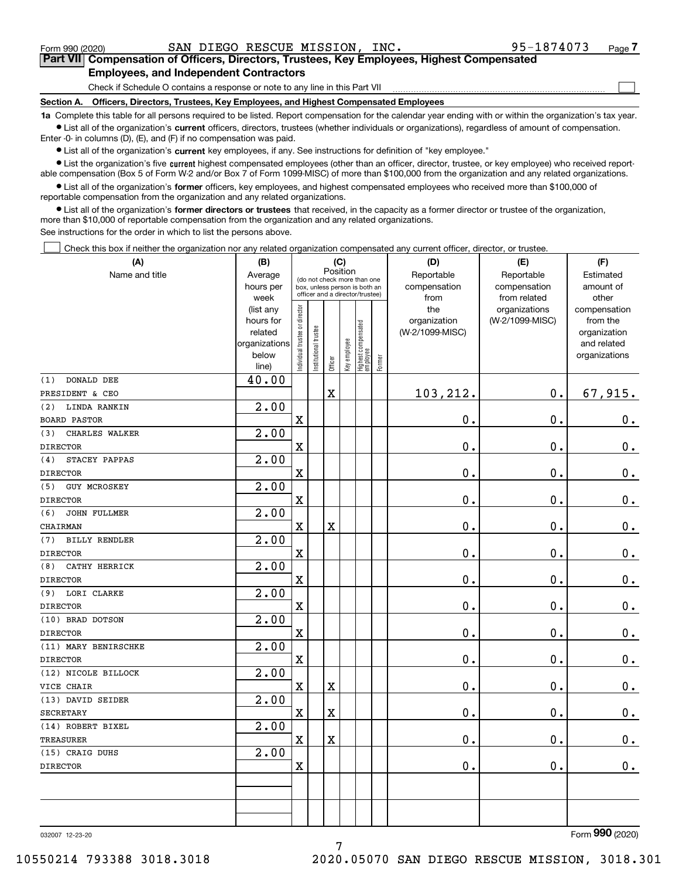Form 990 (2020) SAN DIEGO RESCUE MISSION, INC. 95-1874073 Page 7

## Part VII Compensation of Officers, Directors, Trustees, Key Employees, Highest Compensated Employees, and Independent Contractors

Check if Schedule O contains a response or note to any line in this Part VII ☐

### Section A. Officers, Directors, Trustees, Key Employees, and Highest Compensated Employees

**1a** Complete this table for all persons required to be listed. Report compensation for the calendar year ending with or within the organization's tax year.

- List all of the organization's **current** officers, directors, trustees (whether individuals or organizations), regardless of amount of compensation. Enter -0- in columns (D), (E), and (F) if no compensation was paid.
- List all of the organization's **current** key employees, if any. See instructions for definition of "key employee."
- List the organization's five **current** highest compensated employees (other than an officer, director, trustee, or key employee) who received reportable compensation (Box 5 of Form W-2 and/or Box 7 of Form 1099-MISC) of more than $100,000 from the organization and any related organizations.
- List all of the organization's **former** officers, key employees, and highest compensated employees who received more than $100,000 of reportable compensation from the organization and any related organizations.
- List all of the organization's **former directors or trustees** that received, in the capacity as a former director or trustee of the organization, more than $10,000 of reportable compensation from the organization and any related organizations.

See instructions for the order in which to list the persons above.

☐ Check this box if neither the organization nor any related organization compensated any current officer, director, or trustee.

| (A) Name and title | (B) Average hours per week (list any hours for related organizations below line) | (C) Position (do not check more than one box, unless person is both an officer and a director/trustee): Individual trustee or director | Institutional trustee | Officer | Key employee | Highest compensated employee | Former | (D) Reportable compensation from the organization (W-2/1099-MISC) | (E) Reportable compensation from related organizations (W-2/1099-MISC) | (F) Estimated amount of other compensation from the organization and related organizations |
|---|---|---|---|---|---|---|---|---|---|---|
| (1) DONALD DEE<br>PRESIDENT & CEO | 40.00 | | | X | | | | 103,212. | 0. | 67,915. |
| (2) LINDA RANKIN<br>BOARD PASTOR | 2.00 | X | | | | | | 0. | 0. | 0. |
| (3) CHARLES WALKER<br>DIRECTOR | 2.00 | X | | | | | | 0. | 0. | 0. |
| (4) STACEY PAPPAS<br>DIRECTOR | 2.00 | X | | | | | | 0. | 0. | 0. |
| (5) GUY MCROSKEY<br>DIRECTOR | 2.00 | X | | | | | | 0. | 0. | 0. |
| (6) JOHN FULLMER<br>CHAIRMAN | 2.00 | X | | X | | | | 0. | 0. | 0. |
| (7) BILLY RENDLER<br>DIRECTOR | 2.00 | X | | | | | | 0. | 0. | 0. |
| (8) CATHY HERRICK<br>DIRECTOR | 2.00 | X | | | | | | 0. | 0. | 0. |
| (9) LORI CLARKE<br>DIRECTOR | 2.00 | X | | | | | | 0. | 0. | 0. |
| (10) BRAD DOTSON<br>DIRECTOR | 2.00 | X | | | | | | 0. | 0. | 0. |
| (11) MARY BENIRSCHKE<br>DIRECTOR | 2.00 | X | | | | | | 0. | 0. | 0. |
| (12) NICOLE BILLOCK<br>VICE CHAIR | 2.00 | X | | X | | | | 0. | 0. | 0. |
| (13) DAVID SEIDER<br>SECRETARY | 2.00 | X | | X | | | | 0. | 0. | 0. |
| (14) ROBERT BIXEL<br>TREASURER | 2.00 | X | | X | | | | 0. | 0. | 0. |
| (15) CRAIG DUHS<br>DIRECTOR | 2.00 | X | | | | | | 0. | 0. | 0. |
| | | | | | | | | | | |
| | | | | | | | | | | |

032007 12-23-20 Form 990 (2020)

10550214 793388 3018.3018 2020.05070 SAN DIEGO RESCUE MISSION, 3018.301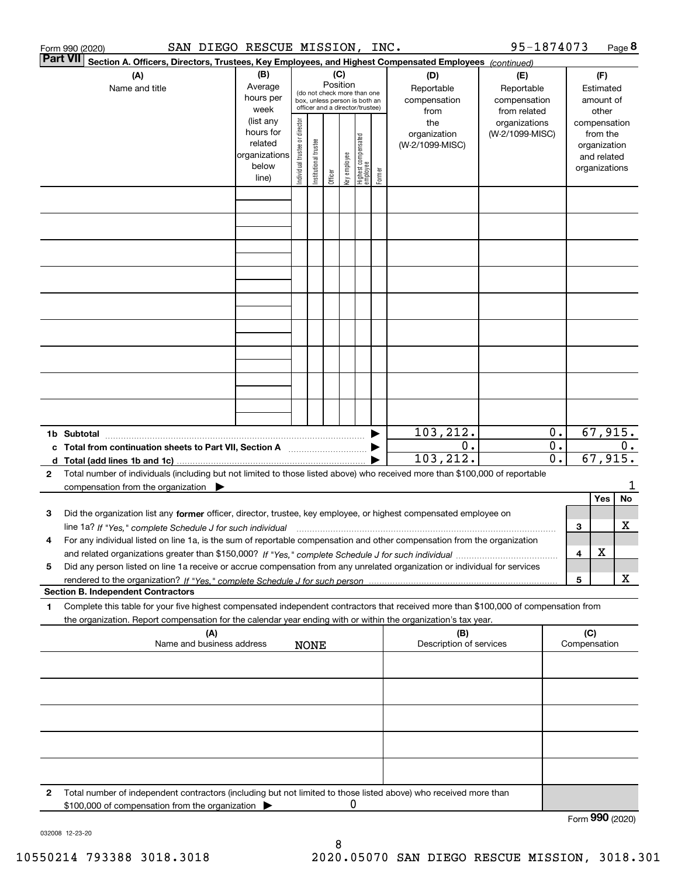Form 990 (2020) SAN DIEGO RESCUE MISSION, INC. 95-1874073 Page **8**

## Part VII Section A. Officers, Directors, Trustees, Key Employees, and Highest Compensated Employees *(continued)*

| (A) Name and title | (B) Average hours per week (list any hours for related organizations below line) | (C) Position (do not check more than one box, unless person is both an officer and a director/trustee): Individual trustee or director | Institutional trustee | Officer | Key employee | Highest compensated employee | Former | (D) Reportable compensation from the organization (W-2/1099-MISC) | (E) Reportable compensation from related organizations (W-2/1099-MISC) | (F) Estimated amount of other compensation from the organization and related organizations |
|---|---|---|---|---|---|---|---|---|---|---|
| | | | | | | | | | | |

| | | (D) | (E) | (F) |
|---|---|---|---|---|
| **1b Subtotal** | ▶ | 103,212. | 0. | 67,915. |
| **c Total from continuation sheets to Part VII, Section A** | ▶ | 0. | 0. | 0. |
| **d Total (add lines 1b and 1c)** | ▶ | 103,212. | 0. | 67,915. |

**2** Total number of individuals (including but not limited to those listed above) who received more than $100,000 of reportable compensation from the organization ▶ 1

| | | | Yes | No |
|---|---|---|---|---|
| **3** | Did the organization list any **former** officer, director, trustee, key employee, or highest compensated employee on line 1a? *If "Yes," complete Schedule J for such individual* | 3 | | X |
| **4** | For any individual listed on line 1a, is the sum of reportable compensation and other compensation from the organization and related organizations greater than $150,000? *If "Yes," complete Schedule J for such individual* | 4 | X | |
| **5** | Did any person listed on line 1a receive or accrue compensation from any unrelated organization or individual for services rendered to the organization? *If "Yes," complete Schedule J for such person* | 5 | | X |

### Section B. Independent Contractors

**1** Complete this table for your five highest compensated independent contractors that received more than $100,000 of compensation from the organization. Report compensation for the calendar year ending with or within the organization's tax year.

| (A) Name and business address | (B) Description of services | (C) Compensation |
|---|---|---|
| NONE | | |
| | | |
| | | |
| | | |
| | | |

**2** Total number of independent contractors (including but not limited to those listed above) who received more than $100,000 of compensation from the organization ▶ 0

Form **990** (2020)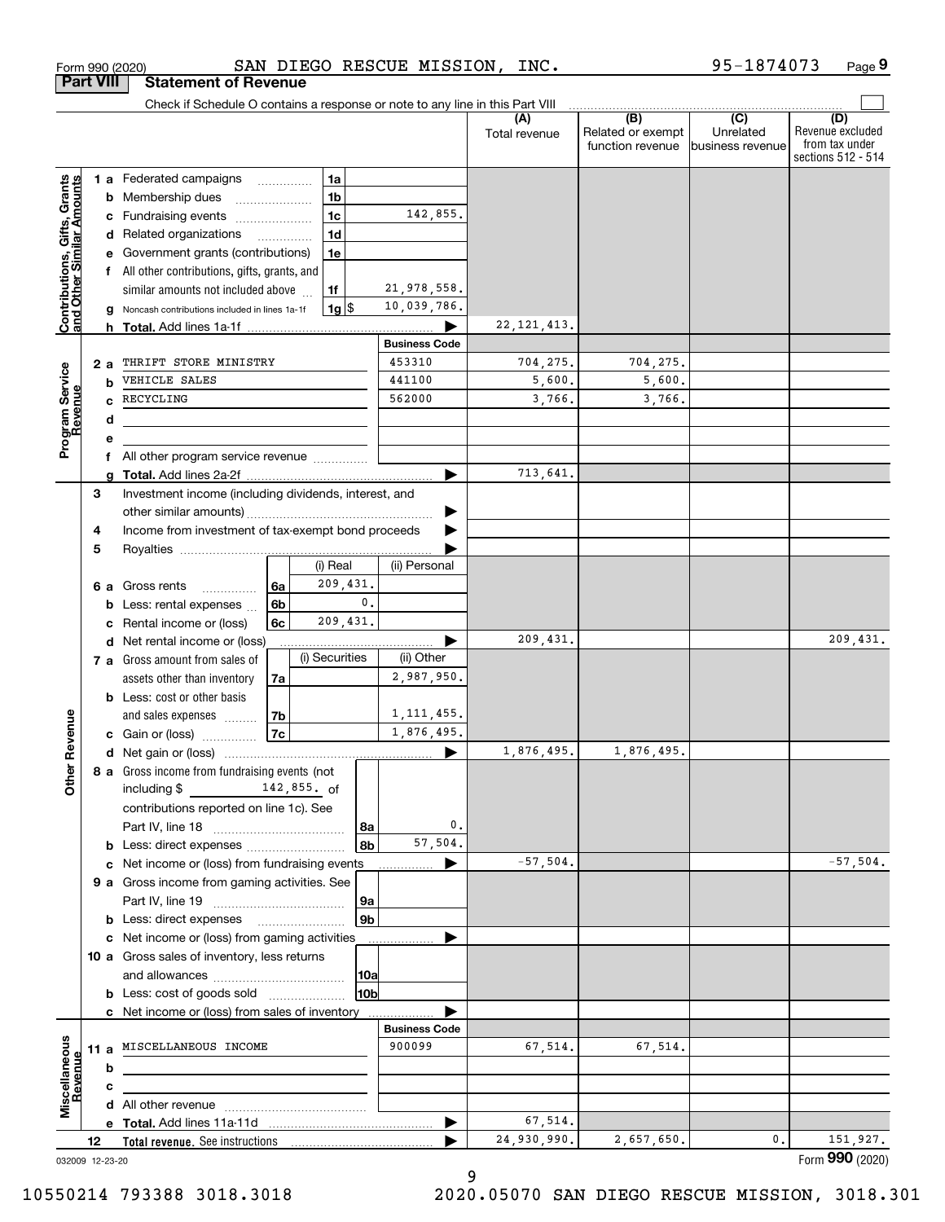Form 990 (2020) SAN DIEGO RESCUE MISSION, INC. 95-1874073 Page 9

## Part VIII Statement of Revenue

Check if Schedule O contains a response or note to any line in this Part VIII

| | | | | (A) Total revenue | (B) Related or exempt function revenue | (C) Unrelated business revenue | (D) Revenue excluded from tax under sections 512 - 514 |
|---|---|---|---|---|---|---|---|
| **Contributions, Gifts, Grants and Other Similar Amounts** | 1 a Federated campaigns | 1a | | | | | |
| | b Membership dues | 1b | | | | | |
| | c Fundraising events | 1c | 142,855. | | | | |
| | d Related organizations | 1d | | | | | |
| | e Government grants (contributions) | 1e | | | | | |
| | f All other contributions, gifts, grants, and similar amounts not included above | 1f | 21,978,558. | | | | |
| | g Noncash contributions included in lines 1a-1f | 1g $ | 10,039,786. | | | | |
| | h **Total.** Add lines 1a-1f | | ▶ | 22,121,413. | | | |
| **Program Service Revenue** | | | **Business Code** | | | | |
| | 2 a THRIFT STORE MINISTRY | | 453310 | 704,275. | 704,275. | | |
| | b VEHICLE SALES | | 441100 | 5,600. | 5,600. | | |
| | c RECYCLING | | 562000 | 3,766. | 3,766. | | |
| | d | | | | | | |
| | e | | | | | | |
| | f All other program service revenue | | | | | | |
| | g **Total.** Add lines 2a-2f | | ▶ | 713,641. | | | |
| **Other Revenue** | 3 Investment income (including dividends, interest, and other similar amounts) | | ▶ | | | | |
| | 4 Income from investment of tax-exempt bond proceeds | | ▶ | | | | |
| | 5 Royalties | | ▶ | | | | |
| | | (i) Real | (ii) Personal | | | | |
| | 6 a Gross rents (6a) | 209,431. | | | | | |
| | b Less: rental expenses (6b) | 0. | | | | | |
| | c Rental income or (loss) (6c) | 209,431. | | | | | |
| | d Net rental income or (loss) | | ▶ | 209,431. | | | 209,431. |
| | | (i) Securities | (ii) Other | | | | |
| | 7 a Gross amount from sales of assets other than inventory (7a) | | 2,987,950. | | | | |
| | b Less: cost or other basis and sales expenses (7b) | | 1,111,455. | | | | |
| | c Gain or (loss) (7c) | | 1,876,495. | | | | |
| | d Net gain or (loss) | | ▶ | 1,876,495. | 1,876,495. | | |
| | 8 a Gross income from fundraising events (not including $ 142,855. of contributions reported on line 1c). See Part IV, line 18 | 8a | 0. | | | | |
| | b Less: direct expenses | 8b | 57,504. | | | | |
| | c Net income or (loss) from fundraising events | | ▶ | -57,504. | | | -57,504. |
| | 9 a Gross income from gaming activities. See Part IV, line 19 | 9a | | | | | |
| | b Less: direct expenses | 9b | | | | | |
| | c Net income or (loss) from gaming activities | | ▶ | | | | |
| | 10 a Gross sales of inventory, less returns and allowances | 10a | | | | | |
| | b Less: cost of goods sold | 10b | | | | | |
| | c Net income or (loss) from sales of inventory | | ▶ | | | | |
| **Miscellaneous Revenue** | | | **Business Code** | | | | |
| | 11 a MISCELLANEOUS INCOME | | 900099 | 67,514. | 67,514. | | |
| | b | | | | | | |
| | c | | | | | | |
| | d All other revenue | | | | | | |
| | e **Total.** Add lines 11a-11d | | ▶ | 67,514. | | | |
| | 12 **Total revenue.** See instructions | | ▶ | 24,930,990. | 2,657,650. | 0. | 151,927. |

032009 12-23-20 Form **990** (2020)

10550214 793388 3018.3018 2020.05070 SAN DIEGO RESCUE MISSION, 3018.301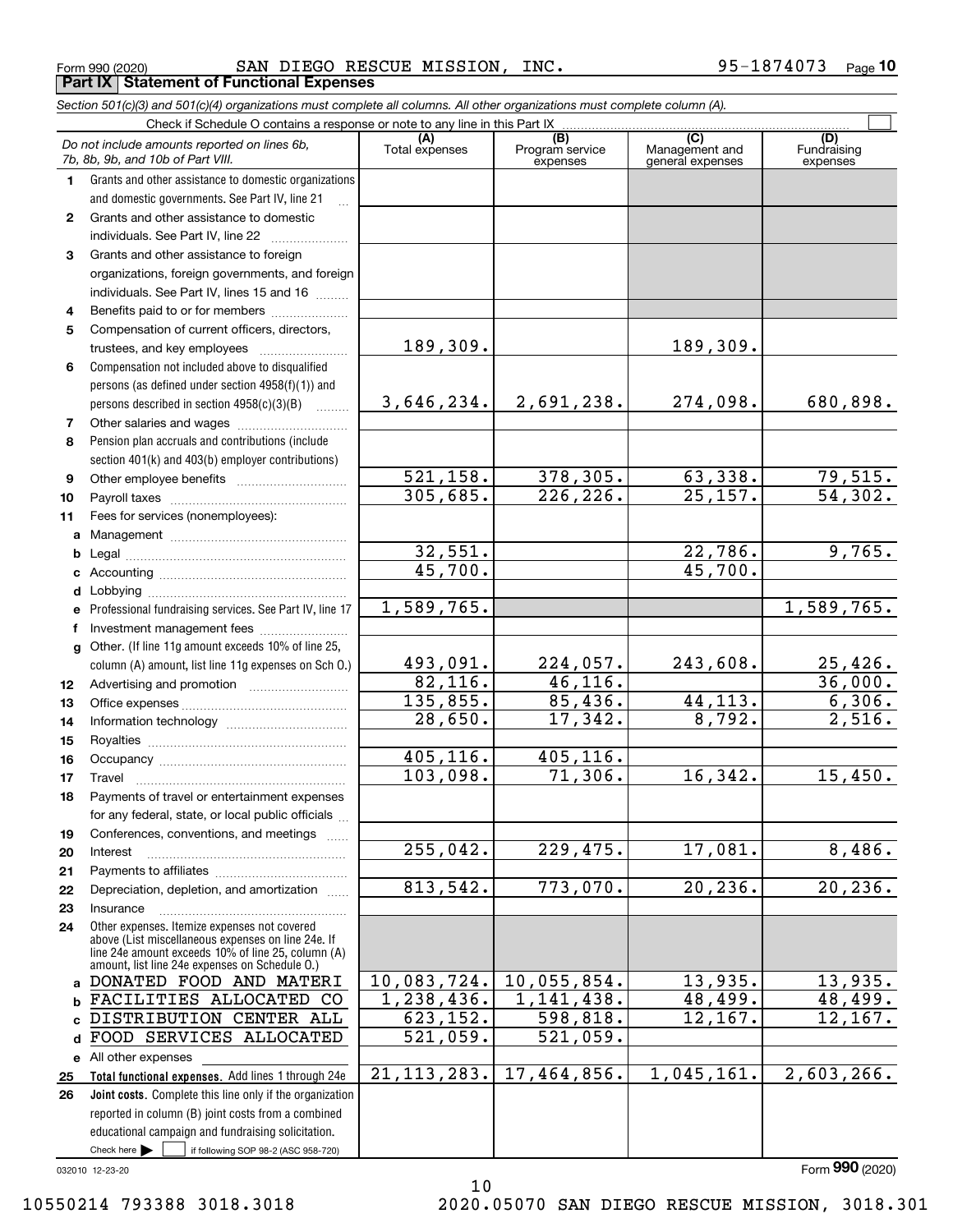Form 990 (2020) SAN DIEGO RESCUE MISSION, INC. 95-1874073 Page 10

**Part IX Statement of Functional Expenses**

*Section 501(c)(3) and 501(c)(4) organizations must complete all columns. All other organizations must complete column (A).*

Check if Schedule O contains a response or note to any line in this Part IX ☐

| | *Do not include amounts reported on lines 6b, 7b, 8b, 9b, and 10b of Part VIII.* | (A) Total expenses | (B) Program service expenses | (C) Management and general expenses | (D) Fundraising expenses |
|---|---|---|---|---|---|
| 1 | Grants and other assistance to domestic organizations and domestic governments. See Part IV, line 21 | | | | |
| 2 | Grants and other assistance to domestic individuals. See Part IV, line 22 | | | | |
| 3 | Grants and other assistance to foreign organizations, foreign governments, and foreign individuals. See Part IV, lines 15 and 16 | | | | |
| 4 | Benefits paid to or for members | | | | |
| 5 | Compensation of current officers, directors, trustees, and key employees | 189,309. | | 189,309. | |
| 6 | Compensation not included above to disqualified persons (as defined under section 4958(f)(1)) and persons described in section 4958(c)(3)(B) | 3,646,234. | 2,691,238. | 274,098. | 680,898. |
| 7 | Other salaries and wages | | | | |
| 8 | Pension plan accruals and contributions (include section 401(k) and 403(b) employer contributions) | | | | |
| 9 | Other employee benefits | 521,158. | 378,305. | 63,338. | 79,515. |
| 10 | Payroll taxes | 305,685. | 226,226. | 25,157. | 54,302. |
| 11 | Fees for services (nonemployees): | | | | |
| a | Management | | | | |
| b | Legal | 32,551. | | 22,786. | 9,765. |
| c | Accounting | 45,700. | | 45,700. | |
| d | Lobbying | | | | |
| e | Professional fundraising services. See Part IV, line 17 | 1,589,765. | | | 1,589,765. |
| f | Investment management fees | | | | |
| g | Other. (If line 11g amount exceeds 10% of line 25, column (A) amount, list line 11g expenses on Sch O.) | 493,091. | 224,057. | 243,608. | 25,426. |
| 12 | Advertising and promotion | 82,116. | 46,116. | | 36,000. |
| 13 | Office expenses | 135,855. | 85,436. | 44,113. | 6,306. |
| 14 | Information technology | 28,650. | 17,342. | 8,792. | 2,516. |
| 15 | Royalties | | | | |
| 16 | Occupancy | 405,116. | 405,116. | | |
| 17 | Travel | 103,098. | 71,306. | 16,342. | 15,450. |
| 18 | Payments of travel or entertainment expenses for any federal, state, or local public officials | | | | |
| 19 | Conferences, conventions, and meetings | | | | |
| 20 | Interest | 255,042. | 229,475. | 17,081. | 8,486. |
| 21 | Payments to affiliates | | | | |
| 22 | Depreciation, depletion, and amortization | 813,542. | 773,070. | 20,236. | 20,236. |
| 23 | Insurance | | | | |
| 24 | Other expenses. Itemize expenses not covered above (List miscellaneous expenses on line 24e. If line 24e amount exceeds 10% of line 25, column (A) amount, list line 24e expenses on Schedule O.) | | | | |
| a | DONATED FOOD AND MATERI | 10,083,724. | 10,055,854. | 13,935. | 13,935. |
| b | FACILITIES ALLOCATED CO | 1,238,436. | 1,141,438. | 48,499. | 48,499. |
| c | DISTRIBUTION CENTER ALL | 623,152. | 598,818. | 12,167. | 12,167. |
| d | FOOD SERVICES ALLOCATED | 521,059. | 521,059. | | |
| e | All other expenses | | | | |
| 25 | **Total functional expenses.** Add lines 1 through 24e | 21,113,283. | 17,464,856. | 1,045,161. | 2,603,266. |
| 26 | **Joint costs.** Complete this line only if the organization reported in column (B) joint costs from a combined educational campaign and fundraising solicitation. Check here ☐ if following SOP 98-2 (ASC 958-720) | | | | |

032010 12-23-20

Form **990** (2020)

10550214 793388 3018.3018 2020.05070 SAN DIEGO RESCUE MISSION, 3018.301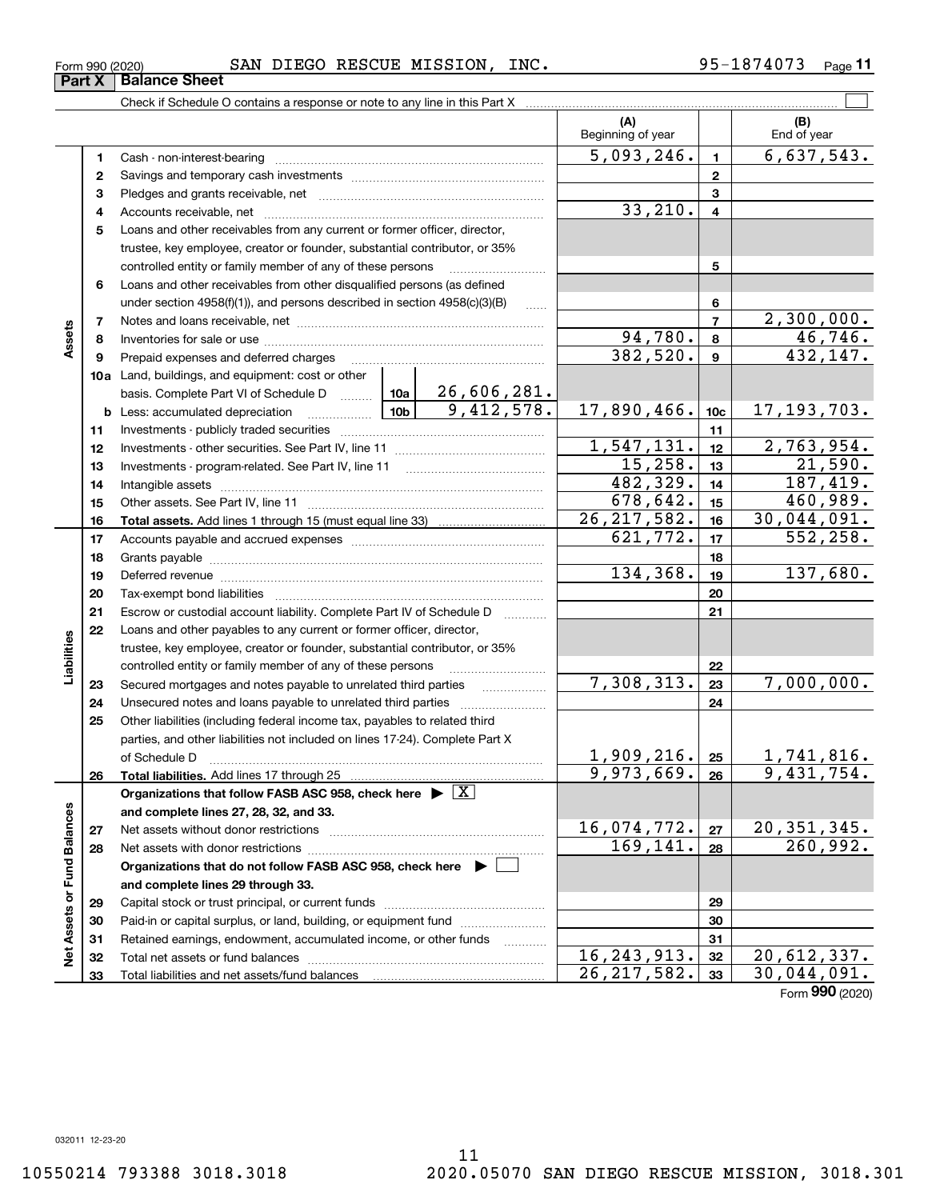Form 990 (2020) SAN DIEGO RESCUE MISSION, INC. 95-1874073 Page 11

## Part X Balance Sheet

Check if Schedule O contains a response or note to any line in this Part X ☐

| | | | | (A) Beginning of year | | (B) End of year |
|---|---|---|---|---|---|---|
| **Assets** | 1 | Cash - non-interest-bearing | | 5,093,246. | 1 | 6,637,543. |
| | 2 | Savings and temporary cash investments | | | 2 | |
| | 3 | Pledges and grants receivable, net | | | 3 | |
| | 4 | Accounts receivable, net | | 33,210. | 4 | |
| | 5 | Loans and other receivables from any current or former officer, director, trustee, key employee, creator or founder, substantial contributor, or 35% controlled entity or family member of any of these persons | | | 5 | |
| | 6 | Loans and other receivables from other disqualified persons (as defined under section 4958(f)(1)), and persons described in section 4958(c)(3)(B) | | | 6 | |
| | 7 | Notes and loans receivable, net | | | 7 | 2,300,000. |
| | 8 | Inventories for sale or use | | 94,780. | 8 | 46,746. |
| | 9 | Prepaid expenses and deferred charges | | 382,520. | 9 | 432,147. |
| | 10a | Land, buildings, and equipment: cost or other basis. Complete Part VI of Schedule D | 10a 26,606,281. | | | |
| | b | Less: accumulated depreciation | 10b 9,412,578. | 17,890,466. | 10c | 17,193,703. |
| | 11 | Investments - publicly traded securities | | | 11 | |
| | 12 | Investments - other securities. See Part IV, line 11 | | 1,547,131. | 12 | 2,763,954. |
| | 13 | Investments - program-related. See Part IV, line 11 | | 15,258. | 13 | 21,590. |
| | 14 | Intangible assets | | 482,329. | 14 | 187,419. |
| | 15 | Other assets. See Part IV, line 11 | | 678,642. | 15 | 460,989. |
| | 16 | **Total assets.** Add lines 1 through 15 (must equal line 33) | | 26,217,582. | 16 | 30,044,091. |
| **Liabilities** | 17 | Accounts payable and accrued expenses | | 621,772. | 17 | 552,258. |
| | 18 | Grants payable | | | 18 | |
| | 19 | Deferred revenue | | 134,368. | 19 | 137,680. |
| | 20 | Tax-exempt bond liabilities | | | 20 | |
| | 21 | Escrow or custodial account liability. Complete Part IV of Schedule D | | | 21 | |
| | 22 | Loans and other payables to any current or former officer, director, trustee, key employee, creator or founder, substantial contributor, or 35% controlled entity or family member of any of these persons | | | 22 | |
| | 23 | Secured mortgages and notes payable to unrelated third parties | | 7,308,313. | 23 | 7,000,000. |
| | 24 | Unsecured notes and loans payable to unrelated third parties | | | 24 | |
| | 25 | Other liabilities (including federal income tax, payables to related third parties, and other liabilities not included on lines 17-24). Complete Part X of Schedule D | | 1,909,216. | 25 | 1,741,816. |
| | 26 | **Total liabilities.** Add lines 17 through 25 | | 9,973,669. | 26 | 9,431,754. |
| **Net Assets or Fund Balances** | | **Organizations that follow FASB ASC 958, check here ▶ [X] and complete lines 27, 28, 32, and 33.** | | | | |
| | 27 | Net assets without donor restrictions | | 16,074,772. | 27 | 20,351,345. |
| | 28 | Net assets with donor restrictions | | 169,141. | 28 | 260,992. |
| | | **Organizations that do not follow FASB ASC 958, check here ▶ ☐ and complete lines 29 through 33.** | | | | |
| | 29 | Capital stock or trust principal, or current funds | | | 29 | |
| | 30 | Paid-in or capital surplus, or land, building, or equipment fund | | | 30 | |
| | 31 | Retained earnings, endowment, accumulated income, or other funds | | | 31 | |
| | 32 | Total net assets or fund balances | | 16,243,913. | 32 | 20,612,337. |
| | 33 | Total liabilities and net assets/fund balances | | 26,217,582. | 33 | 30,044,091. |

Form **990** (2020)

032011 12-23-20

10550214 793388 3018.3018 2020.05070 SAN DIEGO RESCUE MISSION, 3018.301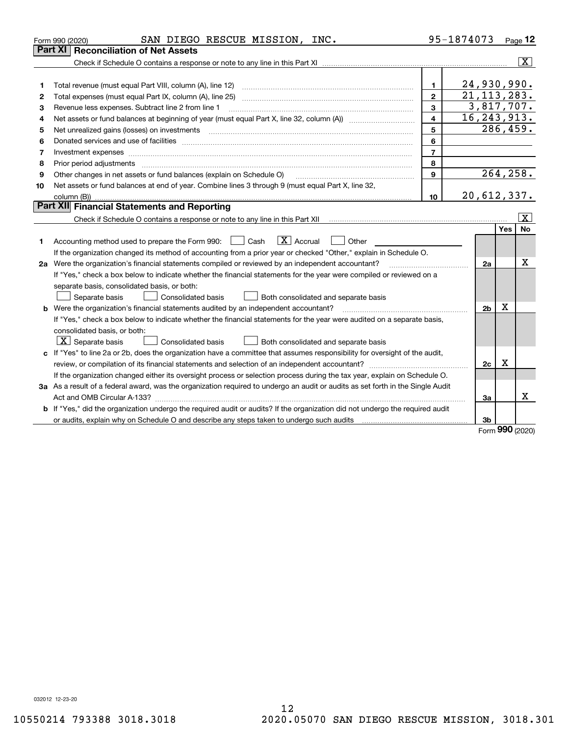Form 990 (2020) SAN DIEGO RESCUE MISSION, INC. 95-1874073

## Part XI Reconciliation of Net Assets

Check if Schedule O contains a response or note to any line in this Part XI .......... [X]

| | | | |
|---|---|---|---|
| 1 | Total revenue (must equal Part VIII, column (A), line 12) | 1 | 24,930,990. |
| 2 | Total expenses (must equal Part IX, column (A), line 25) | 2 | 21,113,283. |
| 3 | Revenue less expenses. Subtract line 2 from line 1 | 3 | 3,817,707. |
| 4 | Net assets or fund balances at beginning of year (must equal Part X, line 32, column (A)) | 4 | 16,243,913. |
| 5 | Net unrealized gains (losses) on investments | 5 | 286,459. |
| 6 | Donated services and use of facilities | 6 | |
| 7 | Investment expenses | 7 | |
| 8 | Prior period adjustments | 8 | |
| 9 | Other changes in net assets or fund balances (explain on Schedule O) | 9 | 264,258. |
| 10 | Net assets or fund balances at end of year. Combine lines 3 through 9 (must equal Part X, line 32, column (B)) | 10 | 20,612,337. |

## Part XII Financial Statements and Reporting

Check if Schedule O contains a response or note to any line in this Part XII .......... [X]

| | | | Yes | No |
|---|---|---|---|---|
| 1 | Accounting method used to prepare the Form 990: [ ] Cash [X] Accrual [ ] Other | | | |
| | If the organization changed its method of accounting from a prior year or checked "Other," explain in Schedule O. | | | |
| 2a | Were the organization's financial statements compiled or reviewed by an independent accountant? | 2a | | X |
| | If "Yes," check a box below to indicate whether the financial statements for the year were compiled or reviewed on a separate basis, consolidated basis, or both: [ ] Separate basis [ ] Consolidated basis [ ] Both consolidated and separate basis | | | |
| b | Were the organization's financial statements audited by an independent accountant? | 2b | X | |
| | If "Yes," check a box below to indicate whether the financial statements for the year were audited on a separate basis, consolidated basis, or both: [X] Separate basis [ ] Consolidated basis [ ] Both consolidated and separate basis | | | |
| c | If "Yes" to line 2a or 2b, does the organization have a committee that assumes responsibility for oversight of the audit, review, or compilation of its financial statements and selection of an independent accountant? | 2c | X | |
| | If the organization changed either its oversight process or selection process during the tax year, explain on Schedule O. | | | |
| 3a | As a result of a federal award, was the organization required to undergo an audit or audits as set forth in the Single Audit Act and OMB Circular A-133? | 3a | | X |
| b | If "Yes," did the organization undergo the required audit or audits? If the organization did not undergo the required audit or audits, explain why on Schedule O and describe any steps taken to undergo such audits | 3b | | |

Form 990 (2020)

032012 12-23-20

10550214 793388 3018.3018 2020.05070 SAN DIEGO RESCUE MISSION, 3018.301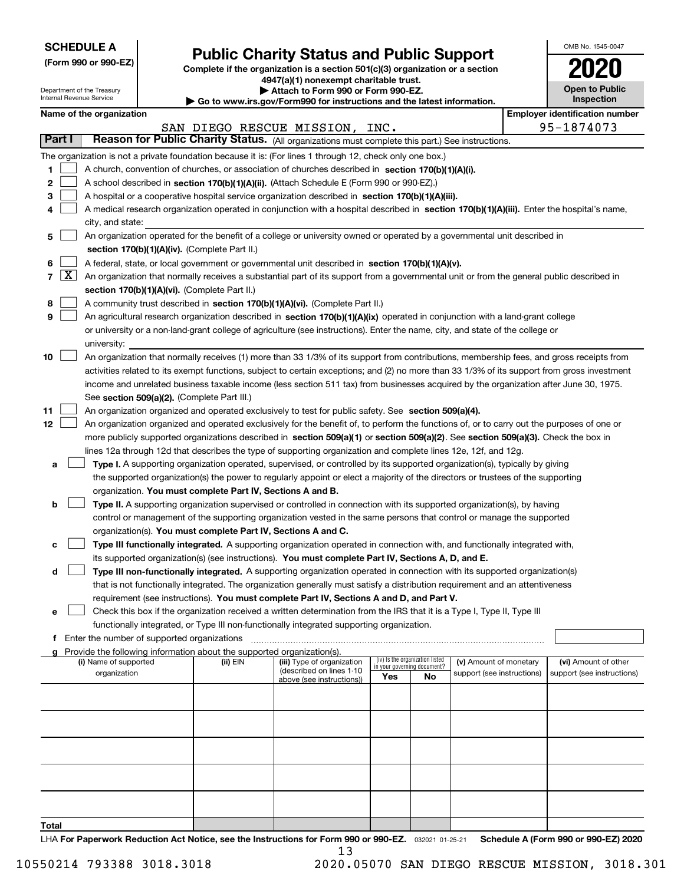**SCHEDULE A**
**(Form 990 or 990-EZ)**

Department of the Treasury
Internal Revenue Service

# Public Charity Status and Public Support

**Complete if the organization is a section 501(c)(3) organization or a section 4947(a)(1) nonexempt charitable trust.**
**▶ Attach to Form 990 or Form 990-EZ.**
**▶ Go to www.irs.gov/Form990 for instructions and the latest information.**

OMB No. 1545-0047

**2020**

**Open to Public Inspection**

**Name of the organization**: SAN DIEGO RESCUE MISSION, INC.

**Employer identification number**: 95-1874073

**Part I — Reason for Public Charity Status.** (All organizations must complete this part.) See instructions.

The organization is not a private foundation because it is: (For lines 1 through 12, check only one box.)

1. [ ] A church, convention of churches, or association of churches described in **section 170(b)(1)(A)(i).**
2. [ ] A school described in **section 170(b)(1)(A)(ii).** (Attach Schedule E (Form 990 or 990-EZ).)
3. [ ] A hospital or a cooperative hospital service organization described in **section 170(b)(1)(A)(iii).**
4. [ ] A medical research organization operated in conjunction with a hospital described in **section 170(b)(1)(A)(iii).** Enter the hospital's name, city, and state:
5. [ ] An organization operated for the benefit of a college or university owned or operated by a governmental unit described in **section 170(b)(1)(A)(iv).** (Complete Part II.)
6. [ ] A federal, state, or local government or governmental unit described in **section 170(b)(1)(A)(v).**
7. [X] An organization that normally receives a substantial part of its support from a governmental unit or from the general public described in **section 170(b)(1)(A)(vi).** (Complete Part II.)
8. [ ] A community trust described in **section 170(b)(1)(A)(vi).** (Complete Part II.)
9. [ ] An agricultural research organization described in **section 170(b)(1)(A)(ix)** operated in conjunction with a land-grant college or university or a non-land-grant college of agriculture (see instructions). Enter the name, city, and state of the college or university:
10. [ ] An organization that normally receives (1) more than 33 1/3% of its support from contributions, membership fees, and gross receipts from activities related to its exempt functions, subject to certain exceptions; and (2) no more than 33 1/3% of its support from gross investment income and unrelated business taxable income (less section 511 tax) from businesses acquired by the organization after June 30, 1975. See **section 509(a)(2).** (Complete Part III.)
11. [ ] An organization organized and operated exclusively to test for public safety. See **section 509(a)(4).**
12. [ ] An organization organized and operated exclusively for the benefit of, to perform the functions of, or to carry out the purposes of one or more publicly supported organizations described in **section 509(a)(1)** or **section 509(a)(2)**. See **section 509(a)(3).** Check the box in lines 12a through 12d that describes the type of supporting organization and complete lines 12e, 12f, and 12g.
   - a [ ] **Type I.** A supporting organization operated, supervised, or controlled by its supported organization(s), typically by giving the supported organization(s) the power to regularly appoint or elect a majority of the directors or trustees of the supporting organization. **You must complete Part IV, Sections A and B.**
   - b [ ] **Type II.** A supporting organization supervised or controlled in connection with its supported organization(s), by having control or management of the supporting organization vested in the same persons that control or manage the supported organization(s). **You must complete Part IV, Sections A and C.**
   - c [ ] **Type III functionally integrated.** A supporting organization operated in connection with, and functionally integrated with, its supported organization(s) (see instructions). **You must complete Part IV, Sections A, D, and E.**
   - d [ ] **Type III non-functionally integrated.** A supporting organization operated in connection with its supported organization(s) that is not functionally integrated. The organization generally must satisfy a distribution requirement and an attentiveness requirement (see instructions). **You must complete Part IV, Sections A and D, and Part V.**
   - e [ ] Check this box if the organization received a written determination from the IRS that it is a Type I, Type II, Type III functionally integrated, or Type III non-functionally integrated supporting organization.
   - f Enter the number of supported organizations
   - g Provide the following information about the supported organization(s).

| (i) Name of supported organization | (ii) EIN | (iii) Type of organization (described on lines 1-10 above (see instructions)) | (iv) Is the organization listed in your governing document? Yes | No | (v) Amount of monetary support (see instructions) | (vi) Amount of other support (see instructions) |
|---|---|---|---|---|---|---|
| | | | | | | |
| | | | | | | |
| | | | | | | |
| | | | | | | |
| | | | | | | |
| **Total** | | | | | | |

LHA **For Paperwork Reduction Act Notice, see the Instructions for Form 990 or 990-EZ.** 032021 01-25-21 **Schedule A (Form 990 or 990-EZ) 2020**

10550214 793388 3018.3018 2020.05070 SAN DIEGO RESCUE MISSION, 3018.301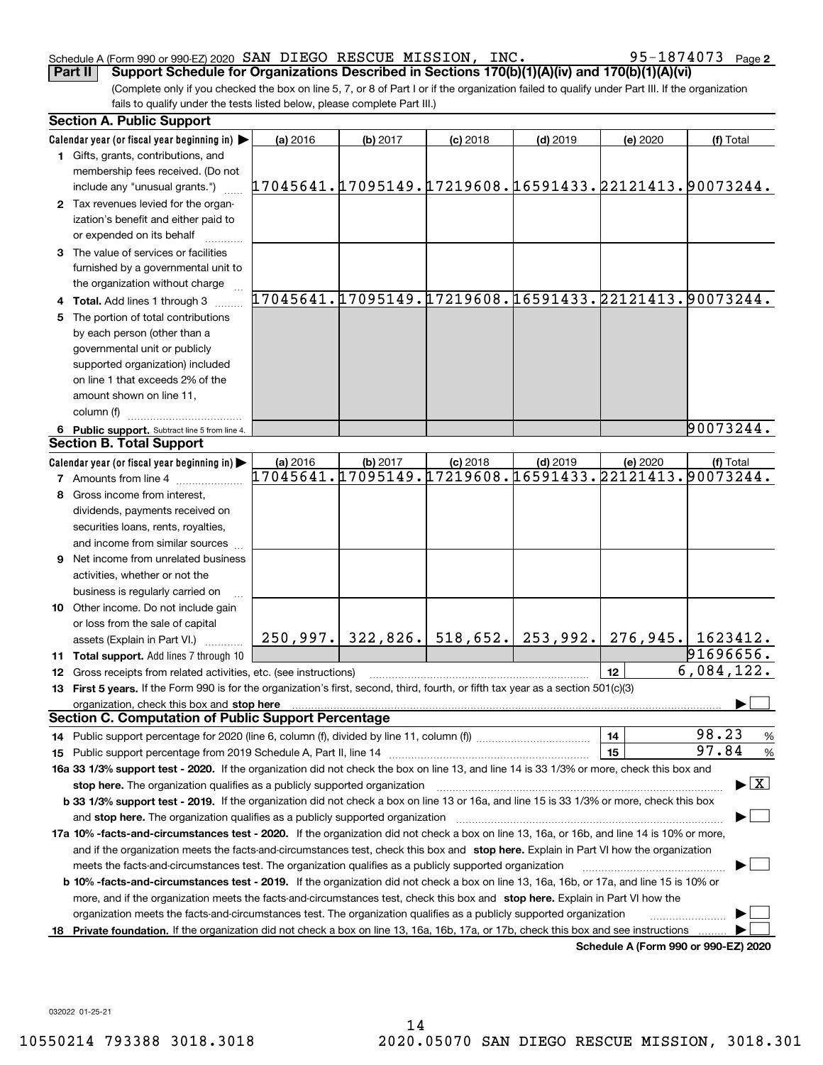Schedule A (Form 990 or 990-EZ) 2020 SAN DIEGO RESCUE MISSION, INC. 95-1874073 Page 2

**Part II** **Support Schedule for Organizations Described in Sections 170(b)(1)(A)(iv) and 170(b)(1)(A)(vi)**

(Complete only if you checked the box on line 5, 7, or 8 of Part I or if the organization failed to qualify under Part III. If the organization fails to qualify under the tests listed below, please complete Part III.)

## Section A. Public Support

| Calendar year (or fiscal year beginning in) ▶ | (a) 2016 | (b) 2017 | (c) 2018 | (d) 2019 | (e) 2020 | (f) Total |
|---|---|---|---|---|---|---|
| **1** Gifts, grants, contributions, and membership fees received. (Do not include any "unusual grants.") | 17045641. | 17095149. | 17219608. | 16591433. | 22121413. | 90073244. |
| **2** Tax revenues levied for the organization's benefit and either paid to or expended on its behalf | | | | | | |
| **3** The value of services or facilities furnished by a governmental unit to the organization without charge | | | | | | |
| **4 Total.** Add lines 1 through 3 | 17045641. | 17095149. | 17219608. | 16591433. | 22121413. | 90073244. |
| **5** The portion of total contributions by each person (other than a governmental unit or publicly supported organization) included on line 1 that exceeds 2% of the amount shown on line 11, column (f) | | | | | | |
| **6 Public support.** Subtract line 5 from line 4. | | | | | | 90073244. |

## Section B. Total Support

| Calendar year (or fiscal year beginning in) ▶ | (a) 2016 | (b) 2017 | (c) 2018 | (d) 2019 | (e) 2020 | (f) Total |
|---|---|---|---|---|---|---|
| **7** Amounts from line 4 | 17045641. | 17095149. | 17219608. | 16591433. | 22121413. | 90073244. |
| **8** Gross income from interest, dividends, payments received on securities loans, rents, royalties, and income from similar sources | | | | | | |
| **9** Net income from unrelated business activities, whether or not the business is regularly carried on | | | | | | |
| **10** Other income. Do not include gain or loss from the sale of capital assets (Explain in Part VI.) | 250,997. | 322,826. | 518,652. | 253,992. | 276,945. | 1623412. |
| **11 Total support.** Add lines 7 through 10 | | | | | | 91696656. |

**12** Gross receipts from related activities, etc. (see instructions) ..... **12** 6,084,122.

**13 First 5 years.** If the Form 990 is for the organization's first, second, third, fourth, or fifth tax year as a section 501(c)(3) organization, check this box and **stop here** ▶ ☐

## Section C. Computation of Public Support Percentage

**14** Public support percentage for 2020 (line 6, column (f), divided by line 11, column (f)) ..... **14** 98.23 %

**15** Public support percentage from 2019 Schedule A, Part II, line 14 ..... **15** 97.84 %

**16a 33 1/3% support test - 2020.** If the organization did not check the box on line 13, and line 14 is 33 1/3% or more, check this box and **stop here.** The organization qualifies as a publicly supported organization ▶ ☒

**b 33 1/3% support test - 2019.** If the organization did not check a box on line 13 or 16a, and line 15 is 33 1/3% or more, check this box and **stop here.** The organization qualifies as a publicly supported organization ▶ ☐

**17a 10% -facts-and-circumstances test - 2020.** If the organization did not check a box on line 13, 16a, or 16b, and line 14 is 10% or more, and if the organization meets the facts-and-circumstances test, check this box and **stop here.** Explain in Part VI how the organization meets the facts-and-circumstances test. The organization qualifies as a publicly supported organization ▶ ☐

**b 10% -facts-and-circumstances test - 2019.** If the organization did not check a box on line 13, 16a, 16b, or 17a, and line 15 is 10% or more, and if the organization meets the facts-and-circumstances test, check this box and **stop here.** Explain in Part VI how the organization meets the facts-and-circumstances test. The organization qualifies as a publicly supported organization ▶ ☐

**18 Private foundation.** If the organization did not check a box on line 13, 16a, 16b, 17a, or 17b, check this box and see instructions ▶ ☐

**Schedule A (Form 990 or 990-EZ) 2020**

032022 01-25-21

10550214 793388 3018.3018 2020.05070 SAN DIEGO RESCUE MISSION, 3018.301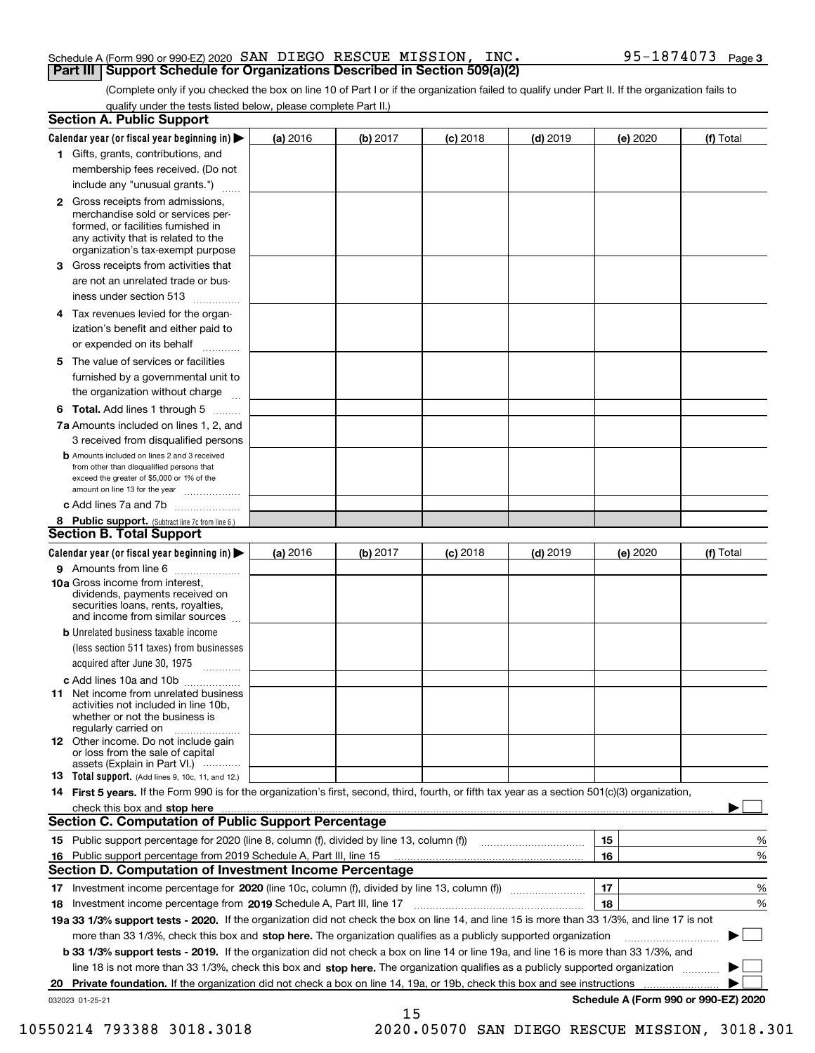Schedule A (Form 990 or 990-EZ) 2020 SAN DIEGO RESCUE MISSION, INC. 95-1874073 Page 3

## Part III Support Schedule for Organizations Described in Section 509(a)(2)

(Complete only if you checked the box on line 10 of Part I or if the organization failed to qualify under Part II. If the organization fails to qualify under the tests listed below, please complete Part II.)

### Section A. Public Support

| Calendar year (or fiscal year beginning in) ▶ | (a) 2016 | (b) 2017 | (c) 2018 | (d) 2019 | (e) 2020 | (f) Total |
|---|---|---|---|---|---|---|
| 1 Gifts, grants, contributions, and membership fees received. (Do not include any "unusual grants.") | | | | | | |
| 2 Gross receipts from admissions, merchandise sold or services performed, or facilities furnished in any activity that is related to the organization's tax-exempt purpose | | | | | | |
| 3 Gross receipts from activities that are not an unrelated trade or business under section 513 | | | | | | |
| 4 Tax revenues levied for the organization's benefit and either paid to or expended on its behalf | | | | | | |
| 5 The value of services or facilities furnished by a governmental unit to the organization without charge | | | | | | |
| 6 Total. Add lines 1 through 5 | | | | | | |
| 7a Amounts included on lines 1, 2, and 3 received from disqualified persons | | | | | | |
| b Amounts included on lines 2 and 3 received from other than disqualified persons that exceed the greater of $5,000 or 1% of the amount on line 13 for the year | | | | | | |
| c Add lines 7a and 7b | | | | | | |
| 8 Public support. (Subtract line 7c from line 6.) | | | | | | |

### Section B. Total Support

| Calendar year (or fiscal year beginning in) ▶ | (a) 2016 | (b) 2017 | (c) 2018 | (d) 2019 | (e) 2020 | (f) Total |
|---|---|---|---|---|---|---|
| 9 Amounts from line 6 | | | | | | |
| 10a Gross income from interest, dividends, payments received on securities loans, rents, royalties, and income from similar sources | | | | | | |
| b Unrelated business taxable income (less section 511 taxes) from businesses acquired after June 30, 1975 | | | | | | |
| c Add lines 10a and 10b | | | | | | |
| 11 Net income from unrelated business activities not included in line 10b, whether or not the business is regularly carried on | | | | | | |
| 12 Other income. Do not include gain or loss from the sale of capital assets (Explain in Part VI.) | | | | | | |
| 13 Total support. (Add lines 9, 10c, 11, and 12.) | | | | | | |

14 **First 5 years.** If the Form 990 is for the organization's first, second, third, fourth, or fifth tax year as a section 501(c)(3) organization, check this box and **stop here** ▶ ☐

### Section C. Computation of Public Support Percentage

| | | | |
|---|---|---|---|
| 15 | Public support percentage for 2020 (line 8, column (f), divided by line 13, column (f)) | 15 | % |
| 16 | Public support percentage from 2019 Schedule A, Part III, line 15 | 16 | % |

### Section D. Computation of Investment Income Percentage

| | | | |
|---|---|---|---|
| 17 | Investment income percentage for **2020** (line 10c, column (f), divided by line 13, column (f)) | 17 | % |
| 18 | Investment income percentage from **2019** Schedule A, Part III, line 17 | 18 | % |

**19a 33 1/3% support tests - 2020.** If the organization did not check the box on line 14, and line 15 is more than 33 1/3%, and line 17 is not more than 33 1/3%, check this box and **stop here.** The organization qualifies as a publicly supported organization ▶ ☐

**b 33 1/3% support tests - 2019.** If the organization did not check a box on line 14 or line 19a, and line 16 is more than 33 1/3%, and line 18 is not more than 33 1/3%, check this box and **stop here.** The organization qualifies as a publicly supported organization ▶ ☐

**20 Private foundation.** If the organization did not check a box on line 14, 19a, or 19b, check this box and see instructions ▶ ☐

032023 01-25-21

**Schedule A (Form 990 or 990-EZ) 2020**

10550214 793388 3018.3018 2020.05070 SAN DIEGO RESCUE MISSION, 3018.301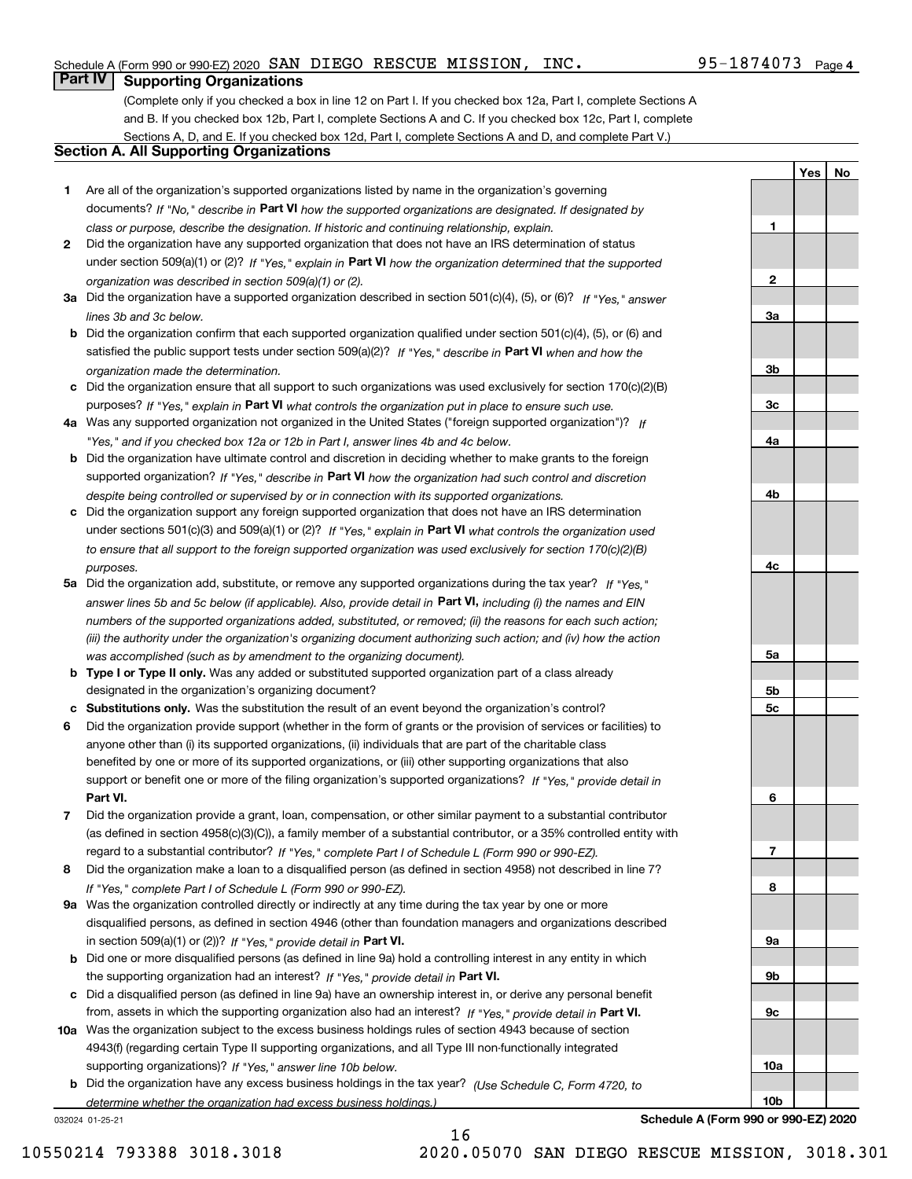Schedule A (Form 990 or 990-EZ) 2020 SAN DIEGO RESCUE MISSION, INC. 95-1874073 Page 4

## Part IV Supporting Organizations

(Complete only if you checked a box in line 12 on Part I. If you checked box 12a, Part I, complete Sections A and B. If you checked box 12b, Part I, complete Sections A and C. If you checked box 12c, Part I, complete Sections A, D, and E. If you checked box 12d, Part I, complete Sections A and D, and complete Part V.)

### Section A. All Supporting Organizations

| | | | Yes | No |
|---|---|---|---|---|
| **1** | Are all of the organization's supported organizations listed by name in the organization's governing documents? *If "No," describe in* **Part VI** *how the supported organizations are designated. If designated by class or purpose, describe the designation. If historic and continuing relationship, explain.* | **1** | | |
| **2** | Did the organization have any supported organization that does not have an IRS determination of status under section 509(a)(1) or (2)? *If "Yes," explain in* **Part VI** *how the organization determined that the supported organization was described in section 509(a)(1) or (2).* | **2** | | |
| **3a** | Did the organization have a supported organization described in section 501(c)(4), (5), or (6)? *If "Yes," answer lines 3b and 3c below.* | **3a** | | |
| **b** | Did the organization confirm that each supported organization qualified under section 501(c)(4), (5), or (6) and satisfied the public support tests under section 509(a)(2)? *If "Yes," describe in* **Part VI** *when and how the organization made the determination.* | **3b** | | |
| **c** | Did the organization ensure that all support to such organizations was used exclusively for section 170(c)(2)(B) purposes? *If "Yes," explain in* **Part VI** *what controls the organization put in place to ensure such use.* | **3c** | | |
| **4a** | Was any supported organization not organized in the United States ("foreign supported organization")? *If "Yes," and if you checked box 12a or 12b in Part I, answer lines 4b and 4c below.* | **4a** | | |
| **b** | Did the organization have ultimate control and discretion in deciding whether to make grants to the foreign supported organization? *If "Yes," describe in* **Part VI** *how the organization had such control and discretion despite being controlled or supervised by or in connection with its supported organizations.* | **4b** | | |
| **c** | Did the organization support any foreign supported organization that does not have an IRS determination under sections 501(c)(3) and 509(a)(1) or (2)? *If "Yes," explain in* **Part VI** *what controls the organization used to ensure that all support to the foreign supported organization was used exclusively for section 170(c)(2)(B) purposes.* | **4c** | | |
| **5a** | Did the organization add, substitute, or remove any supported organizations during the tax year? *If "Yes," answer lines 5b and 5c below (if applicable). Also, provide detail in* **Part VI,** *including (i) the names and EIN numbers of the supported organizations added, substituted, or removed; (ii) the reasons for each such action; (iii) the authority under the organization's organizing document authorizing such action; and (iv) how the action was accomplished (such as by amendment to the organizing document).* | **5a** | | |
| **b** | **Type I or Type II only.** Was any added or substituted supported organization part of a class already designated in the organization's organizing document? | **5b** | | |
| **c** | **Substitutions only.** Was the substitution the result of an event beyond the organization's control? | **5c** | | |
| **6** | Did the organization provide support (whether in the form of grants or the provision of services or facilities) to anyone other than (i) its supported organizations, (ii) individuals that are part of the charitable class benefited by one or more of its supported organizations, or (iii) other supporting organizations that also support or benefit one or more of the filing organization's supported organizations? *If "Yes," provide detail in* **Part VI.** | **6** | | |
| **7** | Did the organization provide a grant, loan, compensation, or other similar payment to a substantial contributor (as defined in section 4958(c)(3)(C)), a family member of a substantial contributor, or a 35% controlled entity with regard to a substantial contributor? *If "Yes," complete Part I of Schedule L (Form 990 or 990-EZ).* | **7** | | |
| **8** | Did the organization make a loan to a disqualified person (as defined in section 4958) not described in line 7? *If "Yes," complete Part I of Schedule L (Form 990 or 990-EZ).* | **8** | | |
| **9a** | Was the organization controlled directly or indirectly at any time during the tax year by one or more disqualified persons, as defined in section 4946 (other than foundation managers and organizations described in section 509(a)(1) or (2))? *If "Yes," provide detail in* **Part VI.** | **9a** | | |
| **b** | Did one or more disqualified persons (as defined in line 9a) hold a controlling interest in any entity in which the supporting organization had an interest? *If "Yes," provide detail in* **Part VI.** | **9b** | | |
| **c** | Did a disqualified person (as defined in line 9a) have an ownership interest in, or derive any personal benefit from, assets in which the supporting organization also had an interest? *If "Yes," provide detail in* **Part VI.** | **9c** | | |
| **10a** | Was the organization subject to the excess business holdings rules of section 4943 because of section 4943(f) (regarding certain Type II supporting organizations, and all Type III non-functionally integrated supporting organizations)? *If "Yes," answer line 10b below.* | **10a** | | |
| **b** | Did the organization have any excess business holdings in the tax year? *(Use Schedule C, Form 4720, to determine whether the organization had excess business holdings.)* | **10b** | | |

032024 01-25-21 **Schedule A (Form 990 or 990-EZ) 2020**

10550214 793388 3018.3018 2020.05070 SAN DIEGO RESCUE MISSION, 3018.301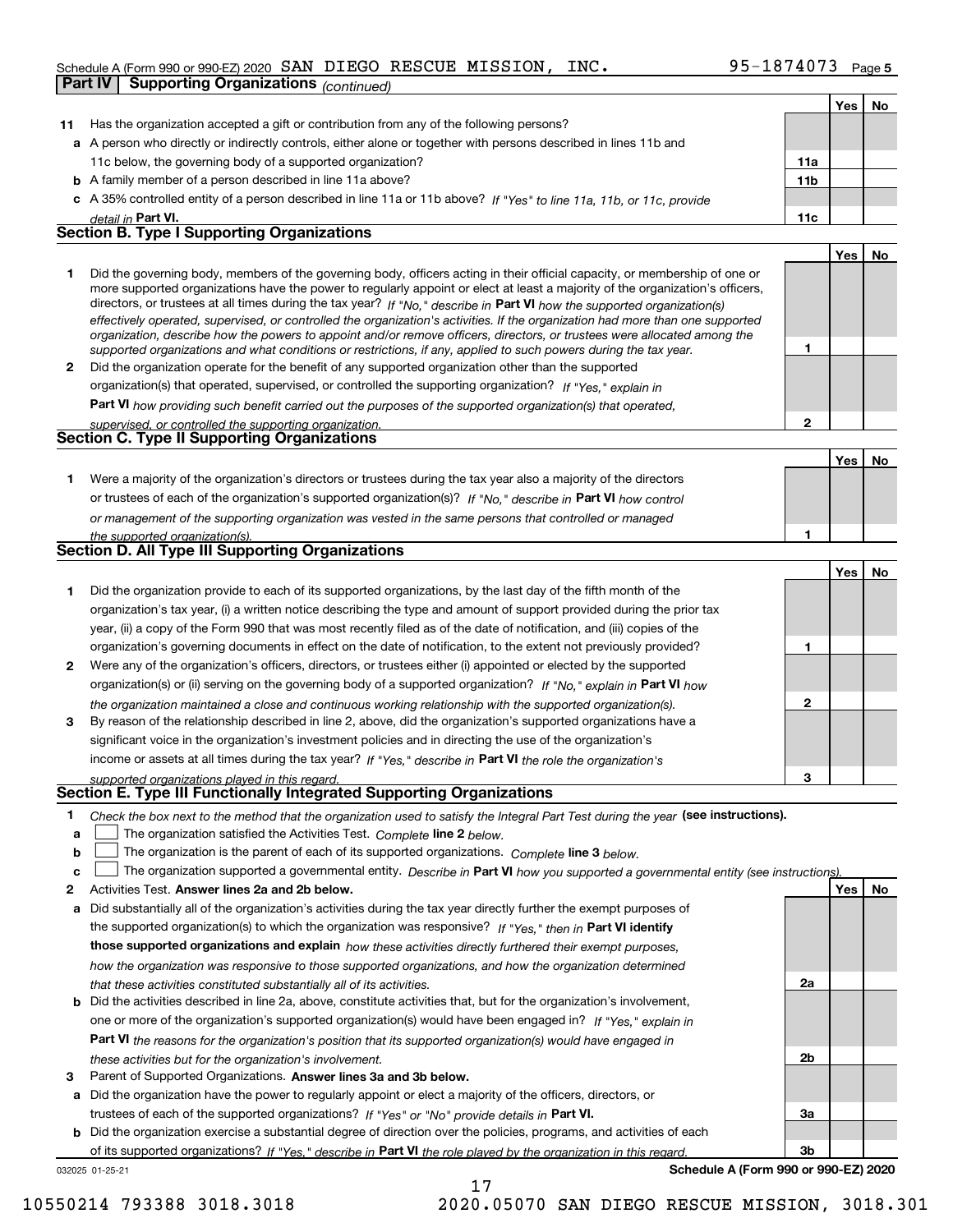Schedule A (Form 990 or 990-EZ) 2020 SAN DIEGO RESCUE MISSION, INC. 95-1874073 Page 5

**Part IV Supporting Organizations** *(continued)*

| | | | Yes | No |
|---|---|---|---|---|
| **11** | Has the organization accepted a gift or contribution from any of the following persons? | | | |
| **a** | A person who directly or indirectly controls, either alone or together with persons described in lines 11b and 11c below, the governing body of a supported organization? | **11a** | | |
| **b** | A family member of a person described in line 11a above? | **11b** | | |
| **c** | A 35% controlled entity of a person described in line 11a or 11b above? *If "Yes" to line 11a, 11b, or 11c, provide detail in* **Part VI.** | **11c** | | |

## Section B. Type I Supporting Organizations

| | | | Yes | No |
|---|---|---|---|---|
| **1** | Did the governing body, members of the governing body, officers acting in their official capacity, or membership of one or more supported organizations have the power to regularly appoint or elect at least a majority of the organization's officers, directors, or trustees at all times during the tax year? *If "No," describe in* **Part VI** *how the supported organization(s) effectively operated, supervised, or controlled the organization's activities. If the organization had more than one supported organization, describe how the powers to appoint and/or remove officers, directors, or trustees were allocated among the supported organizations and what conditions or restrictions, if any, applied to such powers during the tax year.* | **1** | | |
| **2** | Did the organization operate for the benefit of any supported organization other than the supported organization(s) that operated, supervised, or controlled the supporting organization? *If "Yes," explain in* **Part VI** *how providing such benefit carried out the purposes of the supported organization(s) that operated, supervised, or controlled the supporting organization.* | **2** | | |

## Section C. Type II Supporting Organizations

| | | | Yes | No |
|---|---|---|---|---|
| **1** | Were a majority of the organization's directors or trustees during the tax year also a majority of the directors or trustees of each of the organization's supported organization(s)? *If "No," describe in* **Part VI** *how control or management of the supporting organization was vested in the same persons that controlled or managed the supported organization(s).* | **1** | | |

## Section D. All Type III Supporting Organizations

| | | | Yes | No |
|---|---|---|---|---|
| **1** | Did the organization provide to each of its supported organizations, by the last day of the fifth month of the organization's tax year, (i) a written notice describing the type and amount of support provided during the prior tax year, (ii) a copy of the Form 990 that was most recently filed as of the date of notification, and (iii) copies of the organization's governing documents in effect on the date of notification, to the extent not previously provided? | **1** | | |
| **2** | Were any of the organization's officers, directors, or trustees either (i) appointed or elected by the supported organization(s) or (ii) serving on the governing body of a supported organization? *If "No," explain in* **Part VI** *how the organization maintained a close and continuous working relationship with the supported organization(s).* | **2** | | |
| **3** | By reason of the relationship described in line 2, above, did the organization's supported organizations have a significant voice in the organization's investment policies and in directing the use of the organization's income or assets at all times during the tax year? *If "Yes," describe in* **Part VI** *the role the organization's supported organizations played in this regard.* | **3** | | |

## Section E. Type III Functionally Integrated Supporting Organizations

**1** *Check the box next to the method that the organization used to satisfy the Integral Part Test during the year* **(see instructions).**

**a** ☐ The organization satisfied the Activities Test. *Complete* **line 2** *below.*

**b** ☐ The organization is the parent of each of its supported organizations. *Complete* **line 3** *below.*

**c** ☐ The organization supported a governmental entity. *Describe in* **Part VI** *how you supported a governmental entity (see instructions).*

| | | | Yes | No |
|---|---|---|---|---|
| **2** | Activities Test. **Answer lines 2a and 2b below.** | | | |
| **a** | Did substantially all of the organization's activities during the tax year directly further the exempt purposes of the supported organization(s) to which the organization was responsive? *If "Yes," then in* **Part VI identify those supported organizations and explain** *how these activities directly furthered their exempt purposes, how the organization was responsive to those supported organizations, and how the organization determined that these activities constituted substantially all of its activities.* | **2a** | | |
| **b** | Did the activities described in line 2a, above, constitute activities that, but for the organization's involvement, one or more of the organization's supported organization(s) would have been engaged in? *If "Yes," explain in* **Part VI** *the reasons for the organization's position that its supported organization(s) would have engaged in these activities but for the organization's involvement.* | **2b** | | |
| **3** | Parent of Supported Organizations. **Answer lines 3a and 3b below.** | | | |
| **a** | Did the organization have the power to regularly appoint or elect a majority of the officers, directors, or trustees of each of the supported organizations? *If "Yes" or "No" provide details in* **Part VI.** | **3a** | | |
| **b** | Did the organization exercise a substantial degree of direction over the policies, programs, and activities of each of its supported organizations? *If "Yes," describe in* **Part VI** *the role played by the organization in this regard.* | **3b** | | |

032025 01-25-21 **Schedule A (Form 990 or 990-EZ) 2020**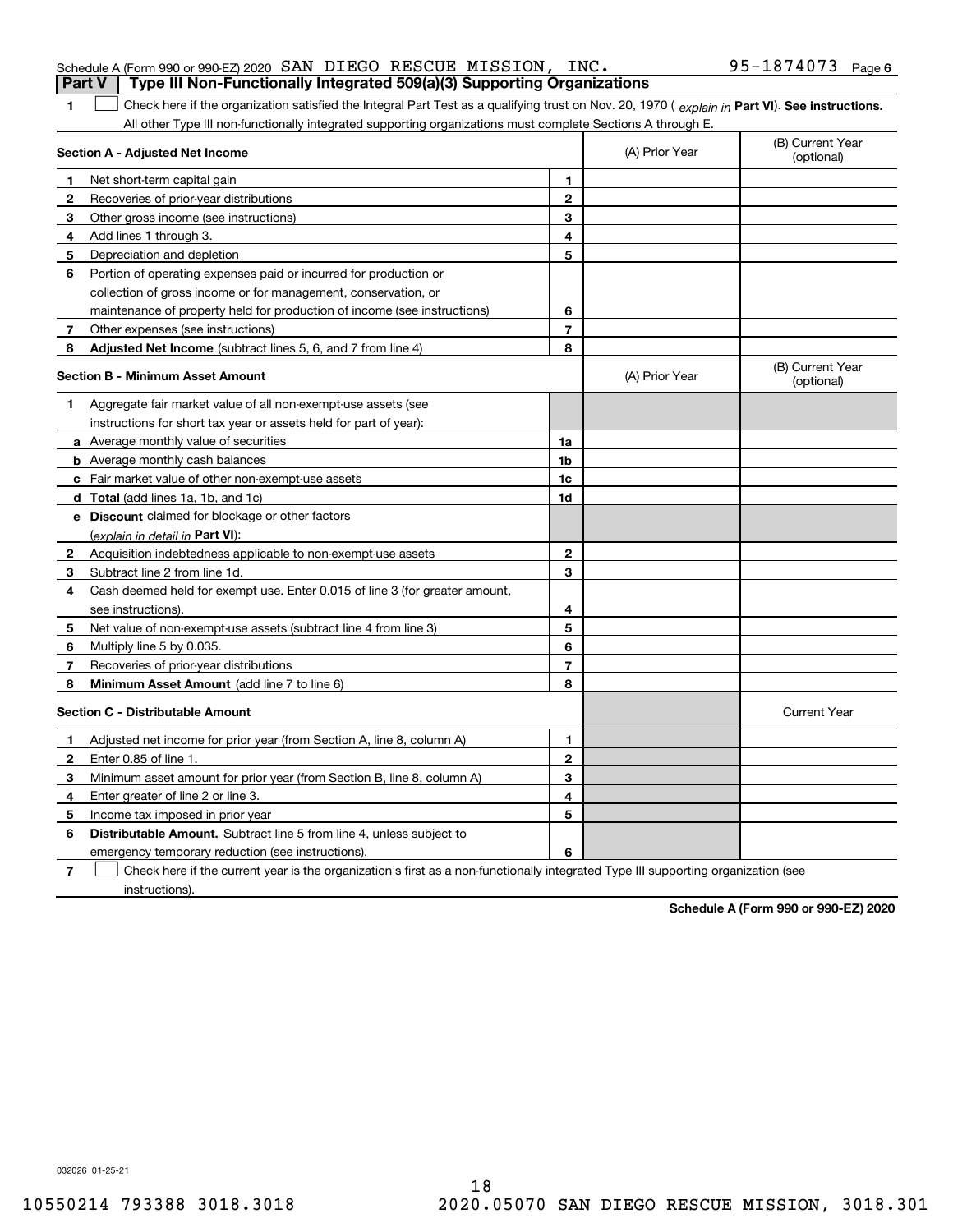Schedule A (Form 990 or 990-EZ) 2020 SAN DIEGO RESCUE MISSION, INC. 95-1874073 Page 6

## Part V Type III Non-Functionally Integrated 509(a)(3) Supporting Organizations

**1** ☐ Check here if the organization satisfied the Integral Part Test as a qualifying trust on Nov. 20, 1970 ( *explain in* **Part VI**). **See instructions.** All other Type III non-functionally integrated supporting organizations must complete Sections A through E.

| **Section A - Adjusted Net Income** | | (A) Prior Year | (B) Current Year (optional) |
|---|---|---|---|
| **1** Net short-term capital gain | 1 | | |
| **2** Recoveries of prior-year distributions | 2 | | |
| **3** Other gross income (see instructions) | 3 | | |
| **4** Add lines 1 through 3. | 4 | | |
| **5** Depreciation and depletion | 5 | | |
| **6** Portion of operating expenses paid or incurred for production or collection of gross income or for management, conservation, or maintenance of property held for production of income (see instructions) | 6 | | |
| **7** Other expenses (see instructions) | 7 | | |
| **8** **Adjusted Net Income** (subtract lines 5, 6, and 7 from line 4) | 8 | | |

| **Section B - Minimum Asset Amount** | | (A) Prior Year | (B) Current Year (optional) |
|---|---|---|---|
| **1** Aggregate fair market value of all non-exempt-use assets (see instructions for short tax year or assets held for part of year): | | | |
| **a** Average monthly value of securities | 1a | | |
| **b** Average monthly cash balances | 1b | | |
| **c** Fair market value of other non-exempt-use assets | 1c | | |
| **d** **Total** (add lines 1a, 1b, and 1c) | 1d | | |
| **e** **Discount** claimed for blockage or other factors (*explain in detail in* **Part VI**): | | | |
| **2** Acquisition indebtedness applicable to non-exempt-use assets | 2 | | |
| **3** Subtract line 2 from line 1d. | 3 | | |
| **4** Cash deemed held for exempt use. Enter 0.015 of line 3 (for greater amount, see instructions). | 4 | | |
| **5** Net value of non-exempt-use assets (subtract line 4 from line 3) | 5 | | |
| **6** Multiply line 5 by 0.035. | 6 | | |
| **7** Recoveries of prior-year distributions | 7 | | |
| **8** **Minimum Asset Amount** (add line 7 to line 6) | 8 | | |

| **Section C - Distributable Amount** | | | Current Year |
|---|---|---|---|
| **1** Adjusted net income for prior year (from Section A, line 8, column A) | 1 | | |
| **2** Enter 0.85 of line 1. | 2 | | |
| **3** Minimum asset amount for prior year (from Section B, line 8, column A) | 3 | | |
| **4** Enter greater of line 2 or line 3. | 4 | | |
| **5** Income tax imposed in prior year | 5 | | |
| **6** **Distributable Amount.** Subtract line 5 from line 4, unless subject to emergency temporary reduction (see instructions). | 6 | | |

**7** ☐ Check here if the current year is the organization's first as a non-functionally integrated Type III supporting organization (see instructions).

**Schedule A (Form 990 or 990-EZ) 2020**

032026 01-25-21

10550214 793388 3018.3018 2020.05070 SAN DIEGO RESCUE MISSION, 3018.301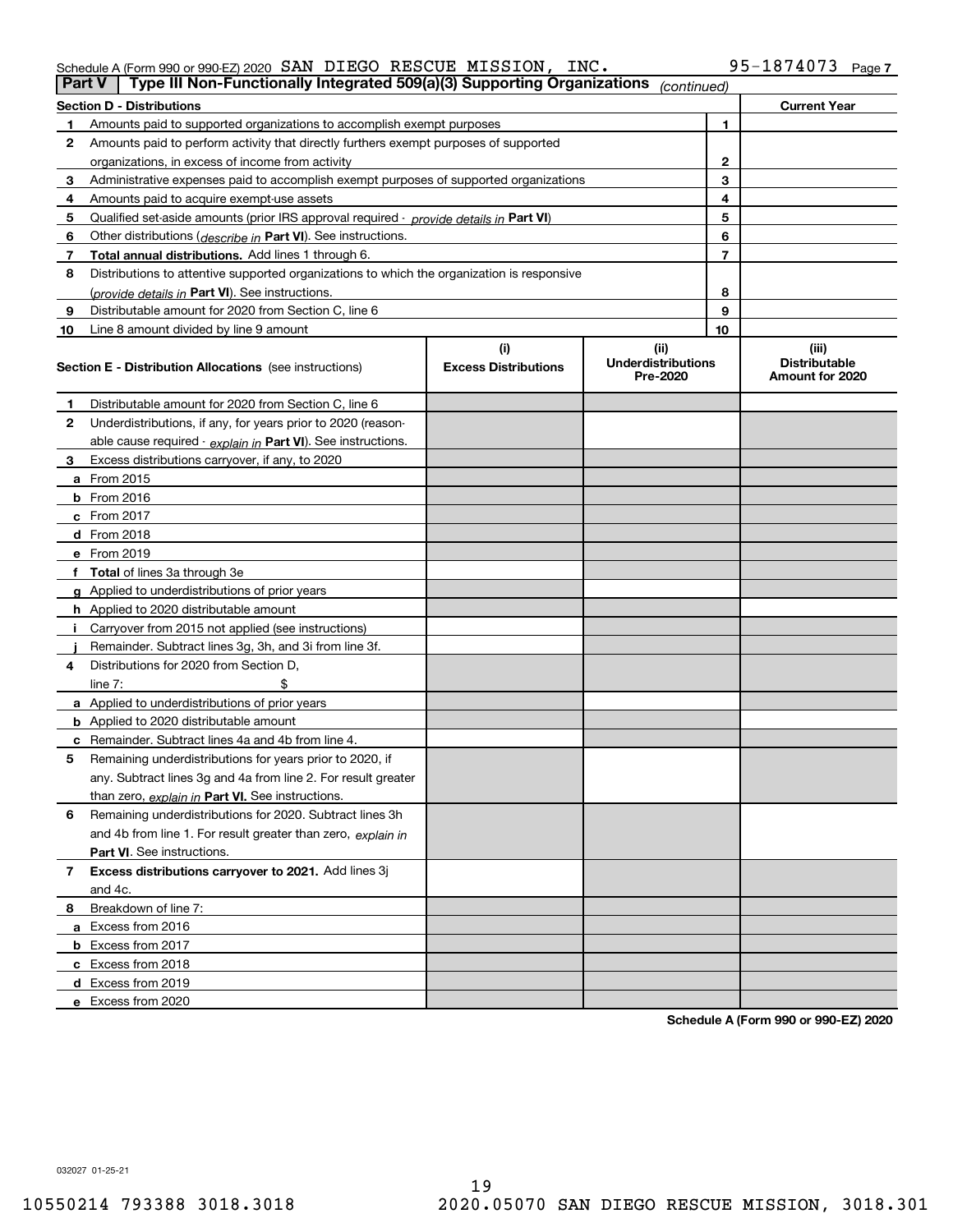Schedule A (Form 990 or 990-EZ) 2020 SAN DIEGO RESCUE MISSION, INC. 95-1874073 Page 7

## Part V Type III Non-Functionally Integrated 509(a)(3) Supporting Organizations *(continued)*

| **Section D - Distributions** | | | **Current Year** |
|---|---|---|---|
| 1 | Amounts paid to supported organizations to accomplish exempt purposes | 1 | |
| 2 | Amounts paid to perform activity that directly furthers exempt purposes of supported organizations, in excess of income from activity | 2 | |
| 3 | Administrative expenses paid to accomplish exempt purposes of supported organizations | 3 | |
| 4 | Amounts paid to acquire exempt-use assets | 4 | |
| 5 | Qualified set-aside amounts (prior IRS approval required - *provide details in* **Part VI**) | 5 | |
| 6 | Other distributions (*describe in* **Part VI**). See instructions. | 6 | |
| 7 | **Total annual distributions.** Add lines 1 through 6. | 7 | |
| 8 | Distributions to attentive supported organizations to which the organization is responsive (*provide details in* **Part VI**). See instructions. | 8 | |
| 9 | Distributable amount for 2020 from Section C, line 6 | 9 | |
| 10 | Line 8 amount divided by line 9 amount | 10 | |

| **Section E - Distribution Allocations** (see instructions) | (i) Excess Distributions | (ii) Underdistributions Pre-2020 | (iii) Distributable Amount for 2020 |
|---|---|---|---|
| **1** Distributable amount for 2020 from Section C, line 6 | | | |
| **2** Underdistributions, if any, for years prior to 2020 (reasonable cause required - *explain in* **Part VI**). See instructions. | | | |
| **3** Excess distributions carryover, if any, to 2020 | | | |
| **a** From 2015 | | | |
| **b** From 2016 | | | |
| **c** From 2017 | | | |
| **d** From 2018 | | | |
| **e** From 2019 | | | |
| **f Total** of lines 3a through 3e | | | |
| **g** Applied to underdistributions of prior years | | | |
| **h** Applied to 2020 distributable amount | | | |
| **i** Carryover from 2015 not applied (see instructions) | | | |
| **j** Remainder. Subtract lines 3g, 3h, and 3i from line 3f. | | | |
| **4** Distributions for 2020 from Section D, line 7: $ | | | |
| **a** Applied to underdistributions of prior years | | | |
| **b** Applied to 2020 distributable amount | | | |
| **c** Remainder. Subtract lines 4a and 4b from line 4. | | | |
| **5** Remaining underdistributions for years prior to 2020, if any. Subtract lines 3g and 4a from line 2. For result greater than zero, *explain in* **Part VI.** See instructions. | | | |
| **6** Remaining underdistributions for 2020. Subtract lines 3h and 4b from line 1. For result greater than zero, *explain in* **Part VI**. See instructions. | | | |
| **7 Excess distributions carryover to 2021.** Add lines 3j and 4c. | | | |
| **8** Breakdown of line 7: | | | |
| **a** Excess from 2016 | | | |
| **b** Excess from 2017 | | | |
| **c** Excess from 2018 | | | |
| **d** Excess from 2019 | | | |
| **e** Excess from 2020 | | | |

**Schedule A (Form 990 or 990-EZ) 2020**

032027 01-25-21

10550214 793388 3018.3018 2020.05070 SAN DIEGO RESCUE MISSION, 3018.301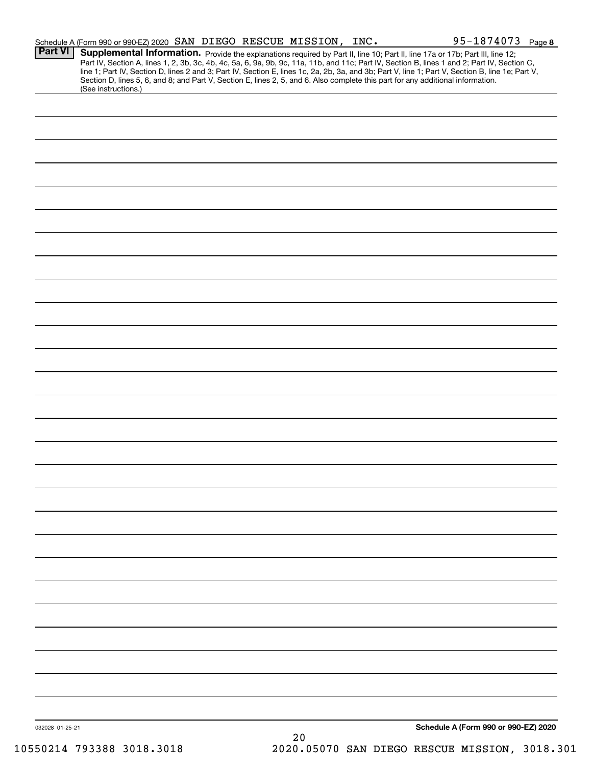Schedule A (Form 990 or 990-EZ) 2020 SAN DIEGO RESCUE MISSION, INC. 95-1874073 Page **8**

## Part VI Supplemental Information.

Provide the explanations required by Part II, line 10; Part II, line 17a or 17b; Part III, line 12; Part IV, Section A, lines 1, 2, 3b, 3c, 4b, 4c, 5a, 6, 9a, 9b, 9c, 11a, 11b, and 11c; Part IV, Section B, lines 1 and 2; Part IV, Section C, line 1; Part IV, Section D, lines 2 and 3; Part IV, Section E, lines 1c, 2a, 2b, 3a, and 3b; Part V, line 1; Part V, Section B, line 1e; Part V, Section D, lines 5, 6, and 8; and Part V, Section E, lines 2, 5, and 6. Also complete this part for any additional information. (See instructions.)

032028 01-25-21

**Schedule A (Form 990 or 990-EZ) 2020**

10550214 793388 3018.3018 2020.05070 SAN DIEGO RESCUE MISSION, 3018.301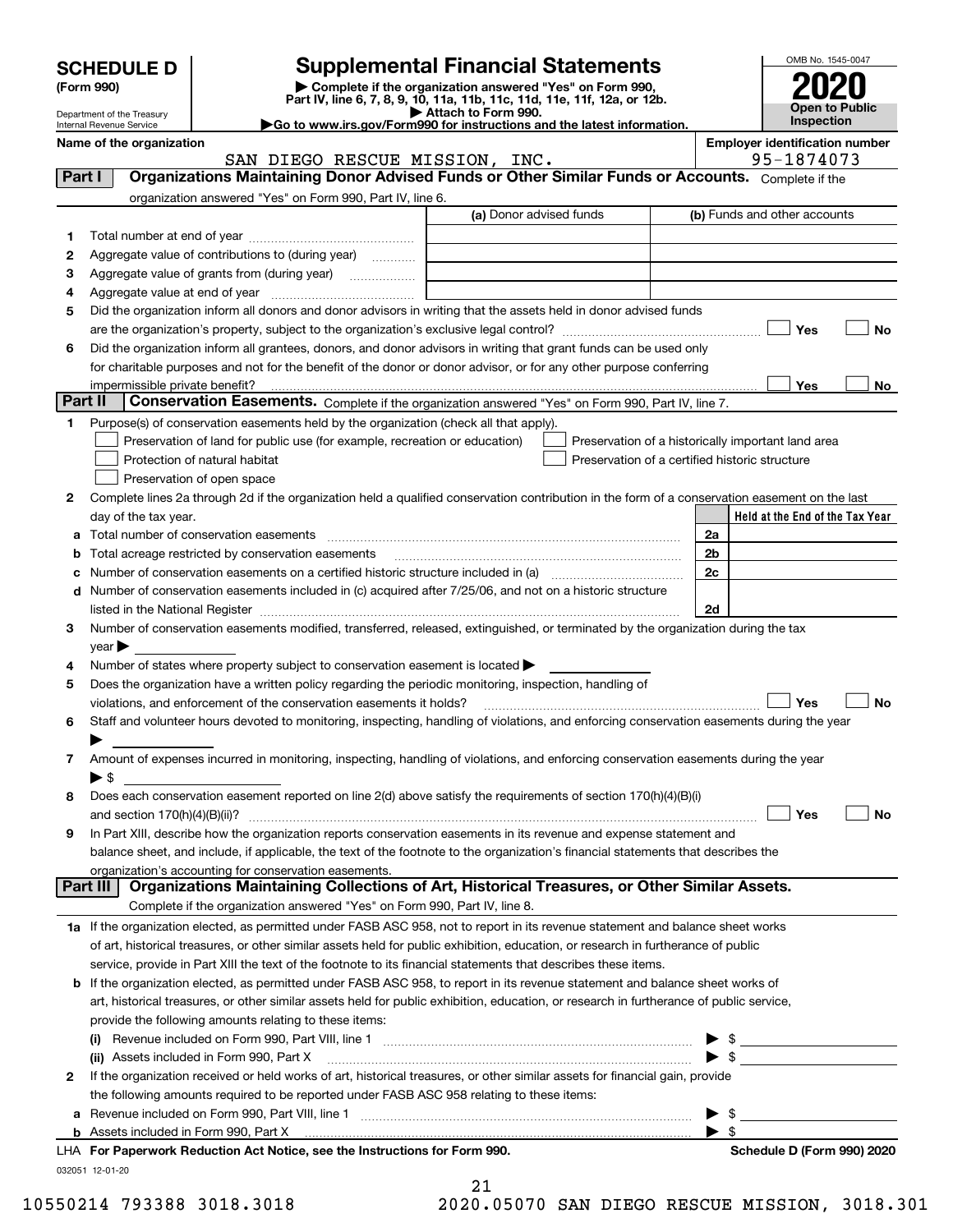# SCHEDULE D (Form 990)

Department of the Treasury
Internal Revenue Service

## Supplemental Financial Statements

▶ Complete if the organization answered "Yes" on Form 990, Part IV, line 6, 7, 8, 9, 10, 11a, 11b, 11c, 11d, 11e, 11f, 12a, or 12b.
▶ Attach to Form 990.
▶Go to www.irs.gov/Form990 for instructions and the latest information.

OMB No. 1545-0047

**2020**

**Open to Public Inspection**

**Name of the organization**
SAN DIEGO RESCUE MISSION, INC.

**Employer identification number**
95-1874073

### Part I Organizations Maintaining Donor Advised Funds or Other Similar Funds or Accounts. Complete if the organization answered "Yes" on Form 990, Part IV, line 6.

| | | (a) Donor advised funds | (b) Funds and other accounts |
|---|---|---|---|
| 1 | Total number at end of year | | |
| 2 | Aggregate value of contributions to (during year) | | |
| 3 | Aggregate value of grants from (during year) | | |
| 4 | Aggregate value at end of year | | |

5 Did the organization inform all donors and donor advisors in writing that the assets held in donor advised funds are the organization's property, subject to the organization's exclusive legal control? ☐ Yes ☐ No

6 Did the organization inform all grantees, donors, and donor advisors in writing that grant funds can be used only for charitable purposes and not for the benefit of the donor or donor advisor, or for any other purpose conferring impermissible private benefit? ☐ Yes ☐ No

### Part II Conservation Easements. Complete if the organization answered "Yes" on Form 990, Part IV, line 7.

1 Purpose(s) of conservation easements held by the organization (check all that apply).
- ☐ Preservation of land for public use (for example, recreation or education)
- ☐ Protection of natural habitat
- ☐ Preservation of open space
- ☐ Preservation of a historically important land area
- ☐ Preservation of a certified historic structure

2 Complete lines 2a through 2d if the organization held a qualified conservation contribution in the form of a conservation easement on the last day of the tax year.

| | | | Held at the End of the Tax Year |
|---|---|---|---|
| a | Total number of conservation easements | 2a | |
| b | Total acreage restricted by conservation easements | 2b | |
| c | Number of conservation easements on a certified historic structure included in (a) | 2c | |
| d | Number of conservation easements included in (c) acquired after 7/25/06, and not on a historic structure listed in the National Register | 2d | |

3 Number of conservation easements modified, transferred, released, extinguished, or terminated by the organization during the tax year ▶

4 Number of states where property subject to conservation easement is located ▶

5 Does the organization have a written policy regarding the periodic monitoring, inspection, handling of violations, and enforcement of the conservation easements it holds? ☐ Yes ☐ No

6 Staff and volunteer hours devoted to monitoring, inspecting, handling of violations, and enforcing conservation easements during the year ▶

7 Amount of expenses incurred in monitoring, inspecting, handling of violations, and enforcing conservation easements during the year ▶ $

8 Does each conservation easement reported on line 2(d) above satisfy the requirements of section 170(h)(4)(B)(i) and section 170(h)(4)(B)(ii)? ☐ Yes ☐ No

9 In Part XIII, describe how the organization reports conservation easements in its revenue and expense statement and balance sheet, and include, if applicable, the text of the footnote to the organization's financial statements that describes the organization's accounting for conservation easements.

### Part III Organizations Maintaining Collections of Art, Historical Treasures, or Other Similar Assets. Complete if the organization answered "Yes" on Form 990, Part IV, line 8.

1a If the organization elected, as permitted under FASB ASC 958, not to report in its revenue statement and balance sheet works of art, historical treasures, or other similar assets held for public exhibition, education, or research in furtherance of public service, provide in Part XIII the text of the footnote to its financial statements that describes these items.

b If the organization elected, as permitted under FASB ASC 958, to report in its revenue statement and balance sheet works of art, historical treasures, or other similar assets held for public exhibition, education, or research in furtherance of public service, provide the following amounts relating to these items:

(i) Revenue included on Form 990, Part VIII, line 1 ▶ $

(ii) Assets included in Form 990, Part X ▶ $

2 If the organization received or held works of art, historical treasures, or other similar assets for financial gain, provide the following amounts required to be reported under FASB ASC 958 relating to these items:

a Revenue included on Form 990, Part VIII, line 1 ▶ $

b Assets included in Form 990, Part X ▶ $

**LHA For Paperwork Reduction Act Notice, see the Instructions for Form 990.** **Schedule D (Form 990) 2020**

032051 12-01-20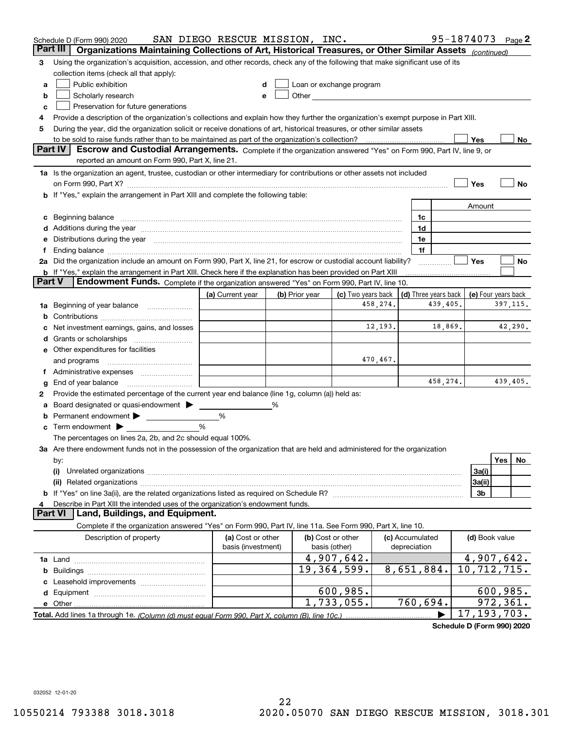Schedule D (Form 990) 2020 SAN DIEGO RESCUE MISSION, INC. 95-1874073 Page 2

**Part III** **Organizations Maintaining Collections of Art, Historical Treasures, or Other Similar Assets** *(continued)*

3 Using the organization's acquisition, accession, and other records, check any of the following that make significant use of its collection items (check all that apply):

a ☐ Public exhibition
b ☐ Scholarly research
c ☐ Preservation for future generations
d ☐ Loan or exchange program
e ☐ Other

4 Provide a description of the organization's collections and explain how they further the organization's exempt purpose in Part XIII.

5 During the year, did the organization solicit or receive donations of art, historical treasures, or other similar assets to be sold to raise funds rather than to be maintained as part of the organization's collection? ☐ Yes ☐ No

**Part IV** **Escrow and Custodial Arrangements.** Complete if the organization answered "Yes" on Form 990, Part IV, line 9, or reported an amount on Form 990, Part X, line 21.

1a Is the organization an agent, trustee, custodian or other intermediary for contributions or other assets not included on Form 990, Part X? ☐ Yes ☐ No

b If "Yes," explain the arrangement in Part XIII and complete the following table:

| | | Amount |
|---|---|---|
| c Beginning balance | 1c | |
| d Additions during the year | 1d | |
| e Distributions during the year | 1e | |
| f Ending balance | 1f | |

2a Did the organization include an amount on Form 990, Part X, line 21, for escrow or custodial account liability? ☐ Yes ☐ No

b If "Yes," explain the arrangement in Part XIII. Check here if the explanation has been provided on Part XIII ☐

**Part V** **Endowment Funds.** Complete if the organization answered "Yes" on Form 990, Part IV, line 10.

| | (a) Current year | (b) Prior year | (c) Two years back | (d) Three years back | (e) Four years back |
|---|---|---|---|---|---|
| 1a Beginning of year balance | | | 458,274. | 439,405. | 397,115. |
| b Contributions | | | | | |
| c Net investment earnings, gains, and losses | | | 12,193. | 18,869. | 42,290. |
| d Grants or scholarships | | | | | |
| e Other expenditures for facilities and programs | | | 470,467. | | |
| f Administrative expenses | | | | | |
| g End of year balance | | | | 458,274. | 439,405. |

2 Provide the estimated percentage of the current year end balance (line 1g, column (a)) held as:

a Board designated or quasi-endowment ▶ %
b Permanent endowment ▶ %
c Term endowment ▶ %

The percentages on lines 2a, 2b, and 2c should equal 100%.

3a Are there endowment funds not in the possession of the organization that are held and administered for the organization by:

| | | Yes | No |
|---|---|---|---|
| (i) Unrelated organizations | 3a(i) | | |
| (ii) Related organizations | 3a(ii) | | |
| b If "Yes" on line 3a(ii), are the related organizations listed as required on Schedule R? | 3b | | |

4 Describe in Part XIII the intended uses of the organization's endowment funds.

**Part VI** **Land, Buildings, and Equipment.**

Complete if the organization answered "Yes" on Form 990, Part IV, line 11a. See Form 990, Part X, line 10.

| Description of property | (a) Cost or other basis (investment) | (b) Cost or other basis (other) | (c) Accumulated depreciation | (d) Book value |
|---|---|---|---|---|
| 1a Land | | 4,907,642. | | 4,907,642. |
| b Buildings | | 19,364,599. | 8,651,884. | 10,712,715. |
| c Leasehold improvements | | | | |
| d Equipment | | 600,985. | | 600,985. |
| e Other | | 1,733,055. | 760,694. | 972,361. |
| **Total.** Add lines 1a through 1e. *(Column (d) must equal Form 990, Part X, column (B), line 10c.)* ▶ | | | | 17,193,703. |

**Schedule D (Form 990) 2020**

032052 12-01-20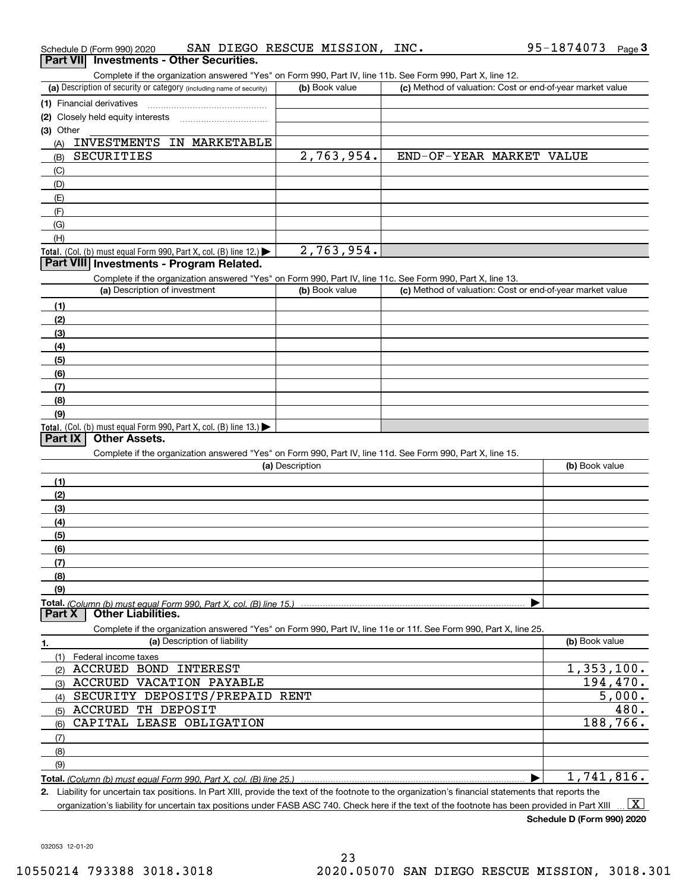Schedule D (Form 990) 2020 SAN DIEGO RESCUE MISSION, INC. 95-1874073

## Part VII Investments - Other Securities.

Complete if the organization answered "Yes" on Form 990, Part IV, line 11b. See Form 990, Part X, line 12.

| (a) Description of security or category (including name of security) | (b) Book value | (c) Method of valuation: Cost or end-of-year market value |
|---|---|---|
| (1) Financial derivatives | | |
| (2) Closely held equity interests | | |
| (3) Other | | |
| (A) INVESTMENTS IN MARKETABLE | | |
| (B) SECURITIES | 2,763,954. | END-OF-YEAR MARKET VALUE |
| (C) | | |
| (D) | | |
| (E) | | |
| (F) | | |
| (G) | | |
| (H) | | |
| **Total.** (Col. (b) must equal Form 990, Part X, col. (B) line 12.) | 2,763,954. | |

## Part VIII Investments - Program Related.

Complete if the organization answered "Yes" on Form 990, Part IV, line 11c. See Form 990, Part X, line 13.

| (a) Description of investment | (b) Book value | (c) Method of valuation: Cost or end-of-year market value |
|---|---|---|
| (1) | | |
| (2) | | |
| (3) | | |
| (4) | | |
| (5) | | |
| (6) | | |
| (7) | | |
| (8) | | |
| (9) | | |
| **Total.** (Col. (b) must equal Form 990, Part X, col. (B) line 13.) | | |

## Part IX Other Assets.

Complete if the organization answered "Yes" on Form 990, Part IV, line 11d. See Form 990, Part X, line 15.

| (a) Description | (b) Book value |
|---|---|
| (1) | |
| (2) | |
| (3) | |
| (4) | |
| (5) | |
| (6) | |
| (7) | |
| (8) | |
| (9) | |
| **Total.** *(Column (b) must equal Form 990, Part X, col. (B) line 15.)* | |

## Part X Other Liabilities.

Complete if the organization answered "Yes" on Form 990, Part IV, line 11e or 11f. See Form 990, Part X, line 25.

| 1. (a) Description of liability | (b) Book value |
|---|---|
| (1) Federal income taxes | |
| (2) ACCRUED BOND INTEREST | 1,353,100. |
| (3) ACCRUED VACATION PAYABLE | 194,470. |
| (4) SECURITY DEPOSITS/PREPAID RENT | 5,000. |
| (5) ACCRUED TH DEPOSIT | 480. |
| (6) CAPITAL LEASE OBLIGATION | 188,766. |
| (7) | |
| (8) | |
| (9) | |
| **Total.** *(Column (b) must equal Form 990, Part X, col. (B) line 25.)* | 1,741,816. |

2. Liability for uncertain tax positions. In Part XIII, provide the text of the footnote to the organization's financial statements that reports the organization's liability for uncertain tax positions under FASB ASC 740. Check here if the text of the footnote has been provided in Part XIII [X]

**Schedule D (Form 990) 2020**

032053 12-01-20

10550214 793388 3018.3018 2020.05070 SAN DIEGO RESCUE MISSION, 3018.301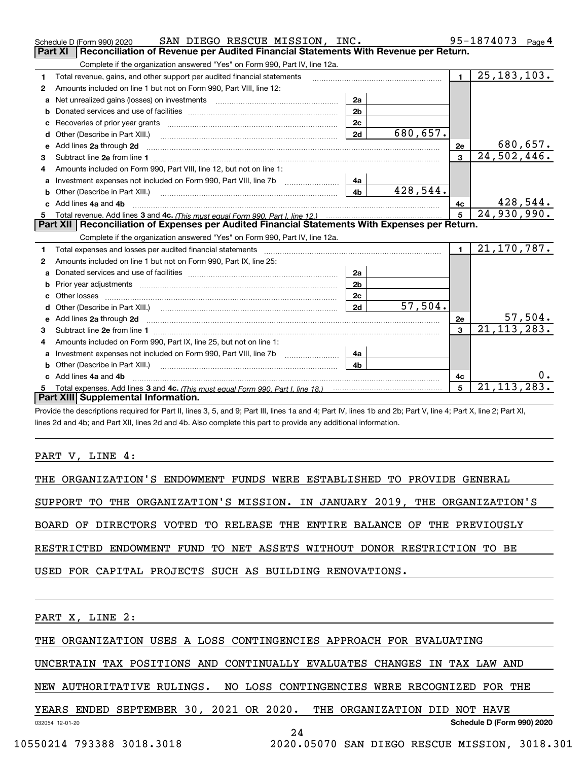Schedule D (Form 990) 2020 SAN DIEGO RESCUE MISSION, INC. 95-1874073 Page 4

## Part XI Reconciliation of Revenue per Audited Financial Statements With Revenue per Return.

Complete if the organization answered "Yes" on Form 990, Part IV, line 12a.

| | | | | | |
|---|---|---|---|---|---|
| 1 | Total revenue, gains, and other support per audited financial statements | | | 1 | 25,183,103. |
| 2 | Amounts included on line 1 but not on Form 990, Part VIII, line 12: | | | | |
| a | Net unrealized gains (losses) on investments | 2a | | | |
| b | Donated services and use of facilities | 2b | | | |
| c | Recoveries of prior year grants | 2c | | | |
| d | Other (Describe in Part XIII.) | 2d | 680,657. | | |
| e | Add lines 2a through 2d | | | 2e | 680,657. |
| 3 | Subtract line 2e from line 1 | | | 3 | 24,502,446. |
| 4 | Amounts included on Form 990, Part VIII, line 12, but not on line 1: | | | | |
| a | Investment expenses not included on Form 990, Part VIII, line 7b | 4a | | | |
| b | Other (Describe in Part XIII.) | 4b | 428,544. | | |
| c | Add lines 4a and 4b | | | 4c | 428,544. |
| 5 | Total revenue. Add lines 3 and 4c. *(This must equal Form 990, Part I, line 12.)* | | | 5 | 24,930,990. |

## Part XII Reconciliation of Expenses per Audited Financial Statements With Expenses per Return.

Complete if the organization answered "Yes" on Form 990, Part IV, line 12a.

| | | | | | |
|---|---|---|---|---|---|
| 1 | Total expenses and losses per audited financial statements | | | 1 | 21,170,787. |
| 2 | Amounts included on line 1 but not on Form 990, Part IX, line 25: | | | | |
| a | Donated services and use of facilities | 2a | | | |
| b | Prior year adjustments | 2b | | | |
| c | Other losses | 2c | | | |
| d | Other (Describe in Part XIII.) | 2d | 57,504. | | |
| e | Add lines 2a through 2d | | | 2e | 57,504. |
| 3 | Subtract line 2e from line 1 | | | 3 | 21,113,283. |
| 4 | Amounts included on Form 990, Part IX, line 25, but not on line 1: | | | | |
| a | Investment expenses not included on Form 990, Part VIII, line 7b | 4a | | | |
| b | Other (Describe in Part XIII.) | 4b | | | |
| c | Add lines 4a and 4b | | | 4c | 0. |
| 5 | Total expenses. Add lines 3 and 4c. *(This must equal Form 990, Part I, line 18.)* | | | 5 | 21,113,283. |

## Part XIII Supplemental Information.

Provide the descriptions required for Part II, lines 3, 5, and 9; Part III, lines 1a and 4; Part IV, lines 1b and 2b; Part V, line 4; Part X, line 2; Part XI, lines 2d and 4b; and Part XII, lines 2d and 4b. Also complete this part to provide any additional information.

PART V, LINE 4:

THE ORGANIZATION'S ENDOWMENT FUNDS WERE ESTABLISHED TO PROVIDE GENERAL SUPPORT TO THE ORGANIZATION'S MISSION. IN JANUARY 2019, THE ORGANIZATION'S BOARD OF DIRECTORS VOTED TO RELEASE THE ENTIRE BALANCE OF THE PREVIOUSLY RESTRICTED ENDOWMENT FUND TO NET ASSETS WITHOUT DONOR RESTRICTION TO BE USED FOR CAPITAL PROJECTS SUCH AS BUILDING RENOVATIONS.

PART X, LINE 2:

THE ORGANIZATION USES A LOSS CONTINGENCIES APPROACH FOR EVALUATING UNCERTAIN TAX POSITIONS AND CONTINUALLY EVALUATES CHANGES IN TAX LAW AND NEW AUTHORITATIVE RULINGS. NO LOSS CONTINGENCIES WERE RECOGNIZED FOR THE YEARS ENDED SEPTEMBER 30, 2021 OR 2020. THE ORGANIZATION DID NOT HAVE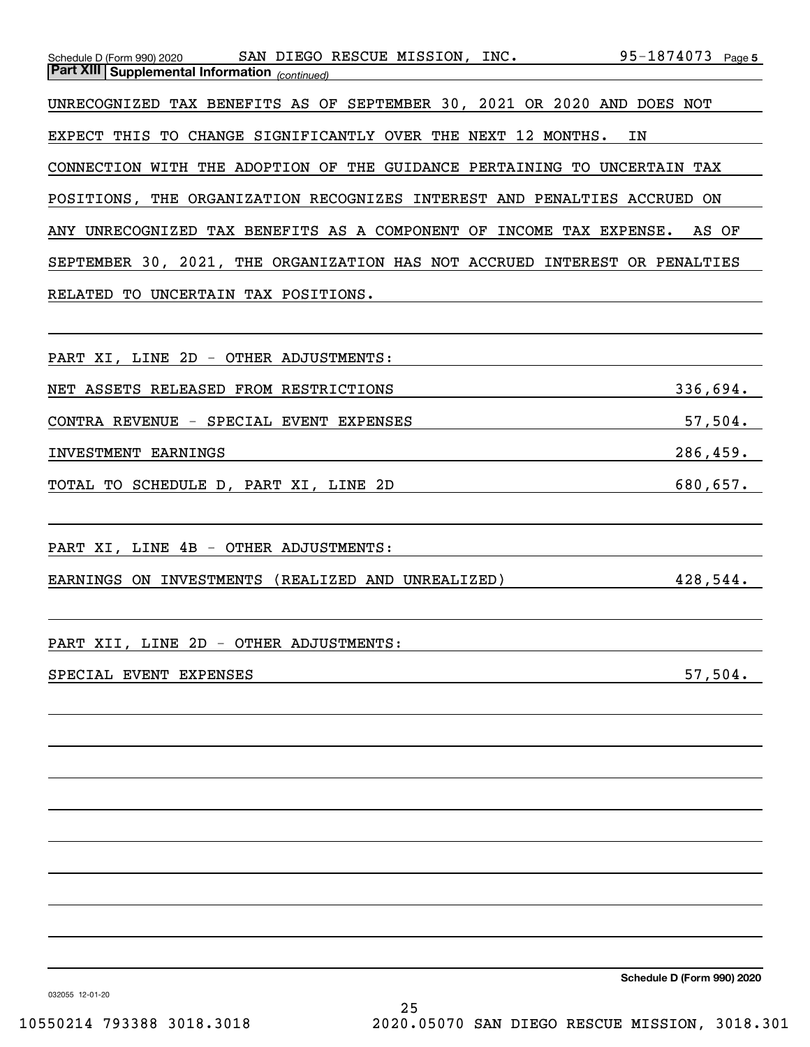**Part XIII | Supplemental Information** *(continued)*

UNRECOGNIZED TAX BENEFITS AS OF SEPTEMBER 30, 2021 OR 2020 AND DOES NOT EXPECT THIS TO CHANGE SIGNIFICANTLY OVER THE NEXT 12 MONTHS. IN CONNECTION WITH THE ADOPTION OF THE GUIDANCE PERTAINING TO UNCERTAIN TAX POSITIONS, THE ORGANIZATION RECOGNIZES INTEREST AND PENALTIES ACCRUED ON ANY UNRECOGNIZED TAX BENEFITS AS A COMPONENT OF INCOME TAX EXPENSE. AS OF SEPTEMBER 30, 2021, THE ORGANIZATION HAS NOT ACCRUED INTEREST OR PENALTIES RELATED TO UNCERTAIN TAX POSITIONS.

PART XI, LINE 2D - OTHER ADJUSTMENTS:

| | |
|---|---|
| NET ASSETS RELEASED FROM RESTRICTIONS | 336,694. |
| CONTRA REVENUE - SPECIAL EVENT EXPENSES | 57,504. |
| INVESTMENT EARNINGS | 286,459. |
| TOTAL TO SCHEDULE D, PART XI, LINE 2D | 680,657. |

PART XI, LINE 4B - OTHER ADJUSTMENTS:

| | |
|---|---|
| EARNINGS ON INVESTMENTS (REALIZED AND UNREALIZED) | 428,544. |

PART XII, LINE 2D - OTHER ADJUSTMENTS:

| | |
|---|---|
| SPECIAL EVENT EXPENSES | 57,504. |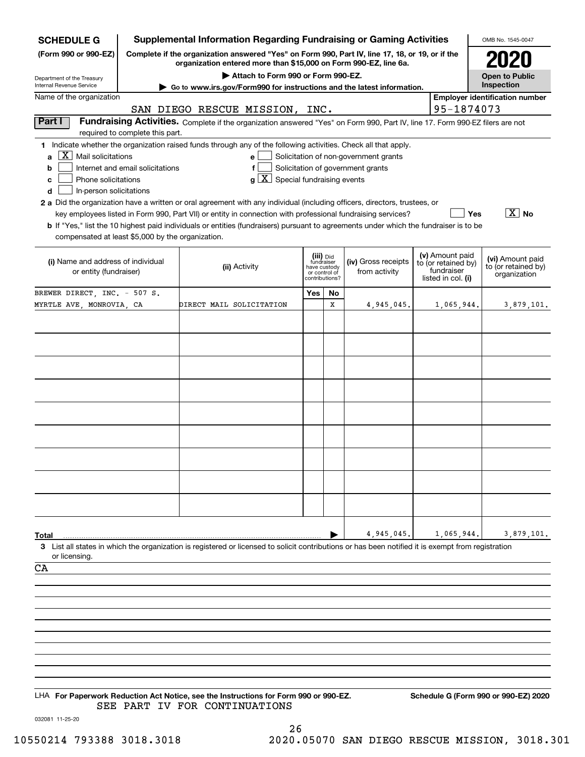**SCHEDULE G** (Form 990 or 990-EZ)

Department of the Treasury
Internal Revenue Service

# Supplemental Information Regarding Fundraising or Gaming Activities

**Complete if the organization answered "Yes" on Form 990, Part IV, line 17, 18, or 19, or if the organization entered more than $15,000 on Form 990-EZ, line 6a.**

**▶ Attach to Form 990 or Form 990-EZ.**

**▶ Go to www.irs.gov/Form990 for instructions and the latest information.**

OMB No. 1545-0047

**2020**

**Open to Public Inspection**

Name of the organization: SAN DIEGO RESCUE MISSION, INC.

Employer identification number: 95-1874073

## Part I Fundraising Activities.

Complete if the organization answered "Yes" on Form 990, Part IV, line 17. Form 990-EZ filers are not required to complete this part.

**1** Indicate whether the organization raised funds through any of the following activities. Check all that apply.

- **a** [X] Mail solicitations
- **b** [ ] Internet and email solicitations
- **c** [ ] Phone solicitations
- **d** [ ] In-person solicitations
- **e** [ ] Solicitation of non-government grants
- **f** [ ] Solicitation of government grants
- **g** [X] Special fundraising events

**2 a** Did the organization have a written or oral agreement with any individual (including officers, directors, trustees, or key employees listed in Form 990, Part VII) or entity in connection with professional fundraising services? [ ] Yes [X] No

**b** If "Yes," list the 10 highest paid individuals or entities (fundraisers) pursuant to agreements under which the fundraiser is to be compensated at least $5,000 by the organization.

| (i) Name and address of individual or entity (fundraiser) | (ii) Activity | (iii) Did fundraiser have custody or control of contributions? Yes | No | (iv) Gross receipts from activity | (v) Amount paid to (or retained by) fundraiser listed in col. (i) | (vi) Amount paid to (or retained by) organization |
|---|---|---|---|---|---|---|
| BREWER DIRECT, INC. - 507 S. MYRTLE AVE, MONROVIA, CA | DIRECT MAIL SOLICITATION | | X | 4,945,045. | 1,065,944. | 3,879,101. |
| | | | | | | |
| | | | | | | |
| | | | | | | |
| | | | | | | |
| | | | | | | |
| | | | | | | |
| | | | | | | |
| | | | | | | |
| | | | | | | |
| **Total** | | | ▶ | 4,945,045. | 1,065,944. | 3,879,101. |

**3** List all states in which the organization is registered or licensed to solicit contributions or has been notified it is exempt from registration or licensing.

CA

LHA **For Paperwork Reduction Act Notice, see the Instructions for Form 990 or 990-EZ.** **Schedule G (Form 990 or 990-EZ) 2020**

SEE PART IV FOR CONTINUATIONS

032081 11-25-20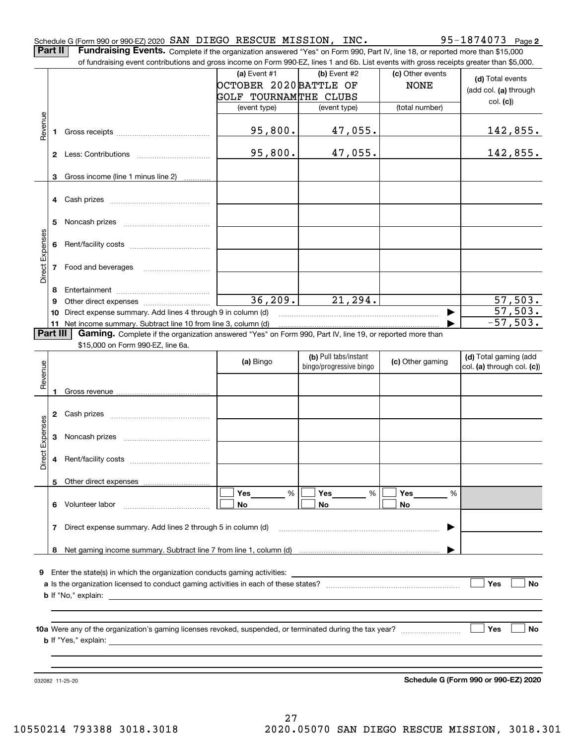Schedule G (Form 990 or 990-EZ) 2020 SAN DIEGO RESCUE MISSION, INC. 95-1874073 Page 2

**Part II** **Fundraising Events.** Complete if the organization answered "Yes" on Form 990, Part IV, line 18, or reported more than $15,000 of fundraising event contributions and gross income on Form 990-EZ, lines 1 and 6b. List events with gross receipts greater than $5,000.

| | | (a) Event #1<br>OCTOBER 2020 GOLF TOURNAM<br>(event type) | (b) Event #2<br>BATTLE OF THE CLUBS<br>(event type) | (c) Other events<br>NONE<br>(total number) | (d) Total events (add col. (a) through col. (c)) |
|---|---|---|---|---|---|
| Revenue | 1 Gross receipts | 95,800. | 47,055. | | 142,855. |
| | 2 Less: Contributions | 95,800. | 47,055. | | 142,855. |
| | 3 Gross income (line 1 minus line 2) | | | | |
| Direct Expenses | 4 Cash prizes | | | | |
| | 5 Noncash prizes | | | | |
| | 6 Rent/facility costs | | | | |
| | 7 Food and beverages | | | | |
| | 8 Entertainment | | | | |
| | 9 Other direct expenses | 36,209. | 21,294. | | 57,503. |
| | 10 Direct expense summary. Add lines 4 through 9 in column (d) | | | ▶ | 57,503. |
| | 11 Net income summary. Subtract line 10 from line 3, column (d) | | | ▶ | -57,503. |

**Part III** **Gaming.** Complete if the organization answered "Yes" on Form 990, Part IV, line 19, or reported more than $15,000 on Form 990-EZ, line 6a.

| | | (a) Bingo | (b) Pull tabs/instant bingo/progressive bingo | (c) Other gaming | (d) Total gaming (add col. (a) through col. (c)) |
|---|---|---|---|---|---|
| Revenue | 1 Gross revenue | | | | |
| Direct Expenses | 2 Cash prizes | | | | |
| | 3 Noncash prizes | | | | |
| | 4 Rent/facility costs | | | | |
| | 5 Other direct expenses | | | | |
| | 6 Volunteer labor | ☐ Yes ____ %<br>☐ No | ☐ Yes ____ %<br>☐ No | ☐ Yes ____ %<br>☐ No | |
| | 7 Direct expense summary. Add lines 2 through 5 in column (d) | | | ▶ | |
| | 8 Net gaming income summary. Subtract line 7 from line 1, column (d) | | | ▶ | |

**9** Enter the state(s) in which the organization conducts gaming activities: ______

**a** Is the organization licensed to conduct gaming activities in each of these states? ☐ Yes ☐ No

**b** If "No," explain: ______

**10a** Were any of the organization's gaming licenses revoked, suspended, or terminated during the tax year? ☐ Yes ☐ No

**b** If "Yes," explain: ______

032082 11-25-20

**Schedule G (Form 990 or 990-EZ) 2020**

10550214 793388 3018.3018 2020.05070 SAN DIEGO RESCUE MISSION, 3018.301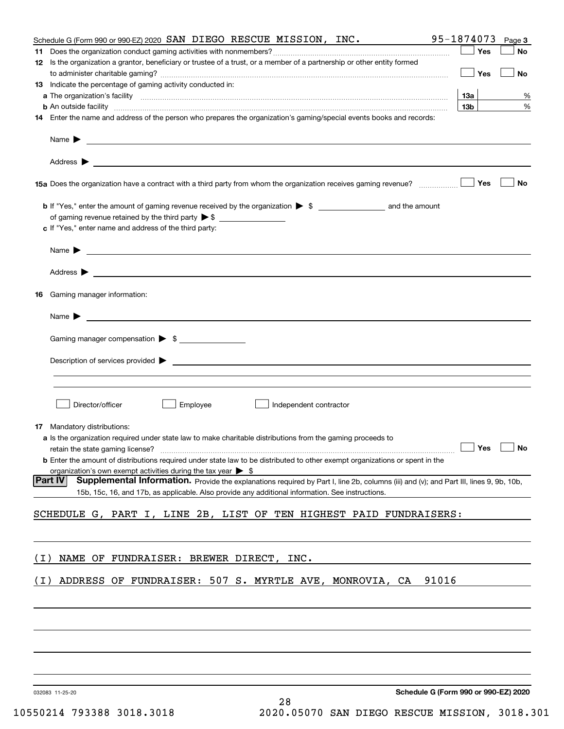Schedule G (Form 990 or 990-EZ) 2020 SAN DIEGO RESCUE MISSION, INC. 95-1874073

**11** Does the organization conduct gaming activities with nonmembers? ☐ Yes ☐ No

**12** Is the organization a grantor, beneficiary or trustee of a trust, or a member of a partnership or other entity formed to administer charitable gaming? ☐ Yes ☐ No

**13** Indicate the percentage of gaming activity conducted in:

**a** The organization's facility **13a** %

**b** An outside facility **13b** %

**14** Enter the name and address of the person who prepares the organization's gaming/special events books and records:

Name ▶

Address ▶

**15a** Does the organization have a contract with a third party from whom the organization receives gaming revenue? ☐ Yes ☐ No

**b** If "Yes," enter the amount of gaming revenue received by the organization ▶ $ ______ and the amount of gaming revenue retained by the third party ▶ $ ______

**c** If "Yes," enter name and address of the third party:

Name ▶

Address ▶

**16** Gaming manager information:

Name ▶

Gaming manager compensation ▶ $

Description of services provided ▶

☐ Director/officer ☐ Employee ☐ Independent contractor

**17** Mandatory distributions:

**a** Is the organization required under state law to make charitable distributions from the gaming proceeds to retain the state gaming license? ☐ Yes ☐ No

**b** Enter the amount of distributions required under state law to be distributed to other exempt organizations or spent in the organization's own exempt activities during the tax year ▶ $

**Part IV** **Supplemental Information.** Provide the explanations required by Part I, line 2b, columns (iii) and (v); and Part III, lines 9, 9b, 10b, 15b, 15c, 16, and 17b, as applicable. Also provide any additional information. See instructions.

SCHEDULE G, PART I, LINE 2B, LIST OF TEN HIGHEST PAID FUNDRAISERS:

(I) NAME OF FUNDRAISER: BREWER DIRECT, INC.

(I) ADDRESS OF FUNDRAISER: 507 S. MYRTLE AVE, MONROVIA, CA 91016

032083 11-25-20

Schedule G (Form 990 or 990-EZ) 2020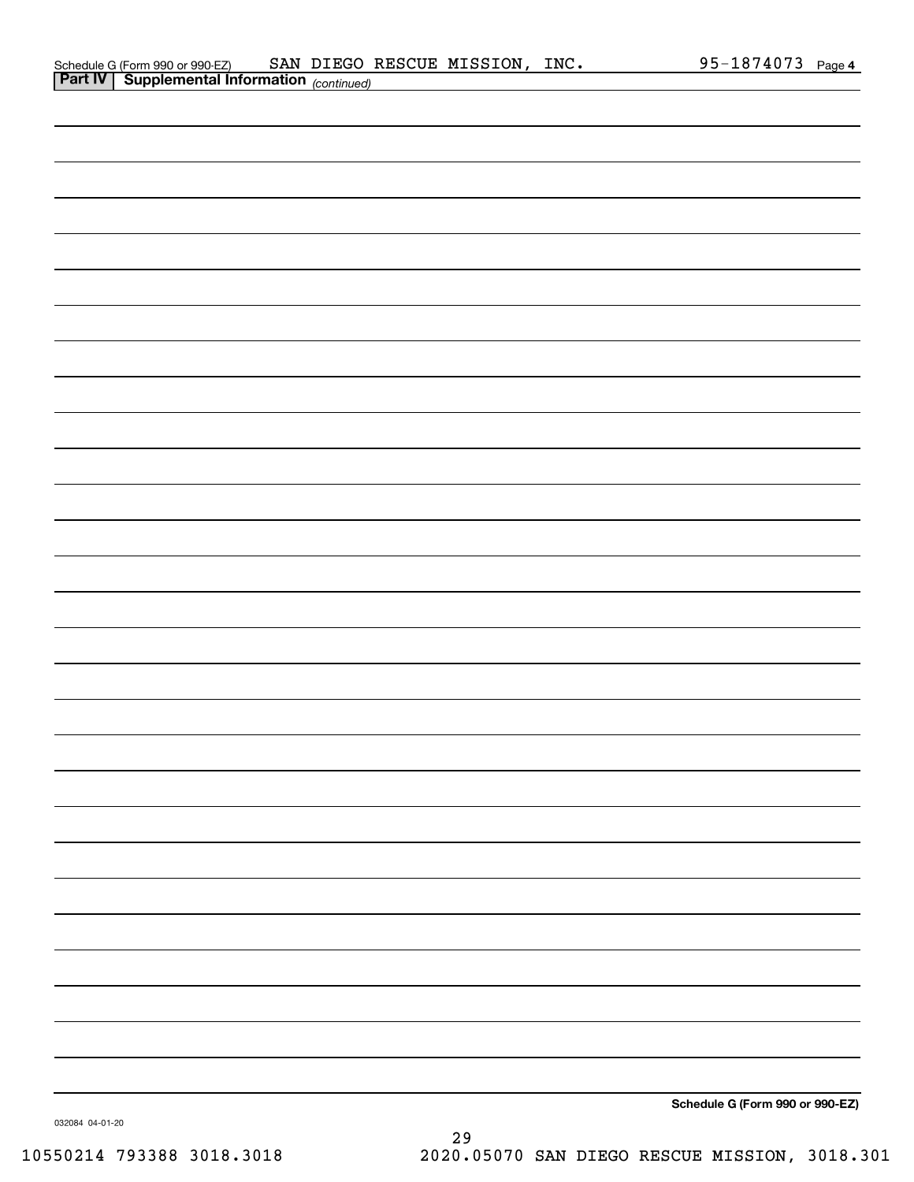Schedule G (Form 990 or 990-EZ) SAN DIEGO RESCUE MISSION, INC. 95-1874073 Page 4

**Part IV | Supplemental Information** *(continued)*

**Schedule G (Form 990 or 990-EZ)**

032084 04-01-20

10550214 793388 3018.3018 2020.05070 SAN DIEGO RESCUE MISSION, 3018.301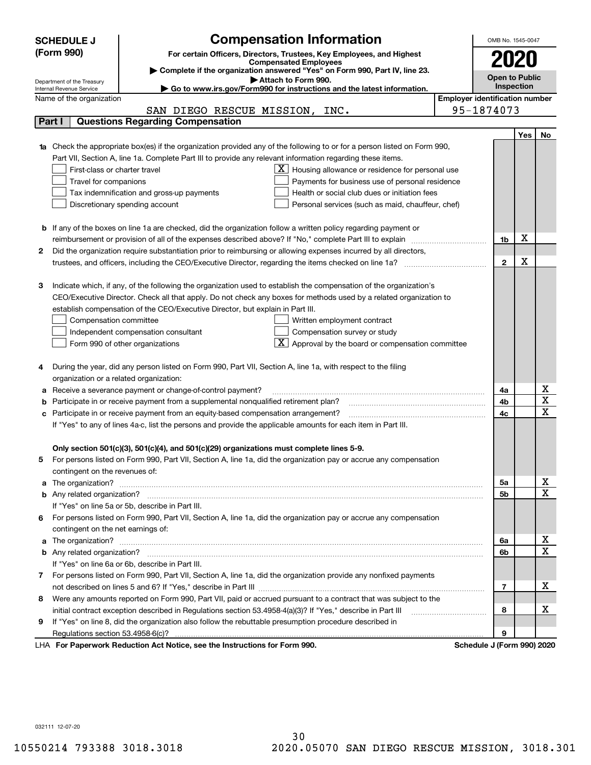# SCHEDULE J (Form 990)

## Compensation Information

**For certain Officers, Directors, Trustees, Key Employees, and Highest Compensated Employees**

▶ Complete if the organization answered "Yes" on Form 990, Part IV, line 23.

▶ Attach to Form 990.

▶ Go to www.irs.gov/Form990 for instructions and the latest information.

OMB No. 1545-0047

**2020**

**Open to Public Inspection**

Department of the Treasury
Internal Revenue Service

Name of the organization: SAN DIEGO RESCUE MISSION, INC.

Employer identification number: 95-1874073

### Part I Questions Regarding Compensation

| | | | Yes | No |
|---|---|---|---|---|
| **1a** | Check the appropriate box(es) if the organization provided any of the following to or for a person listed on Form 990, Part VII, Section A, line 1a. Complete Part III to provide any relevant information regarding these items.<br>☐ First-class or charter travel<br>☐ Travel for companions<br>☐ Tax indemnification and gross-up payments<br>☐ Discretionary spending account<br>☒ Housing allowance or residence for personal use<br>☐ Payments for business use of personal residence<br>☐ Health or social club dues or initiation fees<br>☐ Personal services (such as maid, chauffeur, chef) | | | |
| **b** | If any of the boxes on line 1a are checked, did the organization follow a written policy regarding payment or reimbursement or provision of all of the expenses described above? If "No," complete Part III to explain | 1b | X | |
| **2** | Did the organization require substantiation prior to reimbursing or allowing expenses incurred by all directors, trustees, and officers, including the CEO/Executive Director, regarding the items checked on line 1a? | 2 | X | |
| **3** | Indicate which, if any, of the following the organization used to establish the compensation of the organization's CEO/Executive Director. Check all that apply. Do not check any boxes for methods used by a related organization to establish compensation of the CEO/Executive Director, but explain in Part III.<br>☐ Compensation committee<br>☐ Independent compensation consultant<br>☐ Form 990 of other organizations<br>☐ Written employment contract<br>☐ Compensation survey or study<br>☒ Approval by the board or compensation committee | | | |
| **4** | During the year, did any person listed on Form 990, Part VII, Section A, line 1a, with respect to the filing organization or a related organization: | | | |
| **a** | Receive a severance payment or change-of-control payment? | 4a | | X |
| **b** | Participate in or receive payment from a supplemental nonqualified retirement plan? | 4b | | X |
| **c** | Participate in or receive payment from an equity-based compensation arrangement?<br>If "Yes" to any of lines 4a-c, list the persons and provide the applicable amounts for each item in Part III. | 4c | | X |
| | **Only section 501(c)(3), 501(c)(4), and 501(c)(29) organizations must complete lines 5-9.** | | | |
| **5** | For persons listed on Form 990, Part VII, Section A, line 1a, did the organization pay or accrue any compensation contingent on the revenues of: | | | |
| **a** | The organization? | 5a | | X |
| **b** | Any related organization?<br>If "Yes" on line 5a or 5b, describe in Part III. | 5b | | X |
| **6** | For persons listed on Form 990, Part VII, Section A, line 1a, did the organization pay or accrue any compensation contingent on the net earnings of: | | | |
| **a** | The organization? | 6a | | X |
| **b** | Any related organization?<br>If "Yes" on line 6a or 6b, describe in Part III. | 6b | | X |
| **7** | For persons listed on Form 990, Part VII, Section A, line 1a, did the organization provide any nonfixed payments not described on lines 5 and 6? If "Yes," describe in Part III | 7 | | X |
| **8** | Were any amounts reported on Form 990, Part VII, paid or accrued pursuant to a contract that was subject to the initial contract exception described in Regulations section 53.4958-4(a)(3)? If "Yes," describe in Part III | 8 | | X |
| **9** | If "Yes" on line 8, did the organization also follow the rebuttable presumption procedure described in Regulations section 53.4958-6(c)? | 9 | | |

LHA **For Paperwork Reduction Act Notice, see the Instructions for Form 990.** **Schedule J (Form 990) 2020**

032111 12-07-20

10550214 793388 3018.3018 2020.05070 SAN DIEGO RESCUE MISSION, 3018.301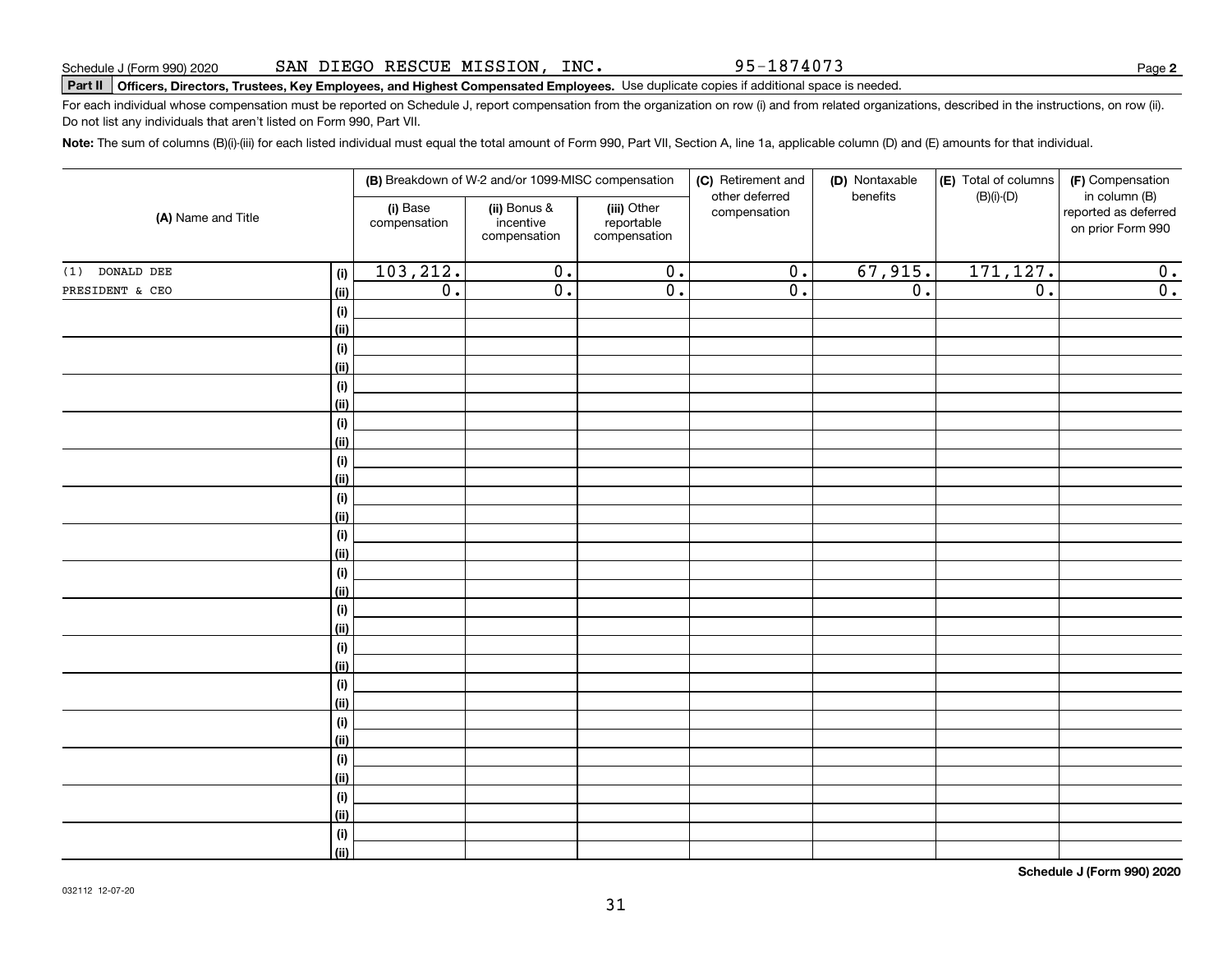Schedule J (Form 990) 2020 SAN DIEGO RESCUE MISSION, INC. 95-1874073

**Part II Officers, Directors, Trustees, Key Employees, and Highest Compensated Employees.** Use duplicate copies if additional space is needed.

For each individual whose compensation must be reported on Schedule J, report compensation from the organization on row (i) and from related organizations, described in the instructions, on row (ii). Do not list any individuals that aren't listed on Form 990, Part VII.

**Note:** The sum of columns (B)(i)-(iii) for each listed individual must equal the total amount of Form 990, Part VII, Section A, line 1a, applicable column (D) and (E) amounts for that individual.

| (A) Name and Title | | (B) Breakdown of W-2 and/or 1099-MISC compensation | | | (C) Retirement and other deferred compensation | (D) Nontaxable benefits | (E) Total of columns (B)(i)-(D) | (F) Compensation in column (B) reported as deferred on prior Form 990 |
|---|---|---|---|---|---|---|---|---|
| | | (i) Base compensation | (ii) Bonus & incentive compensation | (iii) Other reportable compensation | | | | |
| (1) DONALD DEE | (i) | 103,212. | 0. | 0. | 0. | 67,915. | 171,127. | 0. |
| PRESIDENT & CEO | (ii) | 0. | 0. | 0. | 0. | 0. | 0. | 0. |
| | (i) | | | | | | | |
| | (ii) | | | | | | | |
| | (i) | | | | | | | |
| | (ii) | | | | | | | |
| | (i) | | | | | | | |
| | (ii) | | | | | | | |
| | (i) | | | | | | | |
| | (ii) | | | | | | | |
| | (i) | | | | | | | |
| | (ii) | | | | | | | |
| | (i) | | | | | | | |
| | (ii) | | | | | | | |
| | (i) | | | | | | | |
| | (ii) | | | | | | | |
| | (i) | | | | | | | |
| | (ii) | | | | | | | |
| | (i) | | | | | | | |
| | (ii) | | | | | | | |
| | (i) | | | | | | | |
| | (ii) | | | | | | | |
| | (i) | | | | | | | |
| | (ii) | | | | | | | |
| | (i) | | | | | | | |
| | (ii) | | | | | | | |
| | (i) | | | | | | | |
| | (ii) | | | | | | | |
| | (i) | | | | | | | |
| | (ii) | | | | | | | |
| | (i) | | | | | | | |
| | (ii) | | | | | | | |

**Schedule J (Form 990) 2020**

032112 12-07-20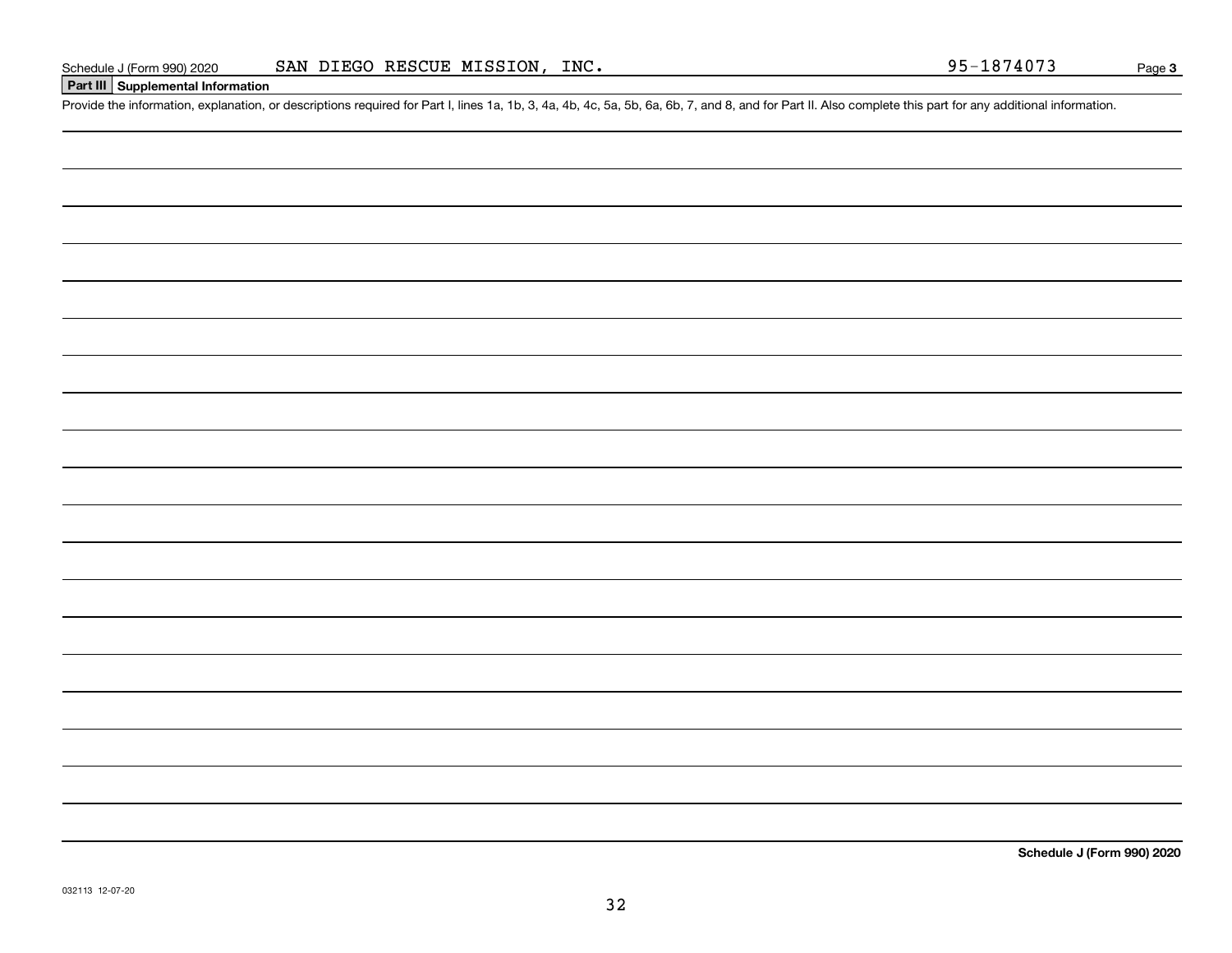Schedule J (Form 990) 2020 SAN DIEGO RESCUE MISSION, INC. 95-1874073

## Part III Supplemental Information

Provide the information, explanation, or descriptions required for Part I, lines 1a, 1b, 3, 4a, 4b, 4c, 5a, 5b, 6a, 6b, 7, and 8, and for Part II. Also complete this part for any additional information.

**Schedule J (Form 990) 2020**

032113 12-07-20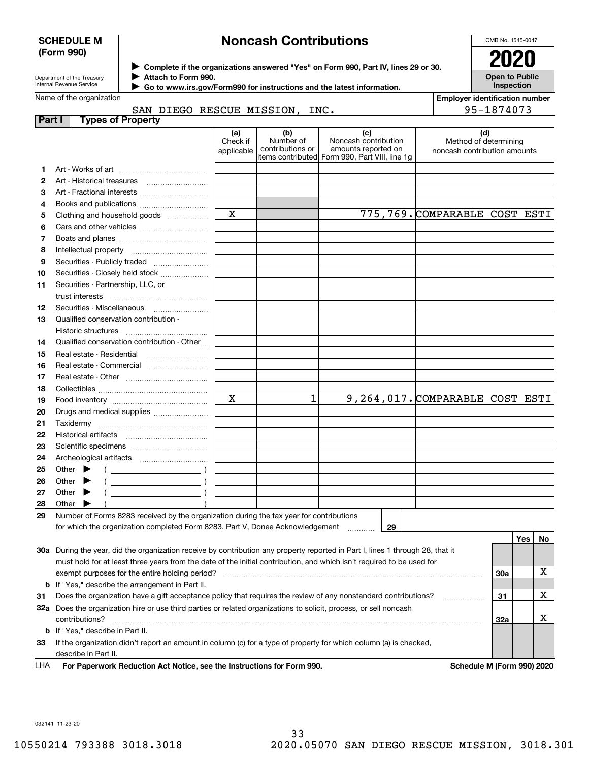**SCHEDULE M (Form 990)**

Department of the Treasury
Internal Revenue Service

# Noncash Contributions

▶ Complete if the organizations answered "Yes" on Form 990, Part IV, lines 29 or 30.
▶ Attach to Form 990.
▶ Go to www.irs.gov/Form990 for instructions and the latest information.

OMB No. 1545-0047

**2020**

**Open to Public Inspection**

Name of the organization: SAN DIEGO RESCUE MISSION, INC.

Employer identification number: 95-1874073

## Part I Types of Property

| | | (a) Check if applicable | (b) Number of contributions or items contributed | (c) Noncash contribution amounts reported on Form 990, Part VIII, line 1g | (d) Method of determining noncash contribution amounts |
|---|---|---|---|---|---|
| 1 | Art - Works of art | | | | |
| 2 | Art - Historical treasures | | | | |
| 3 | Art - Fractional interests | | | | |
| 4 | Books and publications | | | | |
| 5 | Clothing and household goods | X | | 775,769. | COMPARABLE COST ESTI |
| 6 | Cars and other vehicles | | | | |
| 7 | Boats and planes | | | | |
| 8 | Intellectual property | | | | |
| 9 | Securities - Publicly traded | | | | |
| 10 | Securities - Closely held stock | | | | |
| 11 | Securities - Partnership, LLC, or trust interests | | | | |
| 12 | Securities - Miscellaneous | | | | |
| 13 | Qualified conservation contribution - Historic structures | | | | |
| 14 | Qualified conservation contribution - Other | | | | |
| 15 | Real estate - Residential | | | | |
| 16 | Real estate - Commercial | | | | |
| 17 | Real estate - Other | | | | |
| 18 | Collectibles | | | | |
| 19 | Food inventory | X | 1 | 9,264,017. | COMPARABLE COST ESTI |
| 20 | Drugs and medical supplies | | | | |
| 21 | Taxidermy | | | | |
| 22 | Historical artifacts | | | | |
| 23 | Scientific specimens | | | | |
| 24 | Archeological artifacts | | | | |
| 25 | Other ▶ ( ) | | | | |
| 26 | Other ▶ ( ) | | | | |
| 27 | Other ▶ ( ) | | | | |
| 28 | Other ▶ ( ) | | | | |

29 Number of Forms 8283 received by the organization during the tax year for contributions for which the organization completed Form 8283, Part V, Donee Acknowledgement ..... 29

| | | | Yes | No |
|---|---|---|---|---|
| 30a | During the year, did the organization receive by contribution any property reported in Part I, lines 1 through 28, that it must hold for at least three years from the date of the initial contribution, and which isn't required to be used for exempt purposes for the entire holding period? | 30a | | X |
| b | If "Yes," describe the arrangement in Part II. | | | |
| 31 | Does the organization have a gift acceptance policy that requires the review of any nonstandard contributions? | 31 | | X |
| 32a | Does the organization hire or use third parties or related organizations to solicit, process, or sell noncash contributions? | 32a | | X |
| b | If "Yes," describe in Part II. | | | |
| 33 | If the organization didn't report an amount in column (c) for a type of property for which column (a) is checked, describe in Part II. | | | |

LHA **For Paperwork Reduction Act Notice, see the Instructions for Form 990.** **Schedule M (Form 990) 2020**

032141 11-23-20

10550214 793388 3018.3018 2020.05070 SAN DIEGO RESCUE MISSION, 3018.301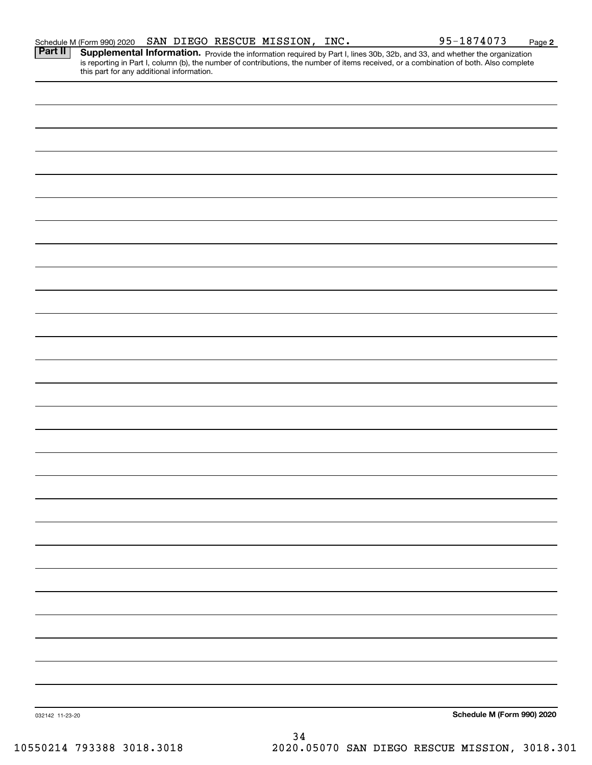Schedule M (Form 990) 2020    SAN DIEGO RESCUE MISSION, INC.    95-1874073    Page 2

**Part II** **Supplemental Information.** Provide the information required by Part I, lines 30b, 32b, and 33, and whether the organization is reporting in Part I, column (b), the number of contributions, the number of items received, or a combination of both. Also complete this part for any additional information.

032142 11-23-20    **Schedule M (Form 990) 2020**

10550214 793388 3018.3018    2020.05070 SAN DIEGO RESCUE MISSION, 3018.301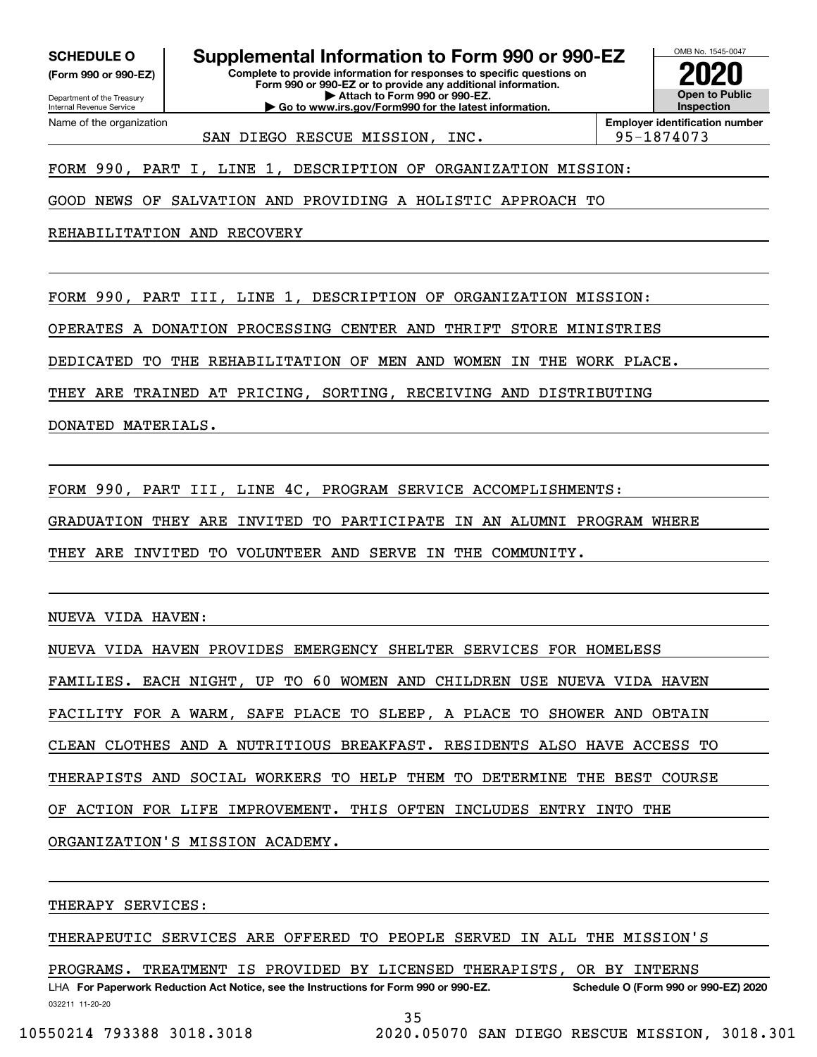**SCHEDULE O** (Form 990 or 990-EZ)

Department of the Treasury
Internal Revenue Service

# Supplemental Information to Form 990 or 990-EZ

**Complete to provide information for responses to specific questions on Form 990 or 990-EZ or to provide any additional information.**
**▶ Attach to Form 990 or 990-EZ.**
**▶ Go to www.irs.gov/Form990 for the latest information.**

OMB No. 1545-0047

**2020**

**Open to Public Inspection**

Name of the organization: SAN DIEGO RESCUE MISSION, INC.

**Employer identification number:** 95-1874073

FORM 990, PART I, LINE 1, DESCRIPTION OF ORGANIZATION MISSION:

GOOD NEWS OF SALVATION AND PROVIDING A HOLISTIC APPROACH TO REHABILITATION AND RECOVERY

FORM 990, PART III, LINE 1, DESCRIPTION OF ORGANIZATION MISSION:

OPERATES A DONATION PROCESSING CENTER AND THRIFT STORE MINISTRIES DEDICATED TO THE REHABILITATION OF MEN AND WOMEN IN THE WORK PLACE. THEY ARE TRAINED AT PRICING, SORTING, RECEIVING AND DISTRIBUTING DONATED MATERIALS.

FORM 990, PART III, LINE 4C, PROGRAM SERVICE ACCOMPLISHMENTS:

GRADUATION THEY ARE INVITED TO PARTICIPATE IN AN ALUMNI PROGRAM WHERE THEY ARE INVITED TO VOLUNTEER AND SERVE IN THE COMMUNITY.

NUEVA VIDA HAVEN:

NUEVA VIDA HAVEN PROVIDES EMERGENCY SHELTER SERVICES FOR HOMELESS FAMILIES. EACH NIGHT, UP TO 60 WOMEN AND CHILDREN USE NUEVA VIDA HAVEN FACILITY FOR A WARM, SAFE PLACE TO SLEEP, A PLACE TO SHOWER AND OBTAIN CLEAN CLOTHES AND A NUTRITIOUS BREAKFAST. RESIDENTS ALSO HAVE ACCESS TO THERAPISTS AND SOCIAL WORKERS TO HELP THEM TO DETERMINE THE BEST COURSE OF ACTION FOR LIFE IMPROVEMENT. THIS OFTEN INCLUDES ENTRY INTO THE ORGANIZATION'S MISSION ACADEMY.

THERAPY SERVICES:

THERAPEUTIC SERVICES ARE OFFERED TO PEOPLE SERVED IN ALL THE MISSION'S PROGRAMS. TREATMENT IS PROVIDED BY LICENSED THERAPISTS, OR BY INTERNS

LHA **For Paperwork Reduction Act Notice, see the Instructions for Form 990 or 990-EZ.** **Schedule O (Form 990 or 990-EZ) 2020**

032211 11-20-20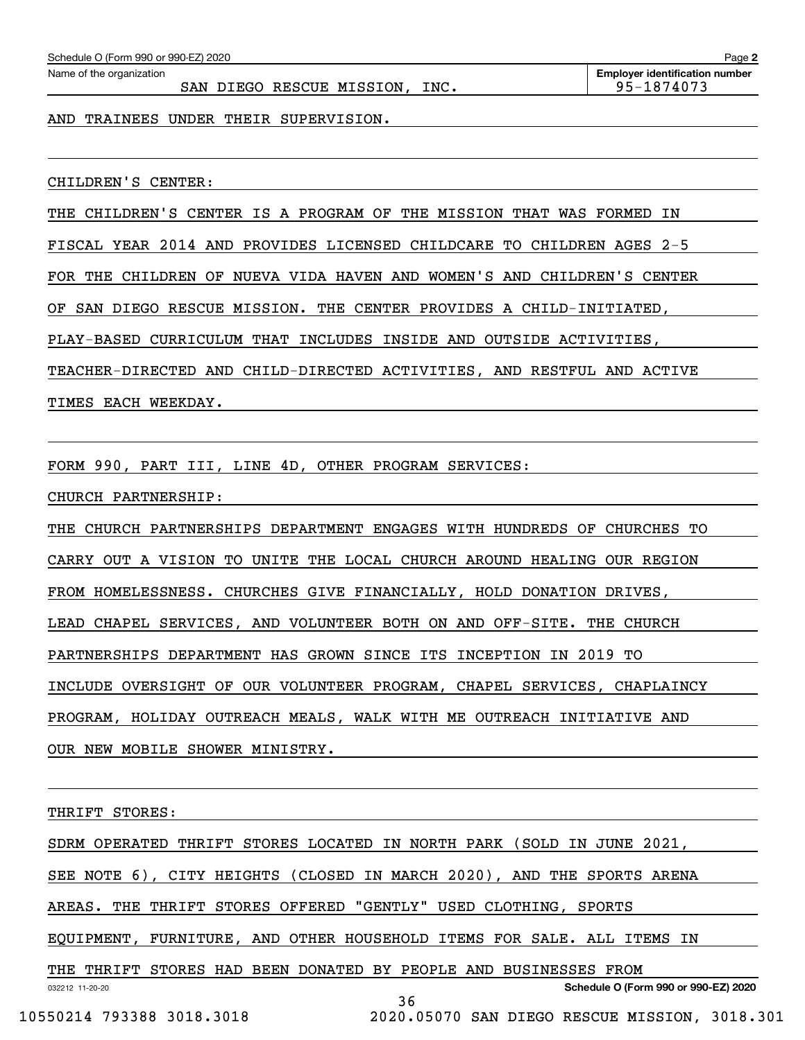AND TRAINEES UNDER THEIR SUPERVISION.

CHILDREN'S CENTER:

THE CHILDREN'S CENTER IS A PROGRAM OF THE MISSION THAT WAS FORMED IN FISCAL YEAR 2014 AND PROVIDES LICENSED CHILDCARE TO CHILDREN AGES 2-5 FOR THE CHILDREN OF NUEVA VIDA HAVEN AND WOMEN'S AND CHILDREN'S CENTER OF SAN DIEGO RESCUE MISSION. THE CENTER PROVIDES A CHILD-INITIATED, PLAY-BASED CURRICULUM THAT INCLUDES INSIDE AND OUTSIDE ACTIVITIES, TEACHER-DIRECTED AND CHILD-DIRECTED ACTIVITIES, AND RESTFUL AND ACTIVE TIMES EACH WEEKDAY.

FORM 990, PART III, LINE 4D, OTHER PROGRAM SERVICES:

CHURCH PARTNERSHIP:

THE CHURCH PARTNERSHIPS DEPARTMENT ENGAGES WITH HUNDREDS OF CHURCHES TO CARRY OUT A VISION TO UNITE THE LOCAL CHURCH AROUND HEALING OUR REGION FROM HOMELESSNESS. CHURCHES GIVE FINANCIALLY, HOLD DONATION DRIVES, LEAD CHAPEL SERVICES, AND VOLUNTEER BOTH ON AND OFF-SITE. THE CHURCH PARTNERSHIPS DEPARTMENT HAS GROWN SINCE ITS INCEPTION IN 2019 TO INCLUDE OVERSIGHT OF OUR VOLUNTEER PROGRAM, CHAPEL SERVICES, CHAPLAINCY PROGRAM, HOLIDAY OUTREACH MEALS, WALK WITH ME OUTREACH INITIATIVE AND OUR NEW MOBILE SHOWER MINISTRY.

THRIFT STORES:

SDRM OPERATED THRIFT STORES LOCATED IN NORTH PARK (SOLD IN JUNE 2021, SEE NOTE 6), CITY HEIGHTS (CLOSED IN MARCH 2020), AND THE SPORTS ARENA AREAS. THE THRIFT STORES OFFERED "GENTLY" USED CLOTHING, SPORTS EQUIPMENT, FURNITURE, AND OTHER HOUSEHOLD ITEMS FOR SALE. ALL ITEMS IN THE THRIFT STORES HAD BEEN DONATED BY PEOPLE AND BUSINESSES FROM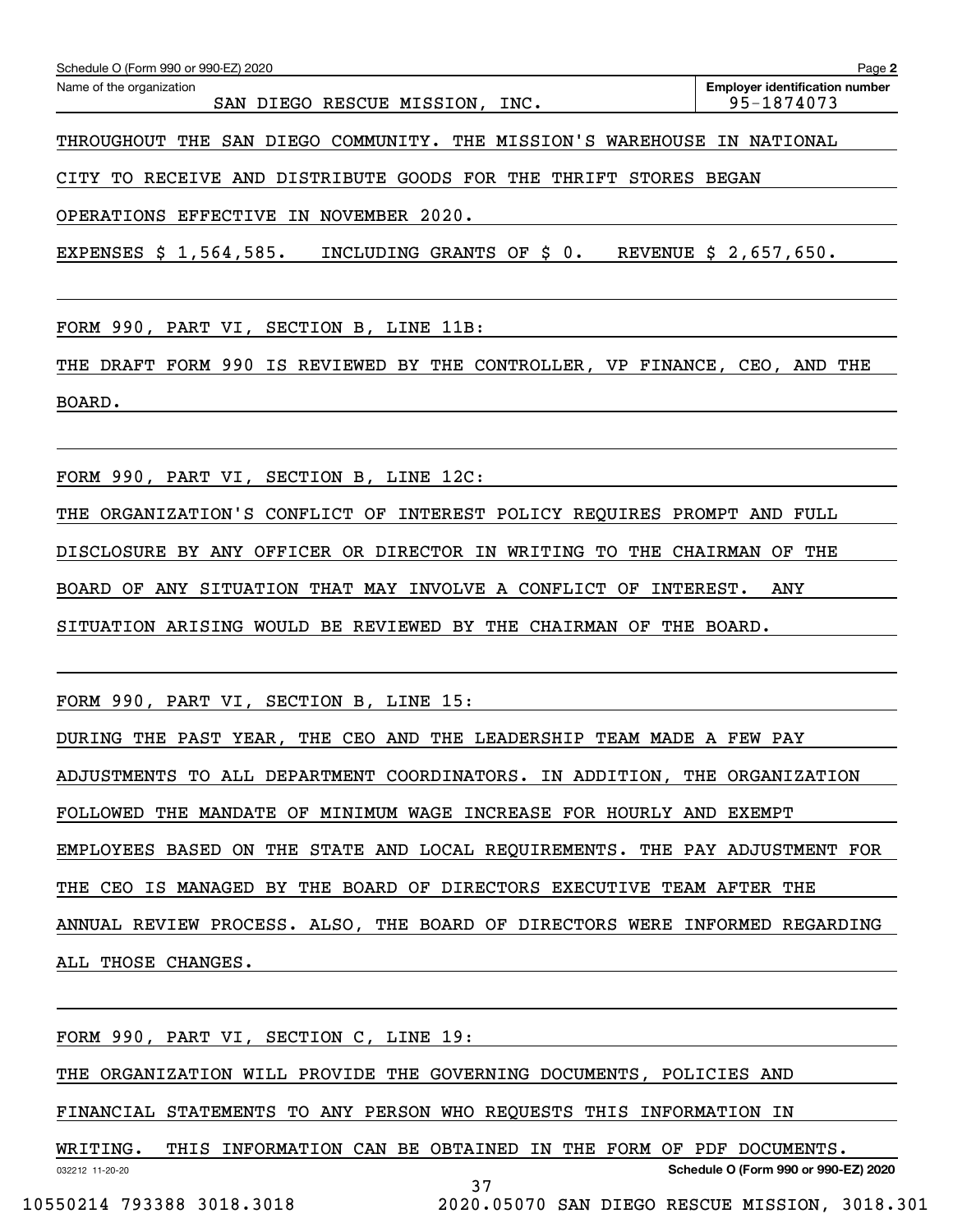THROUGHOUT THE SAN DIEGO COMMUNITY. THE MISSION'S WAREHOUSE IN NATIONAL CITY TO RECEIVE AND DISTRIBUTE GOODS FOR THE THRIFT STORES BEGAN OPERATIONS EFFECTIVE IN NOVEMBER 2020.

EXPENSES $ 1,564,585. INCLUDING GRANTS OF $ 0. REVENUE $ 2,657,650.

FORM 990, PART VI, SECTION B, LINE 11B:

THE DRAFT FORM 990 IS REVIEWED BY THE CONTROLLER, VP FINANCE, CEO, AND THE BOARD.

FORM 990, PART VI, SECTION B, LINE 12C:

THE ORGANIZATION'S CONFLICT OF INTEREST POLICY REQUIRES PROMPT AND FULL DISCLOSURE BY ANY OFFICER OR DIRECTOR IN WRITING TO THE CHAIRMAN OF THE BOARD OF ANY SITUATION THAT MAY INVOLVE A CONFLICT OF INTEREST. ANY SITUATION ARISING WOULD BE REVIEWED BY THE CHAIRMAN OF THE BOARD.

FORM 990, PART VI, SECTION B, LINE 15:

DURING THE PAST YEAR, THE CEO AND THE LEADERSHIP TEAM MADE A FEW PAY ADJUSTMENTS TO ALL DEPARTMENT COORDINATORS. IN ADDITION, THE ORGANIZATION FOLLOWED THE MANDATE OF MINIMUM WAGE INCREASE FOR HOURLY AND EXEMPT EMPLOYEES BASED ON THE STATE AND LOCAL REQUIREMENTS. THE PAY ADJUSTMENT FOR THE CEO IS MANAGED BY THE BOARD OF DIRECTORS EXECUTIVE TEAM AFTER THE ANNUAL REVIEW PROCESS. ALSO, THE BOARD OF DIRECTORS WERE INFORMED REGARDING ALL THOSE CHANGES.

FORM 990, PART VI, SECTION C, LINE 19:

THE ORGANIZATION WILL PROVIDE THE GOVERNING DOCUMENTS, POLICIES AND FINANCIAL STATEMENTS TO ANY PERSON WHO REQUESTS THIS INFORMATION IN WRITING. THIS INFORMATION CAN BE OBTAINED IN THE FORM OF PDF DOCUMENTS.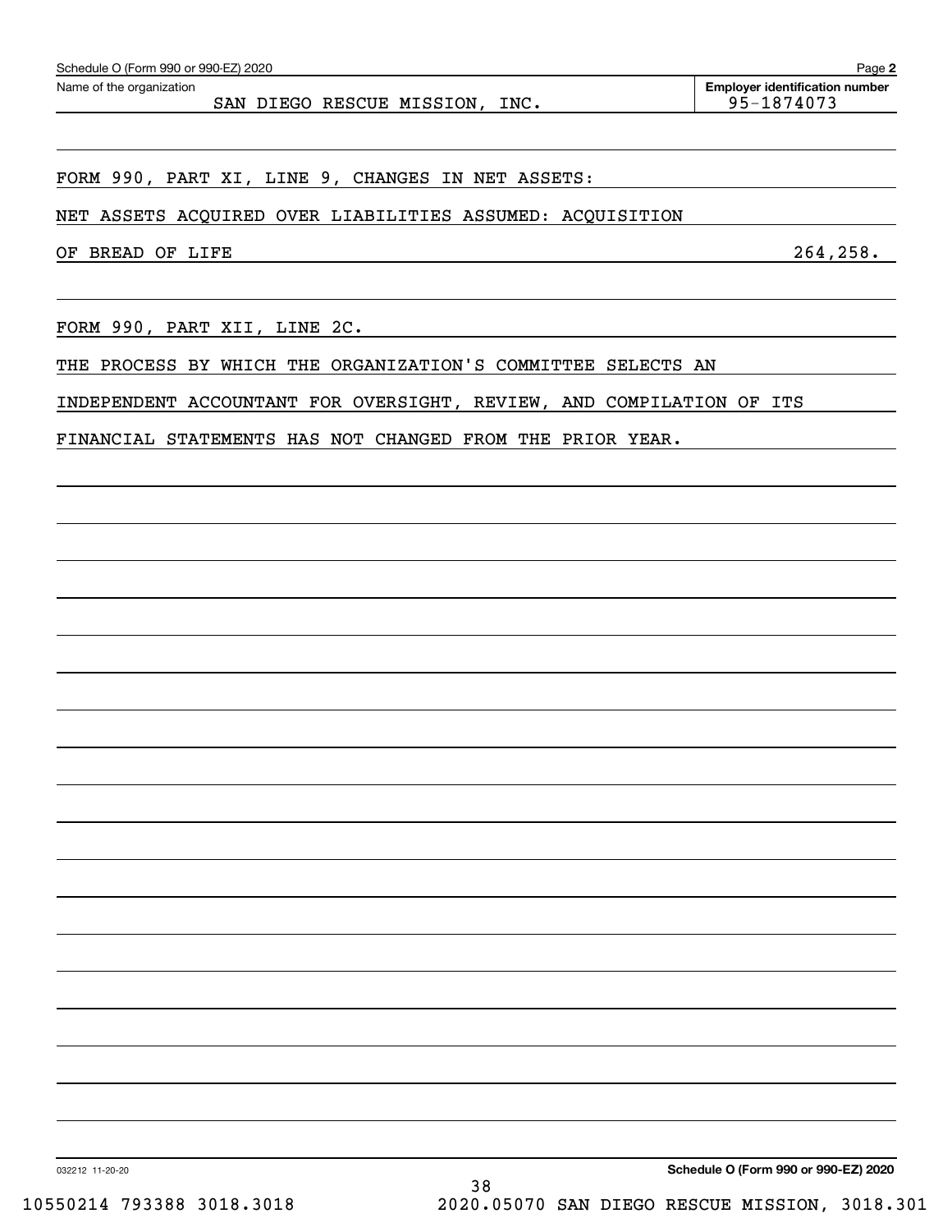Schedule O (Form 990 or 990-EZ) 2020

Name of the organization: SAN DIEGO RESCUE MISSION, INC.

Employer identification number: 95-1874073

FORM 990, PART XI, LINE 9, CHANGES IN NET ASSETS:

NET ASSETS ACQUIRED OVER LIABILITIES ASSUMED: ACQUISITION OF BREAD OF LIFE 264,258.

FORM 990, PART XII, LINE 2C.

THE PROCESS BY WHICH THE ORGANIZATION'S COMMITTEE SELECTS AN INDEPENDENT ACCOUNTANT FOR OVERSIGHT, REVIEW, AND COMPILATION OF ITS FINANCIAL STATEMENTS HAS NOT CHANGED FROM THE PRIOR YEAR.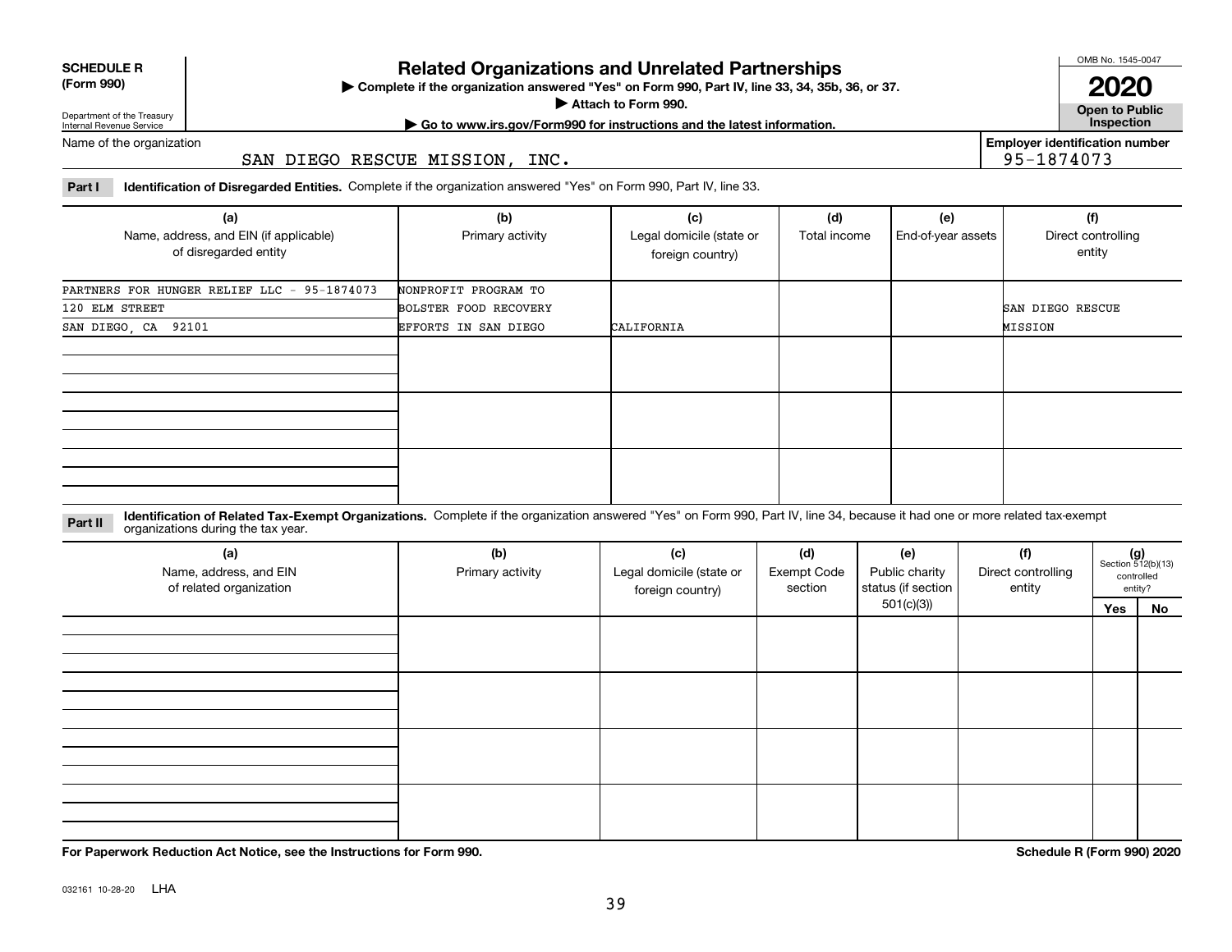**SCHEDULE R (Form 990)**

Department of the Treasury
Internal Revenue Service

# Related Organizations and Unrelated Partnerships

▶ Complete if the organization answered "Yes" on Form 990, Part IV, line 33, 34, 35b, 36, or 37.
▶ Attach to Form 990.
▶ Go to www.irs.gov/Form990 for instructions and the latest information.

OMB No. 1545-0047

**2020**

**Open to Public Inspection**

Name of the organization: SAN DIEGO RESCUE MISSION, INC.

**Employer identification number:** 95-1874073

**Part I** **Identification of Disregarded Entities.** Complete if the organization answered "Yes" on Form 990, Part IV, line 33.

| (a) Name, address, and EIN (if applicable) of disregarded entity | (b) Primary activity | (c) Legal domicile (state or foreign country) | (d) Total income | (e) End-of-year assets | (f) Direct controlling entity |
|---|---|---|---|---|---|
| PARTNERS FOR HUNGER RELIEF LLC - 95-1874073 120 ELM STREET SAN DIEGO, CA 92101 | NONPROFIT PROGRAM TO BOLSTER FOOD RECOVERY EFFORTS IN SAN DIEGO | CALIFORNIA | | | SAN DIEGO RESCUE MISSION |
| | | | | | |
| | | | | | |
| | | | | | |

**Part II** **Identification of Related Tax-Exempt Organizations.** Complete if the organization answered "Yes" on Form 990, Part IV, line 34, because it had one or more related tax-exempt organizations during the tax year.

| (a) Name, address, and EIN of related organization | (b) Primary activity | (c) Legal domicile (state or foreign country) | (d) Exempt Code section | (e) Public charity status (if section 501(c)(3)) | (f) Direct controlling entity | (g) Section 512(b)(13) controlled entity? Yes | No |
|---|---|---|---|---|---|---|---|
| | | | | | | | |
| | | | | | | | |
| | | | | | | | |
| | | | | | | | |

**For Paperwork Reduction Act Notice, see the Instructions for Form 990.** **Schedule R (Form 990) 2020**

032161 10-28-20 LHA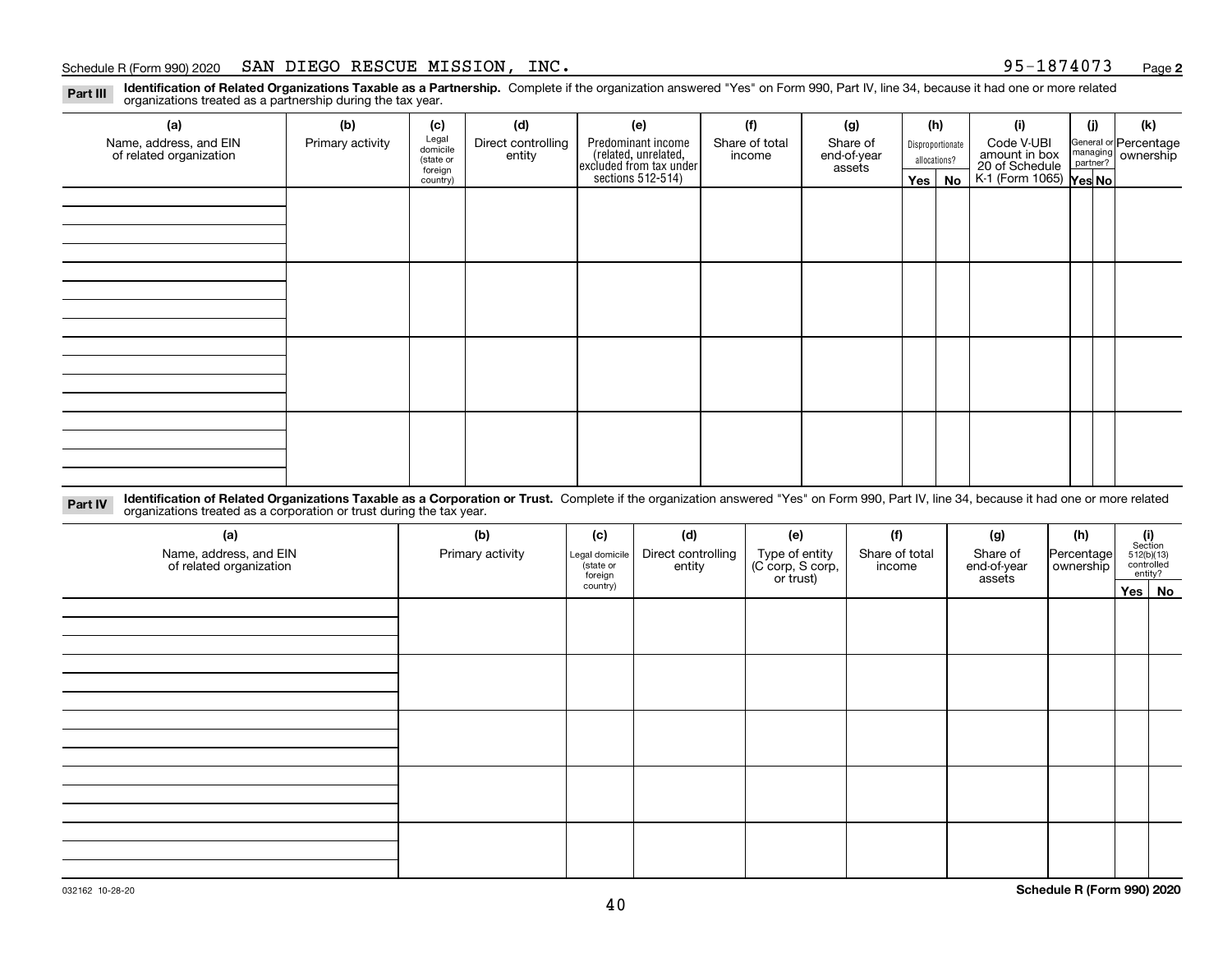Schedule R (Form 990) 2020 SAN DIEGO RESCUE MISSION, INC. 95-1874073 Page 2

**Part III** **Identification of Related Organizations Taxable as a Partnership.** Complete if the organization answered "Yes" on Form 990, Part IV, line 34, because it had one or more related organizations treated as a partnership during the tax year.

| (a) Name, address, and EIN of related organization | (b) Primary activity | (c) Legal domicile (state or foreign country) | (d) Direct controlling entity | (e) Predominant income (related, unrelated, excluded from tax under sections 512-514) | (f) Share of total income | (g) Share of end-of-year assets | (h) Disproportionate allocations? Yes | No | (i) Code V-UBI amount in box 20 of Schedule K-1 (Form 1065) | (j) General or managing partner? Yes | No | (k) Percentage ownership |
|---|---|---|---|---|---|---|---|---|---|---|---|---|
| | | | | | | | | | | | | |
| | | | | | | | | | | | | |
| | | | | | | | | | | | | |
| | | | | | | | | | | | | |

**Part IV** **Identification of Related Organizations Taxable as a Corporation or Trust.** Complete if the organization answered "Yes" on Form 990, Part IV, line 34, because it had one or more related organizations treated as a corporation or trust during the tax year.

| (a) Name, address, and EIN of related organization | (b) Primary activity | (c) Legal domicile (state or foreign country) | (d) Direct controlling entity | (e) Type of entity (C corp, S corp, or trust) | (f) Share of total income | (g) Share of end-of-year assets | (h) Percentage ownership | (i) Section 512(b)(13) controlled entity? Yes | No |
|---|---|---|---|---|---|---|---|---|---|
| | | | | | | | | | |
| | | | | | | | | | |
| | | | | | | | | | |
| | | | | | | | | | |
| | | | | | | | | | |

032162 10-28-20 **Schedule R (Form 990) 2020**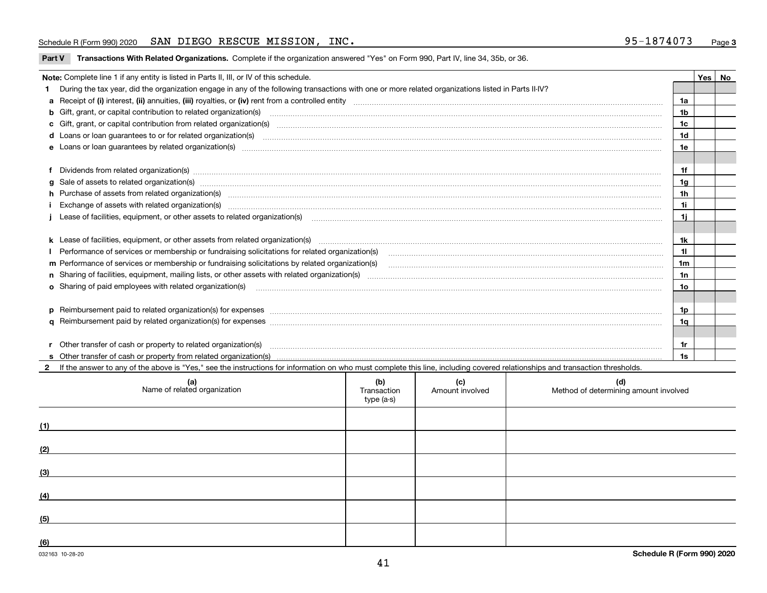Schedule R (Form 990) 2020 SAN DIEGO RESCUE MISSION, INC. 95-1874073

**Part V Transactions With Related Organizations.** Complete if the organization answered "Yes" on Form 990, Part IV, line 34, 35b, or 36.

| **Note:** Complete line 1 if any entity is listed in Parts II, III, or IV of this schedule. | | Yes | No |
|---|---|---|---|
| **1** During the tax year, did the organization engage in any of the following transactions with one or more related organizations listed in Parts II-IV? | | | |
| **a** Receipt of **(i)** interest, **(ii)** annuities, **(iii)** royalties, or **(iv)** rent from a controlled entity | **1a** | | |
| **b** Gift, grant, or capital contribution to related organization(s) | **1b** | | |
| **c** Gift, grant, or capital contribution from related organization(s) | **1c** | | |
| **d** Loans or loan guarantees to or for related organization(s) | **1d** | | |
| **e** Loans or loan guarantees by related organization(s) | **1e** | | |
| **f** Dividends from related organization(s) | **1f** | | |
| **g** Sale of assets to related organization(s) | **1g** | | |
| **h** Purchase of assets from related organization(s) | **1h** | | |
| **i** Exchange of assets with related organization(s) | **1i** | | |
| **j** Lease of facilities, equipment, or other assets to related organization(s) | **1j** | | |
| **k** Lease of facilities, equipment, or other assets from related organization(s) | **1k** | | |
| **l** Performance of services or membership or fundraising solicitations for related organization(s) | **1l** | | |
| **m** Performance of services or membership or fundraising solicitations by related organization(s) | **1m** | | |
| **n** Sharing of facilities, equipment, mailing lists, or other assets with related organization(s) | **1n** | | |
| **o** Sharing of paid employees with related organization(s) | **1o** | | |
| **p** Reimbursement paid to related organization(s) for expenses | **1p** | | |
| **q** Reimbursement paid by related organization(s) for expenses | **1q** | | |
| **r** Other transfer of cash or property to related organization(s) | **1r** | | |
| **s** Other transfer of cash or property from related organization(s) | **1s** | | |

**2** If the answer to any of the above is "Yes," see the instructions for information on who must complete this line, including covered relationships and transaction thresholds.

| | (a) Name of related organization | (b) Transaction type (a-s) | (c) Amount involved | (d) Method of determining amount involved |
|---|---|---|---|---|
| (1) | | | | |
| (2) | | | | |
| (3) | | | | |
| (4) | | | | |
| (5) | | | | |
| (6) | | | | |

032163 10-28-20 Schedule R (Form 990) 2020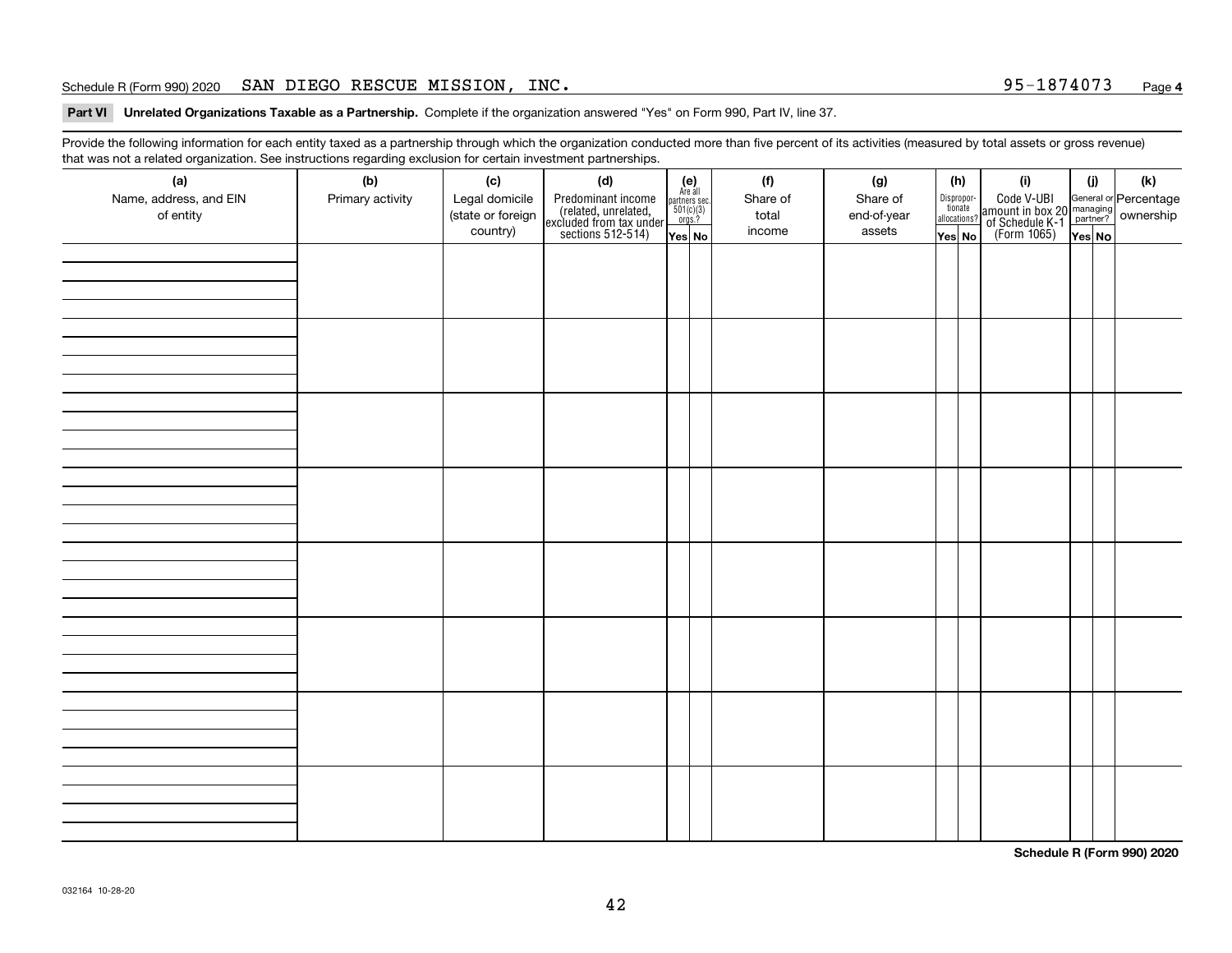Schedule R (Form 990) 2020 SAN DIEGO RESCUE MISSION, INC. 95-1874073 Page **4**

**Part VI Unrelated Organizations Taxable as a Partnership.** Complete if the organization answered "Yes" on Form 990, Part IV, line 37.

Provide the following information for each entity taxed as a partnership through which the organization conducted more than five percent of its activities (measured by total assets or gross revenue) that was not a related organization. See instructions regarding exclusion for certain investment partnerships.

| (a) Name, address, and EIN of entity | (b) Primary activity | (c) Legal domicile (state or foreign country) | (d) Predominant income (related, unrelated, excluded from tax under sections 512-514) | (e) Are all partners sec. 501(c)(3) orgs.? | | (f) Share of total income | (g) Share of end-of-year assets | (h) Disproportionate allocations? | | (i) Code V-UBI amount in box 20 of Schedule K-1 (Form 1065) | (j) General or managing partner? | | (k) Percentage ownership |
|---|---|---|---|---|---|---|---|---|---|---|---|---|---|
| | | | | Yes | No | | | Yes | No | | Yes | No | |
| | | | | | | | | | | | | | |
| | | | | | | | | | | | | | |
| | | | | | | | | | | | | | |
| | | | | | | | | | | | | | |
| | | | | | | | | | | | | | |
| | | | | | | | | | | | | | |
| | | | | | | | | | | | | | |
| | | | | | | | | | | | | | |

**Schedule R (Form 990) 2020**

032164 10-28-20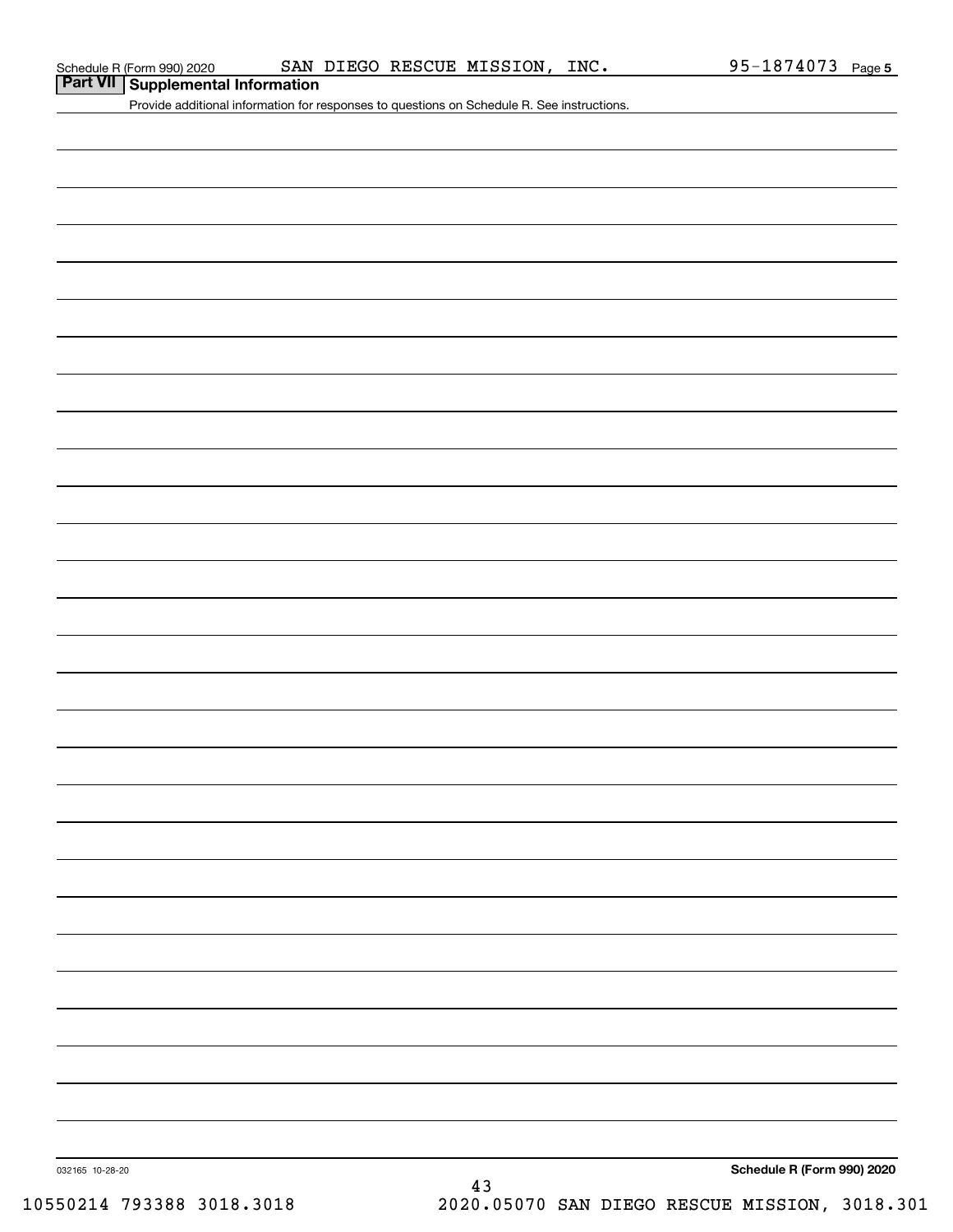Schedule R (Form 990) 2020 SAN DIEGO RESCUE MISSION, INC. 95-1874073 Page **5**

## Part VII Supplemental Information

Provide additional information for responses to questions on Schedule R. See instructions.

032165 10-28-20 **Schedule R (Form 990) 2020**

10550214 793388 3018.3018 2020.05070 SAN DIEGO RESCUE MISSION, 3018.301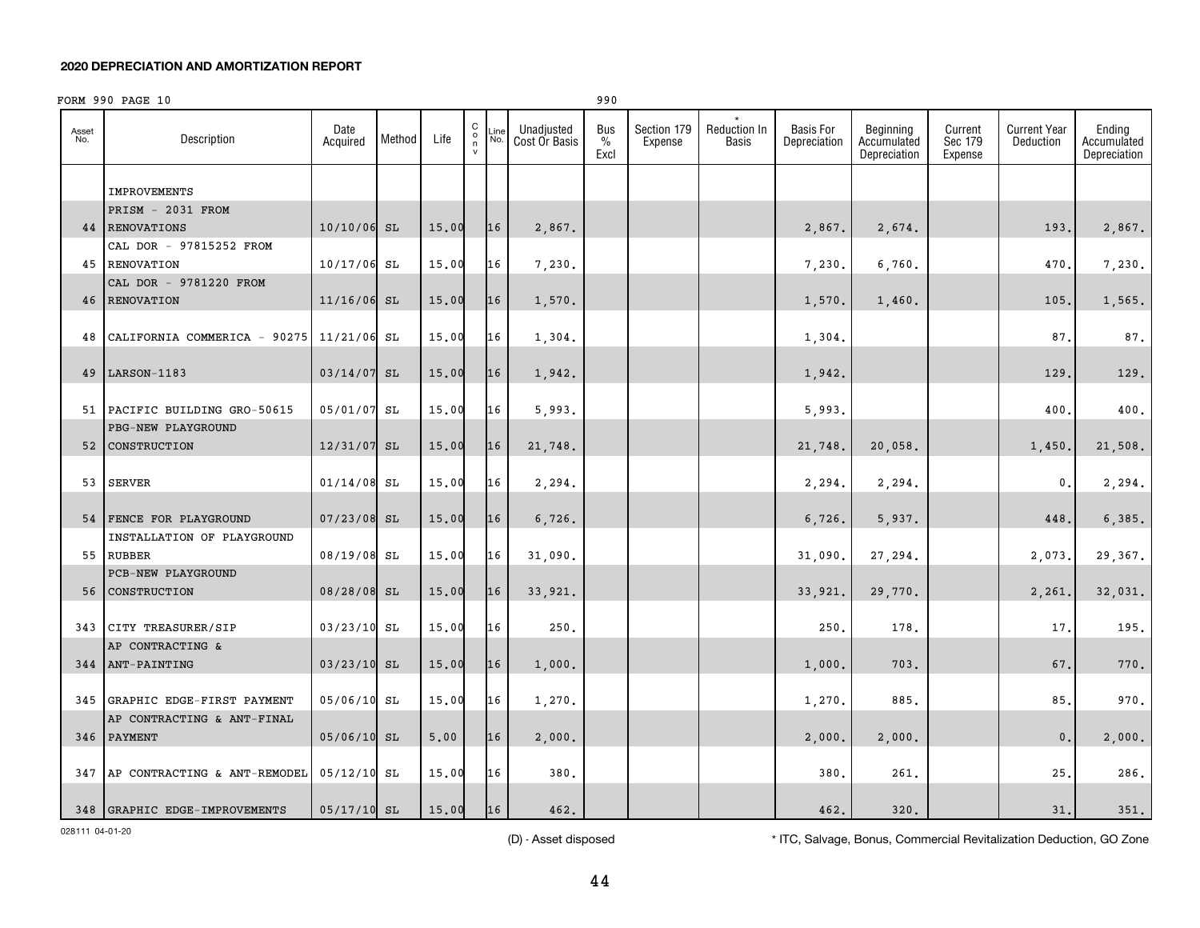## 2020 DEPRECIATION AND AMORTIZATION REPORT

FORM 990 PAGE 10 990

| Asset No. | Description | Date Acquired | Method | Life | C o n v | Line No. | Unadjusted Cost Or Basis | Bus % Excl | Section 179 Expense | * Reduction In Basis | Basis For Depreciation | Beginning Accumulated Depreciation | Current Sec 179 Expense | Current Year Deduction | Ending Accumulated Depreciation |
|---|---|---|---|---|---|---|---|---|---|---|---|---|---|---|---|
| | IMPROVEMENTS | | | | | | | | | | | | | | |
| 44 | PRISM - 2031 FROM RENOVATIONS | 10/10/06 | SL | 15.00 | | 16 | 2,867. | | | | 2,867. | 2,674. | | 193. | 2,867. |
| 45 | CAL DOR - 97815252 FROM RENOVATION | 10/17/06 | SL | 15.00 | | 16 | 7,230. | | | | 7,230. | 6,760. | | 470. | 7,230. |
| 46 | CAL DOR - 9781220 FROM RENOVATION | 11/16/06 | SL | 15.00 | | 16 | 1,570. | | | | 1,570. | 1,460. | | 105. | 1,565. |
| 48 | CALIFORNIA COMMERICA - 90275 | 11/21/06 | SL | 15.00 | | 16 | 1,304. | | | | 1,304. | | | 87. | 87. |
| 49 | LARSON-1183 | 03/14/07 | SL | 15.00 | | 16 | 1,942. | | | | 1,942. | | | 129. | 129. |
| 51 | PACIFIC BUILDING GRO-50615 | 05/01/07 | SL | 15.00 | | 16 | 5,993. | | | | 5,993. | | | 400. | 400. |
| 52 | PBG-NEW PLAYGROUND CONSTRUCTION | 12/31/07 | SL | 15.00 | | 16 | 21,748. | | | | 21,748. | 20,058. | | 1,450. | 21,508. |
| 53 | SERVER | 01/14/08 | SL | 15.00 | | 16 | 2,294. | | | | 2,294. | 2,294. | | 0. | 2,294. |
| 54 | FENCE FOR PLAYGROUND | 07/23/08 | SL | 15.00 | | 16 | 6,726. | | | | 6,726. | 5,937. | | 448. | 6,385. |
| 55 | INSTALLATION OF PLAYGROUND RUBBER | 08/19/08 | SL | 15.00 | | 16 | 31,090. | | | | 31,090. | 27,294. | | 2,073. | 29,367. |
| 56 | PCB-NEW PLAYGROUND CONSTRUCTION | 08/28/08 | SL | 15.00 | | 16 | 33,921. | | | | 33,921. | 29,770. | | 2,261. | 32,031. |
| 343 | CITY TREASURER/SIP | 03/23/10 | SL | 15.00 | | 16 | 250. | | | | 250. | 178. | | 17. | 195. |
| 344 | AP CONTRACTING & ANT-PAINTING | 03/23/10 | SL | 15.00 | | 16 | 1,000. | | | | 1,000. | 703. | | 67. | 770. |
| 345 | GRAPHIC EDGE-FIRST PAYMENT | 05/06/10 | SL | 15.00 | | 16 | 1,270. | | | | 1,270. | 885. | | 85. | 970. |
| 346 | AP CONTRACTING & ANT-FINAL PAYMENT | 05/06/10 | SL | 5.00 | | 16 | 2,000. | | | | 2,000. | 2,000. | | 0. | 2,000. |
| 347 | AP CONTRACTING & ANT-REMODEL | 05/12/10 | SL | 15.00 | | 16 | 380. | | | | 380. | 261. | | 25. | 286. |
| 348 | GRAPHIC EDGE-IMPROVEMENTS | 05/17/10 | SL | 15.00 | | 16 | 462. | | | | 462. | 320. | | 31. | 351. |

028111 04-01-20

(D) - Asset disposed

* ITC, Salvage, Bonus, Commercial Revitalization Deduction, GO Zone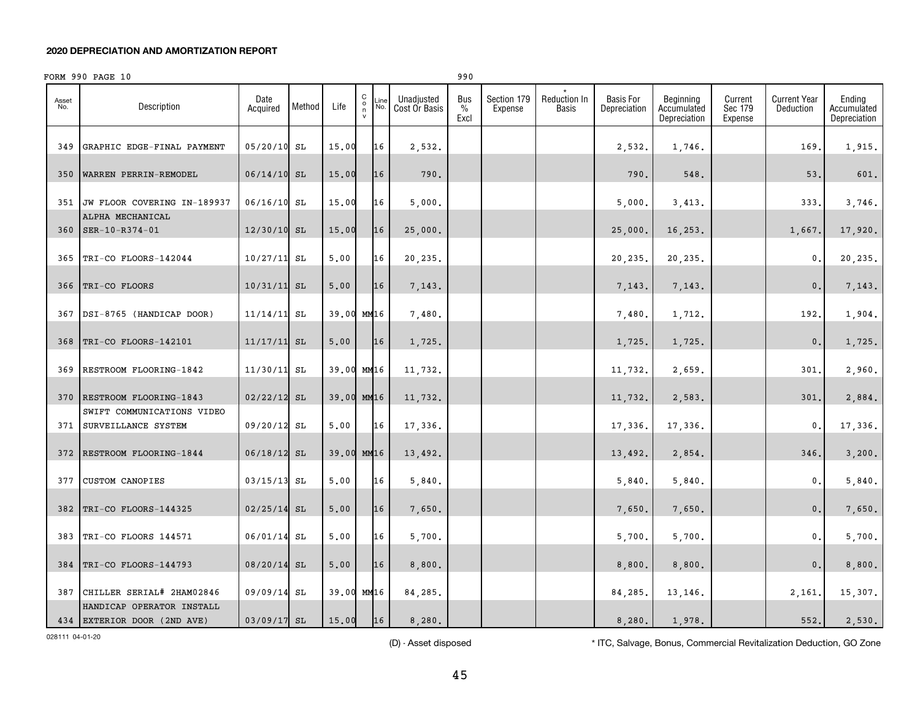## 2020 DEPRECIATION AND AMORTIZATION REPORT

FORM 990 PAGE 10 990

| Asset No. | Description | Date Acquired | Method | Life | C o n v | Line No. | Unadjusted Cost Or Basis | Bus % Excl | Section 179 Expense | * Reduction In Basis | Basis For Depreciation | Beginning Accumulated Depreciation | Current Sec 179 Expense | Current Year Deduction | Ending Accumulated Depreciation |
|---|---|---|---|---|---|---|---|---|---|---|---|---|---|---|---|
| 349 | GRAPHIC EDGE-FINAL PAYMENT | 05/20/10 | SL | 15.00 | | 16 | 2,532. | | | | 2,532. | 1,746. | | 169. | 1,915. |
| 350 | WARREN PERRIN-REMODEL | 06/14/10 | SL | 15.00 | | 16 | 790. | | | | 790. | 548. | | 53. | 601. |
| 351 | JW FLOOR COVERING IN-189937 | 06/16/10 | SL | 15.00 | | 16 | 5,000. | | | | 5,000. | 3,413. | | 333. | 3,746. |
| 360 | ALPHA MECHANICAL SER-10-R374-01 | 12/30/10 | SL | 15.00 | | 16 | 25,000. | | | | 25,000. | 16,253. | | 1,667. | 17,920. |
| 365 | TRI-CO FLOORS-142044 | 10/27/11 | SL | 5.00 | | 16 | 20,235. | | | | 20,235. | 20,235. | | 0. | 20,235. |
| 366 | TRI-CO FLOORS | 10/31/11 | SL | 5.00 | | 16 | 7,143. | | | | 7,143. | 7,143. | | 0. | 7,143. |
| 367 | DSI-8765 (HANDICAP DOOR) | 11/14/11 | SL | 39.00 | MM | 16 | 7,480. | | | | 7,480. | 1,712. | | 192. | 1,904. |
| 368 | TRI-CO FLOORS-142101 | 11/17/11 | SL | 5.00 | | 16 | 1,725. | | | | 1,725. | 1,725. | | 0. | 1,725. |
| 369 | RESTROOM FLOORING-1842 | 11/30/11 | SL | 39.00 | MM | 16 | 11,732. | | | | 11,732. | 2,659. | | 301. | 2,960. |
| 370 | RESTROOM FLOORING-1843 | 02/22/12 | SL | 39.00 | MM | 16 | 11,732. | | | | 11,732. | 2,583. | | 301. | 2,884. |
| 371 | SWIFT COMMUNICATIONS VIDEO SURVEILLANCE SYSTEM | 09/20/12 | SL | 5.00 | | 16 | 17,336. | | | | 17,336. | 17,336. | | 0. | 17,336. |
| 372 | RESTROOM FLOORING-1844 | 06/18/12 | SL | 39.00 | MM | 16 | 13,492. | | | | 13,492. | 2,854. | | 346. | 3,200. |
| 377 | CUSTOM CANOPIES | 03/15/13 | SL | 5.00 | | 16 | 5,840. | | | | 5,840. | 5,840. | | 0. | 5,840. |
| 382 | TRI-CO FLOORS-144325 | 02/25/14 | SL | 5.00 | | 16 | 7,650. | | | | 7,650. | 7,650. | | 0. | 7,650. |
| 383 | TRI-CO FLOORS 144571 | 06/01/14 | SL | 5.00 | | 16 | 5,700. | | | | 5,700. | 5,700. | | 0. | 5,700. |
| 384 | TRI-CO FLOORS-144793 | 08/20/14 | SL | 5.00 | | 16 | 8,800. | | | | 8,800. | 8,800. | | 0. | 8,800. |
| 387 | CHILLER SERIAL# 2HAM02846 | 09/09/14 | SL | 39.00 | MM | 16 | 84,285. | | | | 84,285. | 13,146. | | 2,161. | 15,307. |
| 434 | HANDICAP OPERATOR INSTALL EXTERIOR DOOR (2ND AVE) | 03/09/17 | SL | 15.00 | | 16 | 8,280. | | | | 8,280. | 1,978. | | 552. | 2,530. |

028111 04-01-20

(D) - Asset disposed

* ITC, Salvage, Bonus, Commercial Revitalization Deduction, GO Zone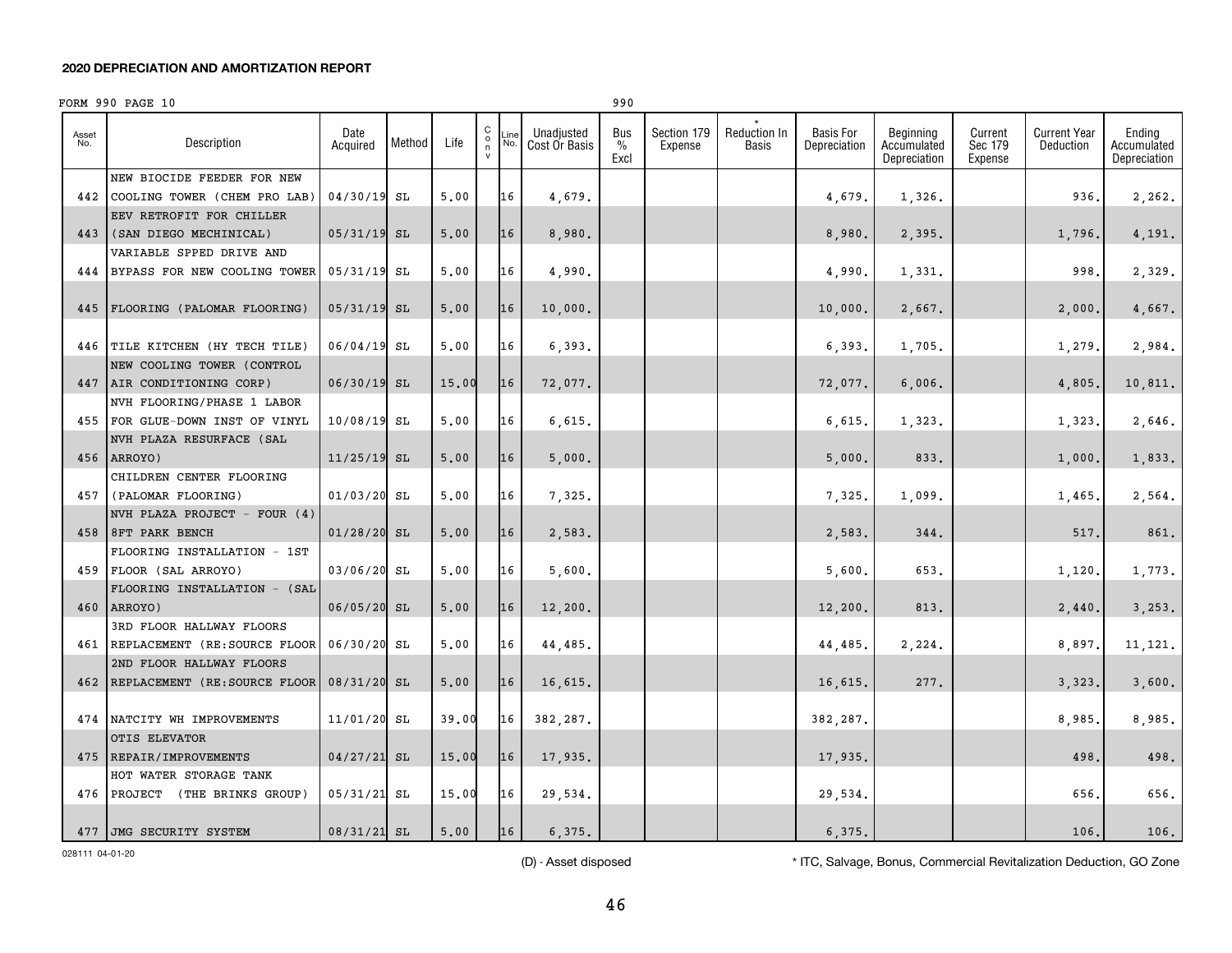**2020 DEPRECIATION AND AMORTIZATION REPORT**

FORM 990 PAGE 10 990

| Asset No. | Description | Date Acquired | Method | Life | C o n v | Line No. | Unadjusted Cost Or Basis | Bus % Excl | Section 179 Expense | * Reduction In Basis | Basis For Depreciation | Beginning Accumulated Depreciation | Current Sec 179 Expense | Current Year Deduction | Ending Accumulated Depreciation |
|---|---|---|---|---|---|---|---|---|---|---|---|---|---|---|---|
| 442 | NEW BIOCIDE FEEDER FOR NEW COOLING TOWER (CHEM PRO LAB) | 04/30/19 | SL | 5.00 | | 16 | 4,679. | | | | 4,679. | 1,326. | | 936. | 2,262. |
| 443 | EEV RETROFIT FOR CHILLER (SAN DIEGO MECHINICAL) | 05/31/19 | SL | 5.00 | | 16 | 8,980. | | | | 8,980. | 2,395. | | 1,796. | 4,191. |
| 444 | VARIABLE SPPED DRIVE AND BYPASS FOR NEW COOLING TOWER | 05/31/19 | SL | 5.00 | | 16 | 4,990. | | | | 4,990. | 1,331. | | 998. | 2,329. |
| 445 | FLOORING (PALOMAR FLOORING) | 05/31/19 | SL | 5.00 | | 16 | 10,000. | | | | 10,000. | 2,667. | | 2,000. | 4,667. |
| 446 | TILE KITCHEN (HY TECH TILE) | 06/04/19 | SL | 5.00 | | 16 | 6,393. | | | | 6,393. | 1,705. | | 1,279. | 2,984. |
| 447 | NEW COOLING TOWER (CONTROL AIR CONDITIONING CORP) | 06/30/19 | SL | 15.00 | | 16 | 72,077. | | | | 72,077. | 6,006. | | 4,805. | 10,811. |
| 455 | NVH FLOORING/PHASE 1 LABOR FOR GLUE-DOWN INST OF VINYL | 10/08/19 | SL | 5.00 | | 16 | 6,615. | | | | 6,615. | 1,323. | | 1,323. | 2,646. |
| 456 | NVH PLAZA RESURFACE (SAL ARROYO) | 11/25/19 | SL | 5.00 | | 16 | 5,000. | | | | 5,000. | 833. | | 1,000. | 1,833. |
| 457 | CHILDREN CENTER FLOORING (PALOMAR FLOORING) | 01/03/20 | SL | 5.00 | | 16 | 7,325. | | | | 7,325. | 1,099. | | 1,465. | 2,564. |
| 458 | NVH PLAZA PROJECT - FOUR (4) 8FT PARK BENCH | 01/28/20 | SL | 5.00 | | 16 | 2,583. | | | | 2,583. | 344. | | 517. | 861. |
| 459 | FLOORING INSTALLATION - 1ST FLOOR (SAL ARROYO) | 03/06/20 | SL | 5.00 | | 16 | 5,600. | | | | 5,600. | 653. | | 1,120. | 1,773. |
| 460 | FLOORING INSTALLATION - (SAL ARROYO) | 06/05/20 | SL | 5.00 | | 16 | 12,200. | | | | 12,200. | 813. | | 2,440. | 3,253. |
| 461 | 3RD FLOOR HALLWAY FLOORS REPLACEMENT (RE:SOURCE FLOOR | 06/30/20 | SL | 5.00 | | 16 | 44,485. | | | | 44,485. | 2,224. | | 8,897. | 11,121. |
| 462 | 2ND FLOOR HALLWAY FLOORS REPLACEMENT (RE:SOURCE FLOOR | 08/31/20 | SL | 5.00 | | 16 | 16,615. | | | | 16,615. | 277. | | 3,323. | 3,600. |
| 474 | NATCITY WH IMPROVEMENTS | 11/01/20 | SL | 39.00 | | 16 | 382,287. | | | | 382,287. | | | 8,985. | 8,985. |
| 475 | OTIS ELEVATOR REPAIR/IMPROVEMENTS | 04/27/21 | SL | 15.00 | | 16 | 17,935. | | | | 17,935. | | | 498. | 498. |
| 476 | HOT WATER STORAGE TANK PROJECT (THE BRINKS GROUP) | 05/31/21 | SL | 15.00 | | 16 | 29,534. | | | | 29,534. | | | 656. | 656. |
| 477 | JMG SECURITY SYSTEM | 08/31/21 | SL | 5.00 | | 16 | 6,375. | | | | 6,375. | | | 106. | 106. |

028111 04-01-20

(D) - Asset disposed

* ITC, Salvage, Bonus, Commercial Revitalization Deduction, GO Zone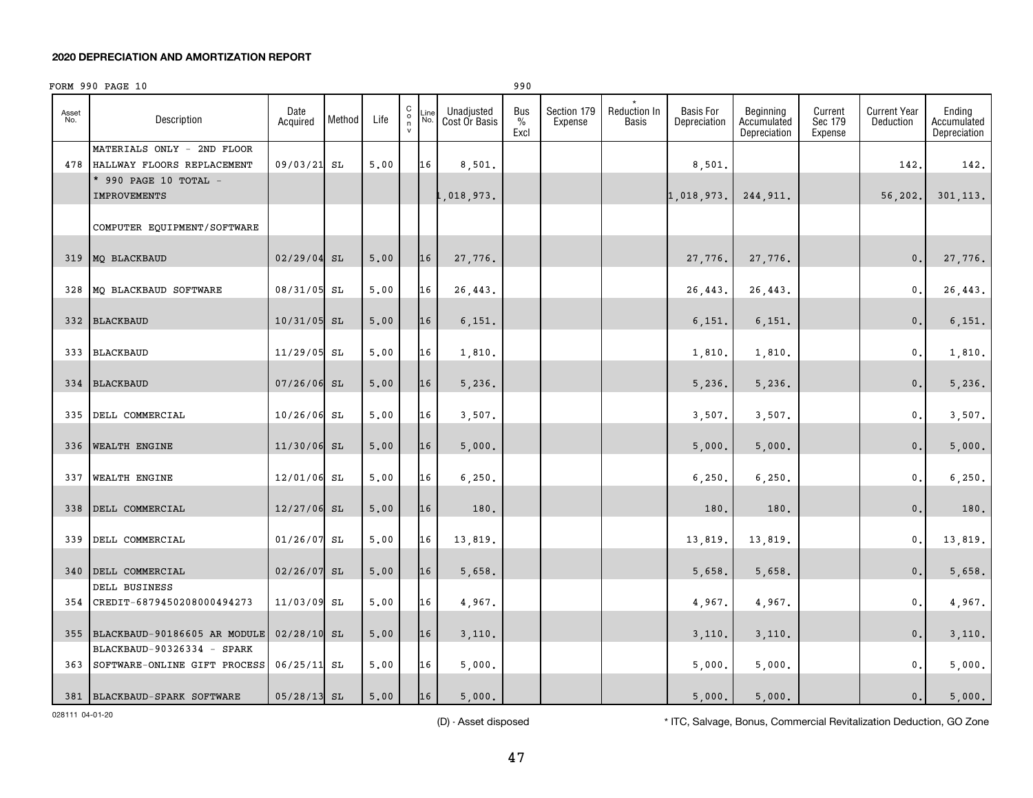## 2020 DEPRECIATION AND AMORTIZATION REPORT

FORM 990 PAGE 10 990

| Asset No. | Description | Date Acquired | Method | Life | C o n v | Line No. | Unadjusted Cost Or Basis | Bus % Excl | Section 179 Expense | * Reduction In Basis | Basis For Depreciation | Beginning Accumulated Depreciation | Current Sec 179 Expense | Current Year Deduction | Ending Accumulated Depreciation |
|---|---|---|---|---|---|---|---|---|---|---|---|---|---|---|---|
| 478 | MATERIALS ONLY - 2ND FLOOR HALLWAY FLOORS REPLACEMENT | 09/03/21 | SL | 5.00 | | 16 | 8,501. | | | | 8,501. | | | 142. | 142. |
| | * 990 PAGE 10 TOTAL - IMPROVEMENTS | | | | | | 1,018,973. | | | | 1,018,973. | 244,911. | | 56,202. | 301,113. |
| | COMPUTER EQUIPMENT/SOFTWARE | | | | | | | | | | | | | | |
| 319 | MQ BLACKBAUD | 02/29/04 | SL | 5.00 | | 16 | 27,776. | | | | 27,776. | 27,776. | | 0. | 27,776. |
| 328 | MQ BLACKBAUD SOFTWARE | 08/31/05 | SL | 5.00 | | 16 | 26,443. | | | | 26,443. | 26,443. | | 0. | 26,443. |
| 332 | BLACKBAUD | 10/31/05 | SL | 5.00 | | 16 | 6,151. | | | | 6,151. | 6,151. | | 0. | 6,151. |
| 333 | BLACKBAUD | 11/29/05 | SL | 5.00 | | 16 | 1,810. | | | | 1,810. | 1,810. | | 0. | 1,810. |
| 334 | BLACKBAUD | 07/26/06 | SL | 5.00 | | 16 | 5,236. | | | | 5,236. | 5,236. | | 0. | 5,236. |
| 335 | DELL COMMERCIAL | 10/26/06 | SL | 5.00 | | 16 | 3,507. | | | | 3,507. | 3,507. | | 0. | 3,507. |
| 336 | WEALTH ENGINE | 11/30/06 | SL | 5.00 | | 16 | 5,000. | | | | 5,000. | 5,000. | | 0. | 5,000. |
| 337 | WEALTH ENGINE | 12/01/06 | SL | 5.00 | | 16 | 6,250. | | | | 6,250. | 6,250. | | 0. | 6,250. |
| 338 | DELL COMMERCIAL | 12/27/06 | SL | 5.00 | | 16 | 180. | | | | 180. | 180. | | 0. | 180. |
| 339 | DELL COMMERCIAL | 01/26/07 | SL | 5.00 | | 16 | 13,819. | | | | 13,819. | 13,819. | | 0. | 13,819. |
| 340 | DELL COMMERCIAL | 02/26/07 | SL | 5.00 | | 16 | 5,658. | | | | 5,658. | 5,658. | | 0. | 5,658. |
| 354 | DELL BUSINESS CREDIT-6879450208000494273 | 11/03/09 | SL | 5.00 | | 16 | 4,967. | | | | 4,967. | 4,967. | | 0. | 4,967. |
| 355 | BLACKBAUD-90186605 AR MODULE | 02/28/10 | SL | 5.00 | | 16 | 3,110. | | | | 3,110. | 3,110. | | 0. | 3,110. |
| 363 | BLACKBAUD-90326334 - SPARK SOFTWARE-ONLINE GIFT PROCESS | 06/25/11 | SL | 5.00 | | 16 | 5,000. | | | | 5,000. | 5,000. | | 0. | 5,000. |
| 381 | BLACKBAUD-SPARK SOFTWARE | 05/28/13 | SL | 5.00 | | 16 | 5,000. | | | | 5,000. | 5,000. | | 0. | 5,000. |

028111 04-01-20

(D) - Asset disposed

* ITC, Salvage, Bonus, Commercial Revitalization Deduction, GO Zone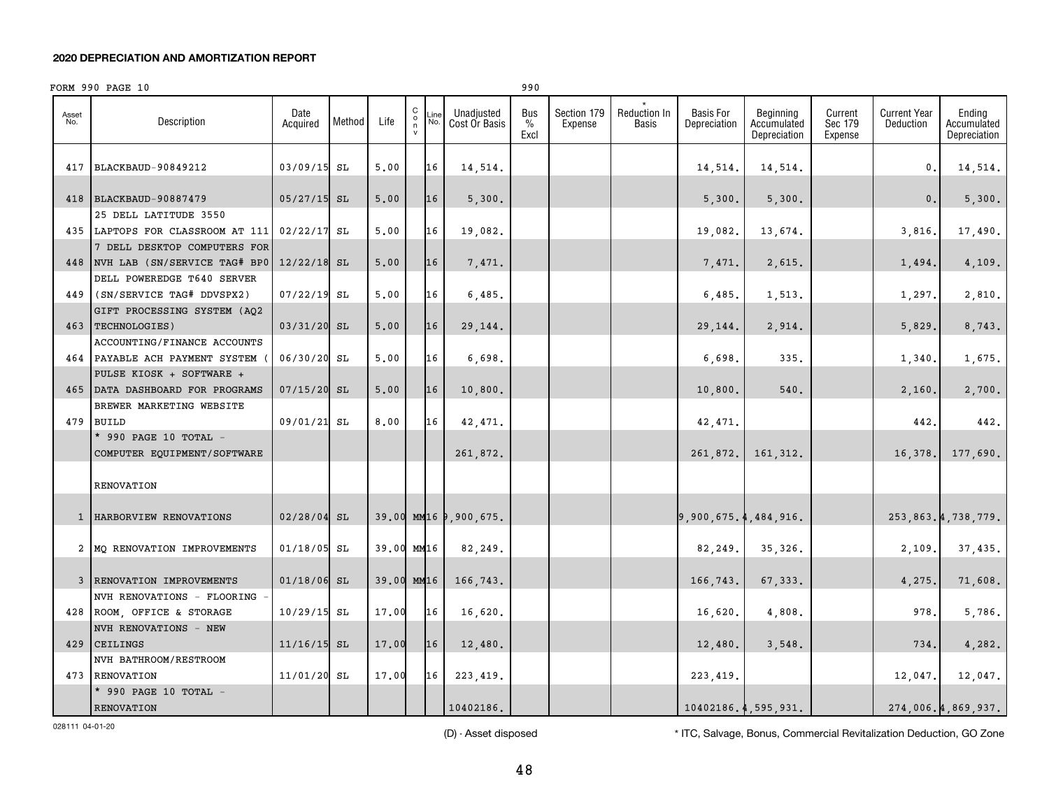**2020 DEPRECIATION AND AMORTIZATION REPORT**

FORM 990 PAGE 10 990

| Asset No. | Description | Date Acquired | Method | Life | Conv | Line No. | Unadjusted Cost Or Basis | Bus % Excl | Section 179 Expense | * Reduction In Basis | Basis For Depreciation | Beginning Accumulated Depreciation | Current Sec 179 Expense | Current Year Deduction | Ending Accumulated Depreciation |
|---|---|---|---|---|---|---|---|---|---|---|---|---|---|---|---|
| 417 | BLACKBAUD-90849212 | 03/09/15 | SL | 5.00 | | 16 | 14,514. | | | | 14,514. | 14,514. | | 0. | 14,514. |
| 418 | BLACKBAUD-90887479 | 05/27/15 | SL | 5.00 | | 16 | 5,300. | | | | 5,300. | 5,300. | | 0. | 5,300. |
| 435 | 25 DELL LATITUDE 3550 LAPTOPS FOR CLASSROOM AT 111 | 02/22/17 | SL | 5.00 | | 16 | 19,082. | | | | 19,082. | 13,674. | | 3,816. | 17,490. |
| 448 | 7 DELL DESKTOP COMPUTERS FOR NVH LAB (SN/SERVICE TAG# BP0 | 12/22/18 | SL | 5.00 | | 16 | 7,471. | | | | 7,471. | 2,615. | | 1,494. | 4,109. |
| 449 | DELL POWEREDGE T640 SERVER (SN/SERVICE TAG# DDVSPX2) | 07/22/19 | SL | 5.00 | | 16 | 6,485. | | | | 6,485. | 1,513. | | 1,297. | 2,810. |
| 463 | GIFT PROCESSING SYSTEM (AQ2 TECHNOLOGIES) | 03/31/20 | SL | 5.00 | | 16 | 29,144. | | | | 29,144. | 2,914. | | 5,829. | 8,743. |
| 464 | ACCOUNTING/FINANCE ACCOUNTS PAYABLE ACH PAYMENT SYSTEM ( | 06/30/20 | SL | 5.00 | | 16 | 6,698. | | | | 6,698. | 335. | | 1,340. | 1,675. |
| 465 | PULSE KIOSK + SOFTWARE + DATA DASHBOARD FOR PROGRAMS | 07/15/20 | SL | 5.00 | | 16 | 10,800. | | | | 10,800. | 540. | | 2,160. | 2,700. |
| 479 | BREWER MARKETING WEBSITE BUILD | 09/01/21 | SL | 8.00 | | 16 | 42,471. | | | | 42,471. | | | 442. | 442. |
| | * 990 PAGE 10 TOTAL - COMPUTER EQUIPMENT/SOFTWARE | | | | | | 261,872. | | | | 261,872. | 161,312. | | 16,378. | 177,690. |
| | RENOVATION | | | | | | | | | | | | | | |
| 1 | HARBORVIEW RENOVATIONS | 02/28/04 | SL | 39.00 | MM | 16 | 9,900,675. | | | | 9,900,675. | 4,484,916. | | 253,863. | 4,738,779. |
| 2 | MQ RENOVATION IMPROVEMENTS | 01/18/05 | SL | 39.00 | MM | 16 | 82,249. | | | | 82,249. | 35,326. | | 2,109. | 37,435. |
| 3 | RENOVATION IMPROVEMENTS | 01/18/06 | SL | 39.00 | MM | 16 | 166,743. | | | | 166,743. | 67,333. | | 4,275. | 71,608. |
| 428 | NVH RENOVATIONS - FLOORING - ROOM, OFFICE & STORAGE | 10/29/15 | SL | 17.00 | | 16 | 16,620. | | | | 16,620. | 4,808. | | 978. | 5,786. |
| 429 | NVH RENOVATIONS - NEW CEILINGS | 11/16/15 | SL | 17.00 | | 16 | 12,480. | | | | 12,480. | 3,548. | | 734. | 4,282. |
| 473 | NVH BATHROOM/RESTROOM RENOVATION | 11/01/20 | SL | 17.00 | | 16 | 223,419. | | | | 223,419. | | | 12,047. | 12,047. |
| | * 990 PAGE 10 TOTAL - RENOVATION | | | | | | 10402186. | | | | 10402186. | 4,595,931. | | 274,006. | 4,869,937. |

028111 04-01-20

(D) - Asset disposed

* ITC, Salvage, Bonus, Commercial Revitalization Deduction, GO Zone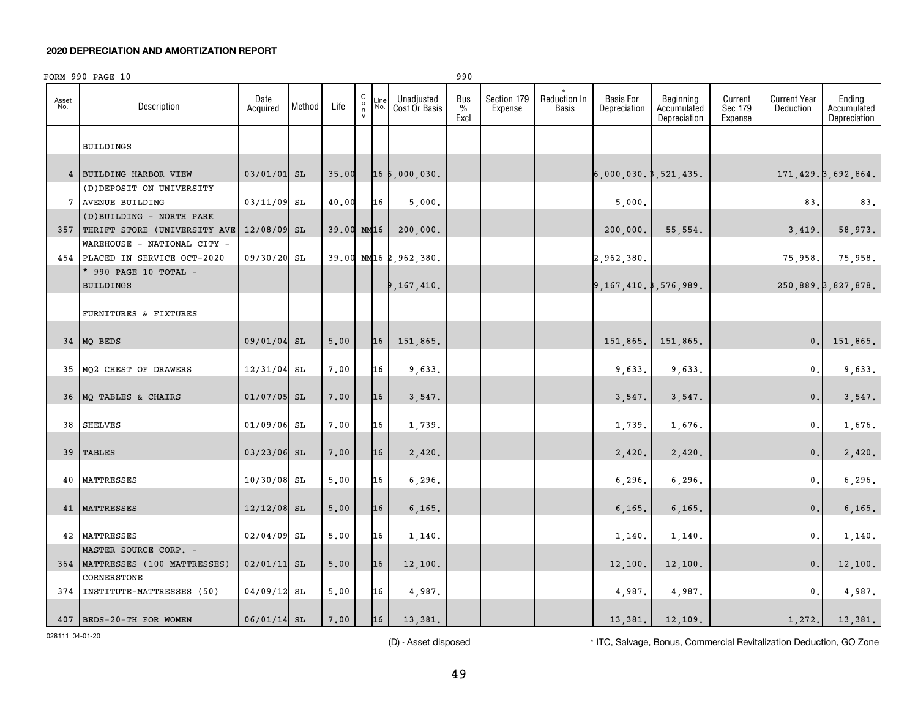**2020 DEPRECIATION AND AMORTIZATION REPORT**

FORM 990 PAGE 10 990

| Asset No. | Description | Date Acquired | Method | Life | Conv | Line No. | Unadjusted Cost Or Basis | Bus % Excl | Section 179 Expense | * Reduction In Basis | Basis For Depreciation | Beginning Accumulated Depreciation | Current Sec 179 Expense | Current Year Deduction | Ending Accumulated Depreciation |
|---|---|---|---|---|---|---|---|---|---|---|---|---|---|---|---|
| | BUILDINGS | | | | | | | | | | | | | | |
| 4 | BUILDING HARBOR VIEW | 03/01/01 | SL | 35.00 | | 16 | 6,000,030. | | | | 6,000,030. | 3,521,435. | | 171,429. | 3,692,864. |
| 7 | (D)DEPOSIT ON UNIVERSITY AVENUE BUILDING | 03/11/09 | SL | 40.00 | | 16 | 5,000. | | | | 5,000. | | | 83. | 83. |
| 357 | (D)BUILDING - NORTH PARK THRIFT STORE (UNIVERSITY AVE | 12/08/09 | SL | 39.00 | MM | 16 | 200,000. | | | | 200,000. | 55,554. | | 3,419. | 58,973. |
| 454 | WAREHOUSE - NATIONAL CITY - PLACED IN SERVICE OCT-2020 | 09/30/20 | SL | 39.00 | MM | 16 | 2,962,380. | | | | 2,962,380. | | | 75,958. | 75,958. |
| | * 990 PAGE 10 TOTAL - BUILDINGS | | | | | | 9,167,410. | | | | 9,167,410. | 3,576,989. | | 250,889. | 3,827,878. |
| | FURNITURES & FIXTURES | | | | | | | | | | | | | | |
| 34 | MQ BEDS | 09/01/04 | SL | 5.00 | | 16 | 151,865. | | | | 151,865. | 151,865. | | 0. | 151,865. |
| 35 | MQ2 CHEST OF DRAWERS | 12/31/04 | SL | 7.00 | | 16 | 9,633. | | | | 9,633. | 9,633. | | 0. | 9,633. |
| 36 | MQ TABLES & CHAIRS | 01/07/05 | SL | 7.00 | | 16 | 3,547. | | | | 3,547. | 3,547. | | 0. | 3,547. |
| 38 | SHELVES | 01/09/06 | SL | 7.00 | | 16 | 1,739. | | | | 1,739. | 1,676. | | 0. | 1,676. |
| 39 | TABLES | 03/23/06 | SL | 7.00 | | 16 | 2,420. | | | | 2,420. | 2,420. | | 0. | 2,420. |
| 40 | MATTRESSES | 10/30/08 | SL | 5.00 | | 16 | 6,296. | | | | 6,296. | 6,296. | | 0. | 6,296. |
| 41 | MATTRESSES | 12/12/08 | SL | 5.00 | | 16 | 6,165. | | | | 6,165. | 6,165. | | 0. | 6,165. |
| 42 | MATTRESSES | 02/04/09 | SL | 5.00 | | 16 | 1,140. | | | | 1,140. | 1,140. | | 0. | 1,140. |
| 364 | MASTER SOURCE CORP. - MATTRESSES (100 MATTRESSES) | 02/01/11 | SL | 5.00 | | 16 | 12,100. | | | | 12,100. | 12,100. | | 0. | 12,100. |
| 374 | CORNERSTONE INSTITUTE-MATTRESSES (50) | 04/09/12 | SL | 5.00 | | 16 | 4,987. | | | | 4,987. | 4,987. | | 0. | 4,987. |
| 407 | BEDS-20-TH FOR WOMEN | 06/01/14 | SL | 7.00 | | 16 | 13,381. | | | | 13,381. | 12,109. | | 1,272. | 13,381. |

028111 04-01-20

(D) - Asset disposed

* ITC, Salvage, Bonus, Commercial Revitalization Deduction, GO Zone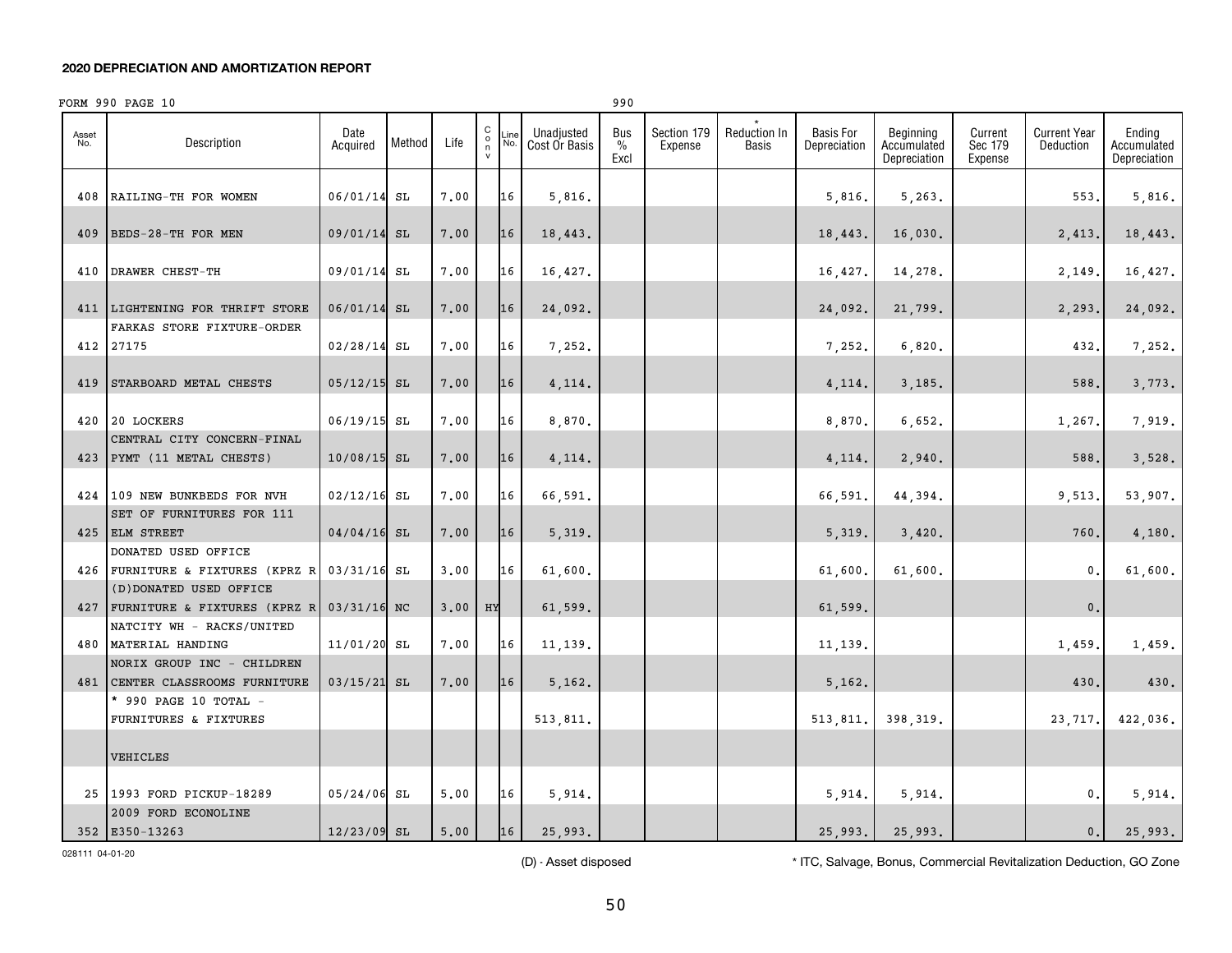**2020 DEPRECIATION AND AMORTIZATION REPORT**

FORM 990 PAGE 10 990

| Asset No. | Description | Date Acquired | Method | Life | Conv | Line No. | Unadjusted Cost Or Basis | Bus % Excl | Section 179 Expense | * Reduction In Basis | Basis For Depreciation | Beginning Accumulated Depreciation | Current Sec 179 Expense | Current Year Deduction | Ending Accumulated Depreciation |
|---|---|---|---|---|---|---|---|---|---|---|---|---|---|---|---|
| 408 | RAILING-TH FOR WOMEN | 06/01/14 | SL | 7.00 | | 16 | 5,816. | | | | 5,816. | 5,263. | | 553. | 5,816. |
| 409 | BEDS-28-TH FOR MEN | 09/01/14 | SL | 7.00 | | 16 | 18,443. | | | | 18,443. | 16,030. | | 2,413. | 18,443. |
| 410 | DRAWER CHEST-TH | 09/01/14 | SL | 7.00 | | 16 | 16,427. | | | | 16,427. | 14,278. | | 2,149. | 16,427. |
| 411 | LIGHTENING FOR THRIFT STORE | 06/01/14 | SL | 7.00 | | 16 | 24,092. | | | | 24,092. | 21,799. | | 2,293. | 24,092. |
| 412 | FARKAS STORE FIXTURE-ORDER 27175 | 02/28/14 | SL | 7.00 | | 16 | 7,252. | | | | 7,252. | 6,820. | | 432. | 7,252. |
| 419 | STARBOARD METAL CHESTS | 05/12/15 | SL | 7.00 | | 16 | 4,114. | | | | 4,114. | 3,185. | | 588. | 3,773. |
| 420 | 20 LOCKERS | 06/19/15 | SL | 7.00 | | 16 | 8,870. | | | | 8,870. | 6,652. | | 1,267. | 7,919. |
| 423 | CENTRAL CITY CONCERN-FINAL PYMT (11 METAL CHESTS) | 10/08/15 | SL | 7.00 | | 16 | 4,114. | | | | 4,114. | 2,940. | | 588. | 3,528. |
| 424 | 109 NEW BUNKBEDS FOR NVH | 02/12/16 | SL | 7.00 | | 16 | 66,591. | | | | 66,591. | 44,394. | | 9,513. | 53,907. |
| 425 | SET OF FURNITURES FOR 111 ELM STREET | 04/04/16 | SL | 7.00 | | 16 | 5,319. | | | | 5,319. | 3,420. | | 760. | 4,180. |
| 426 | DONATED USED OFFICE FURNITURE & FIXTURES (KPRZ R | 03/31/16 | SL | 3.00 | | 16 | 61,600. | | | | 61,600. | 61,600. | | 0. | 61,600. |
| 427 | (D)DONATED USED OFFICE FURNITURE & FIXTURES (KPRZ R | 03/31/16 | NC | 3.00 | HY | | 61,599. | | | | 61,599. | | | 0. | |
| 480 | NATCITY WH - RACKS/UNITED MATERIAL HANDING | 11/01/20 | SL | 7.00 | | 16 | 11,139. | | | | 11,139. | | | 1,459. | 1,459. |
| 481 | NORIX GROUP INC - CHILDREN CENTER CLASSROOMS FURNITURE | 03/15/21 | SL | 7.00 | | 16 | 5,162. | | | | 5,162. | | | 430. | 430. |
| | * 990 PAGE 10 TOTAL - FURNITURES & FIXTURES | | | | | | 513,811. | | | | 513,811. | 398,319. | | 23,717. | 422,036. |
| | VEHICLES | | | | | | | | | | | | | | |
| 25 | 1993 FORD PICKUP-18289 | 05/24/06 | SL | 5.00 | | 16 | 5,914. | | | | 5,914. | 5,914. | | 0. | 5,914. |
| 352 | 2009 FORD ECONOLINE E350-13263 | 12/23/09 | SL | 5.00 | | 16 | 25,993. | | | | 25,993. | 25,993. | | 0. | 25,993. |

028111 04-01-20

(D) - Asset disposed

* ITC, Salvage, Bonus, Commercial Revitalization Deduction, GO Zone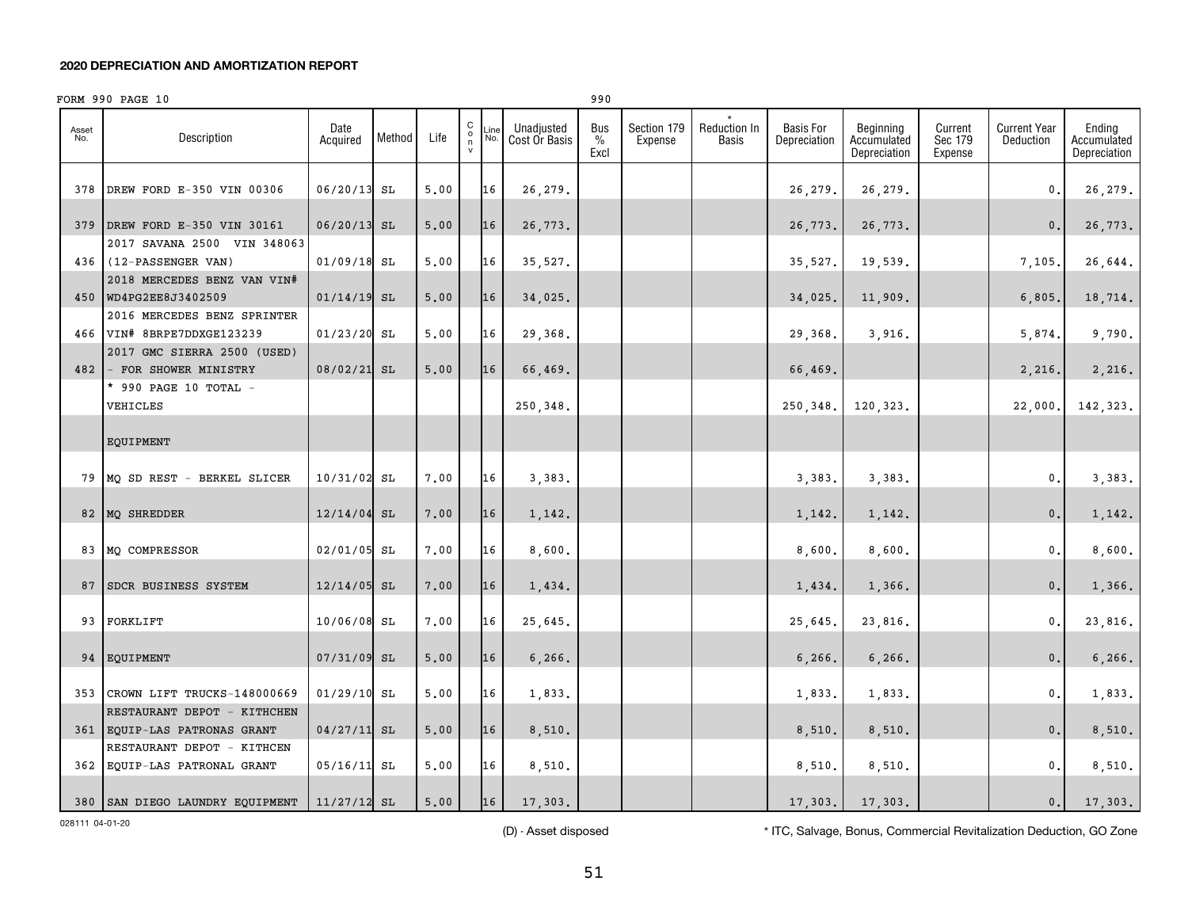**2020 DEPRECIATION AND AMORTIZATION REPORT**

FORM 990 PAGE 10 990

| Asset No. | Description | Date Acquired | Method | Life | C o n v | Line No. | Unadjusted Cost Or Basis | Bus % Excl | Section 179 Expense | * Reduction In Basis | Basis For Depreciation | Beginning Accumulated Depreciation | Current Sec 179 Expense | Current Year Deduction | Ending Accumulated Depreciation |
|---|---|---|---|---|---|---|---|---|---|---|---|---|---|---|---|
| 378 | DREW FORD E-350 VIN 00306 | 06/20/13 | SL | 5.00 | | 16 | 26,279. | | | | 26,279. | 26,279. | | 0. | 26,279. |
| 379 | DREW FORD E-350 VIN 30161 | 06/20/13 | SL | 5.00 | | 16 | 26,773. | | | | 26,773. | 26,773. | | 0. | 26,773. |
| 436 | 2017 SAVANA 2500 VIN 348063 (12-PASSENGER VAN) | 01/09/18 | SL | 5.00 | | 16 | 35,527. | | | | 35,527. | 19,539. | | 7,105. | 26,644. |
| 450 | 2018 MERCEDES BENZ VAN VIN# WD4PG2EE8J3402509 | 01/14/19 | SL | 5.00 | | 16 | 34,025. | | | | 34,025. | 11,909. | | 6,805. | 18,714. |
| 466 | 2016 MERCEDES BENZ SPRINTER VIN# 8BRPE7DDXGE123239 | 01/23/20 | SL | 5.00 | | 16 | 29,368. | | | | 29,368. | 3,916. | | 5,874. | 9,790. |
| 482 | 2017 GMC SIERRA 2500 (USED) - FOR SHOWER MINISTRY | 08/02/21 | SL | 5.00 | | 16 | 66,469. | | | | 66,469. | | | 2,216. | 2,216. |
| | * 990 PAGE 10 TOTAL - VEHICLES | | | | | | 250,348. | | | | 250,348. | 120,323. | | 22,000. | 142,323. |
| | EQUIPMENT | | | | | | | | | | | | | | |
| 79 | MQ SD REST - BERKEL SLICER | 10/31/02 | SL | 7.00 | | 16 | 3,383. | | | | 3,383. | 3,383. | | 0. | 3,383. |
| 82 | MQ SHREDDER | 12/14/04 | SL | 7.00 | | 16 | 1,142. | | | | 1,142. | 1,142. | | 0. | 1,142. |
| 83 | MQ COMPRESSOR | 02/01/05 | SL | 7.00 | | 16 | 8,600. | | | | 8,600. | 8,600. | | 0. | 8,600. |
| 87 | SDCR BUSINESS SYSTEM | 12/14/05 | SL | 7.00 | | 16 | 1,434. | | | | 1,434. | 1,366. | | 0. | 1,366. |
| 93 | FORKLIFT | 10/06/08 | SL | 7.00 | | 16 | 25,645. | | | | 25,645. | 23,816. | | 0. | 23,816. |
| 94 | EQUIPMENT | 07/31/09 | SL | 5.00 | | 16 | 6,266. | | | | 6,266. | 6,266. | | 0. | 6,266. |
| 353 | CROWN LIFT TRUCKS-148000669 | 01/29/10 | SL | 5.00 | | 16 | 1,833. | | | | 1,833. | 1,833. | | 0. | 1,833. |
| 361 | RESTAURANT DEPOT - KITHCHEN EQUIP-LAS PATRONAS GRANT | 04/27/11 | SL | 5.00 | | 16 | 8,510. | | | | 8,510. | 8,510. | | 0. | 8,510. |
| 362 | RESTAURANT DEPOT - KITHCEN EQUIP-LAS PATRONAL GRANT | 05/16/11 | SL | 5.00 | | 16 | 8,510. | | | | 8,510. | 8,510. | | 0. | 8,510. |
| 380 | SAN DIEGO LAUNDRY EQUIPMENT | 11/27/12 | SL | 5.00 | | 16 | 17,303. | | | | 17,303. | 17,303. | | 0. | 17,303. |

028111 04-01-20

(D) - Asset disposed

* ITC, Salvage, Bonus, Commercial Revitalization Deduction, GO Zone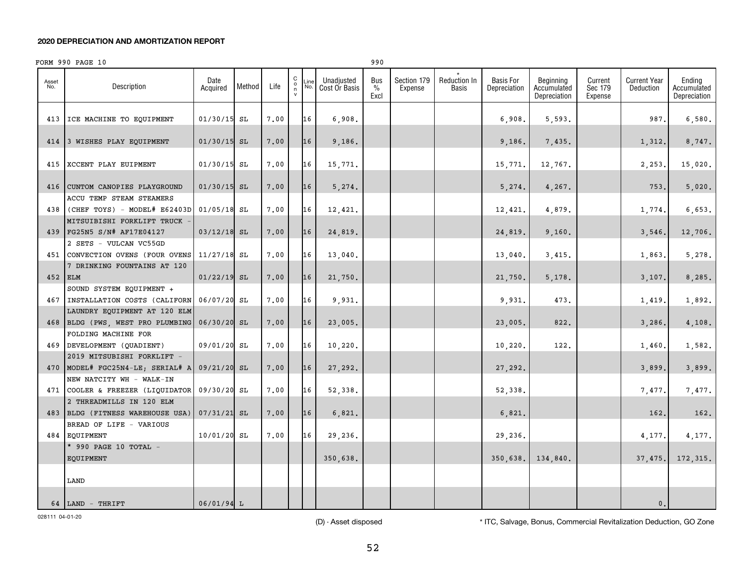**2020 DEPRECIATION AND AMORTIZATION REPORT**

FORM 990 PAGE 10 990

| Asset No. | Description | Date Acquired | Method | Life | C o n v | Line No. | Unadjusted Cost Or Basis | Bus % Excl | Section 179 Expense | * Reduction In Basis | Basis For Depreciation | Beginning Accumulated Depreciation | Current Sec 179 Expense | Current Year Deduction | Ending Accumulated Depreciation |
|---|---|---|---|---|---|---|---|---|---|---|---|---|---|---|---|
| 413 | ICE MACHINE TO EQUIPMENT | 01/30/15 | SL | 7.00 | | 16 | 6,908. | | | | 6,908. | 5,593. | | 987. | 6,580. |
| 414 | 3 WISHES PLAY EQUIPMENT | 01/30/15 | SL | 7.00 | | 16 | 9,186. | | | | 9,186. | 7,435. | | 1,312. | 8,747. |
| 415 | XCCENT PLAY EUIPMENT | 01/30/15 | SL | 7.00 | | 16 | 15,771. | | | | 15,771. | 12,767. | | 2,253. | 15,020. |
| 416 | CUNTOM CANOPIES PLAYGROUND | 01/30/15 | SL | 7.00 | | 16 | 5,274. | | | | 5,274. | 4,267. | | 753. | 5,020. |
| 438 | ACCU TEMP STEAM STEAMERS (CHEF TOYS) - MODEL# E62403D | 01/05/18 | SL | 7.00 | | 16 | 12,421. | | | | 12,421. | 4,879. | | 1,774. | 6,653. |
| 439 | MITSUIBISHI FORKLIFT TRUCK - FG25N5 S/N# AF17E04127 | 03/12/18 | SL | 7.00 | | 16 | 24,819. | | | | 24,819. | 9,160. | | 3,546. | 12,706. |
| 451 | 2 SETS - VULCAN VC55GD CONVECTION OVENS (FOUR OVENS | 11/27/18 | SL | 7.00 | | 16 | 13,040. | | | | 13,040. | 3,415. | | 1,863. | 5,278. |
| 452 | 7 DRINKING FOUNTAINS AT 120 ELM | 01/22/19 | SL | 7.00 | | 16 | 21,750. | | | | 21,750. | 5,178. | | 3,107. | 8,285. |
| 467 | SOUND SYSTEM EQUIPMENT + INSTALLATION COSTS (CALIFORN | 06/07/20 | SL | 7.00 | | 16 | 9,931. | | | | 9,931. | 473. | | 1,419. | 1,892. |
| 468 | LAUNDRY EQUIPMENT AT 120 ELM BLDG (PWS, WEST PRO PLUMBING | 06/30/20 | SL | 7.00 | | 16 | 23,005. | | | | 23,005. | 822. | | 3,286. | 4,108. |
| 469 | FOLDING MACHINE FOR DEVELOPMENT (QUADIENT) | 09/01/20 | SL | 7.00 | | 16 | 10,220. | | | | 10,220. | 122. | | 1,460. | 1,582. |
| 470 | 2019 MITSUBISHI FORKLIFT - MODEL# FGC25N4-LE; SERIAL# A | 09/21/20 | SL | 7.00 | | 16 | 27,292. | | | | 27,292. | | | 3,899. | 3,899. |
| 471 | NEW NATCITY WH - WALK-IN COOLER & FREEZER (LIQUIDATOR | 09/30/20 | SL | 7.00 | | 16 | 52,338. | | | | 52,338. | | | 7,477. | 7,477. |
| 483 | 2 THREADMILLS IN 120 ELM BLDG (FITNESS WAREHOUSE USA) | 07/31/21 | SL | 7.00 | | 16 | 6,821. | | | | 6,821. | | | 162. | 162. |
| 484 | BREAD OF LIFE - VARIOUS EQUIPMENT | 10/01/20 | SL | 7.00 | | 16 | 29,236. | | | | 29,236. | | | 4,177. | 4,177. |
| | * 990 PAGE 10 TOTAL - EQUIPMENT | | | | | | 350,638. | | | | 350,638. | 134,840. | | 37,475. | 172,315. |
| | LAND | | | | | | | | | | | | | | |
| 64 | LAND - THRIFT | 06/01/94 | L | | | | | | | | | | | 0. | |

028111 04-01-20

(D) - Asset disposed

* ITC, Salvage, Bonus, Commercial Revitalization Deduction, GO Zone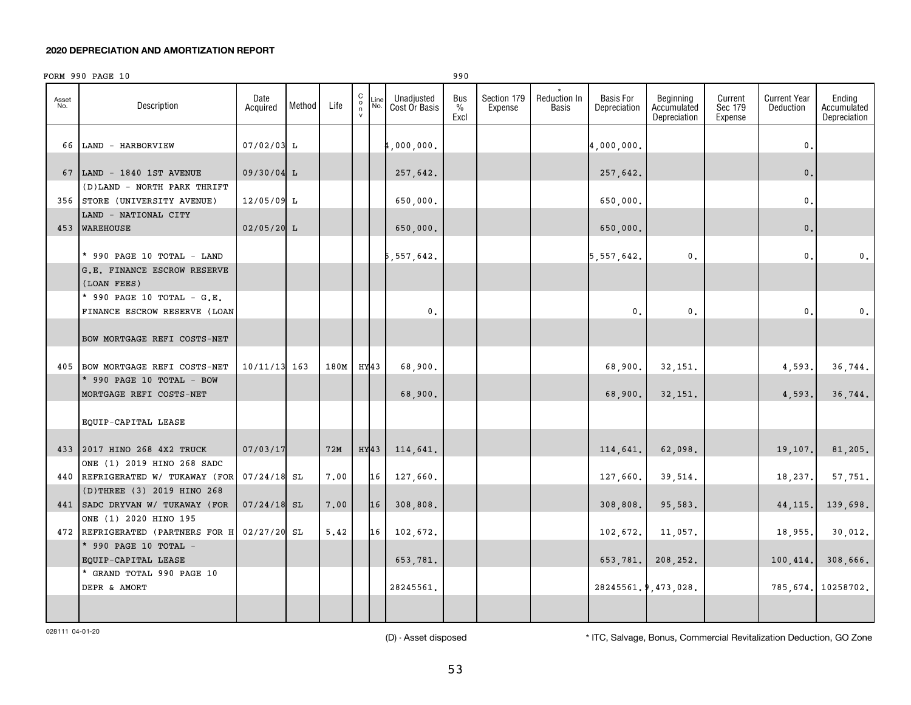**2020 DEPRECIATION AND AMORTIZATION REPORT**

FORM 990 PAGE 10 990

| Asset No. | Description | Date Acquired | Method | Life | Conv | Line No. | Unadjusted Cost Or Basis | Bus % Excl | Section 179 Expense | * Reduction In Basis | Basis For Depreciation | Beginning Accumulated Depreciation | Current Sec 179 Expense | Current Year Deduction | Ending Accumulated Depreciation |
|---|---|---|---|---|---|---|---|---|---|---|---|---|---|---|---|
| 66 | LAND - HARBORVIEW | 07/02/03 | L | | | | 4,000,000. | | | | 4,000,000. | | | 0. | |
| 67 | LAND - 1840 1ST AVENUE | 09/30/04 | L | | | | 257,642. | | | | 257,642. | | | 0. | |
| 356 | (D)LAND - NORTH PARK THRIFT STORE (UNIVERSITY AVENUE) | 12/05/09 | L | | | | 650,000. | | | | 650,000. | | | 0. | |
| 453 | LAND - NATIONAL CITY WAREHOUSE | 02/05/20 | L | | | | 650,000. | | | | 650,000. | | | 0. | |
| | * 990 PAGE 10 TOTAL - LAND | | | | | | 5,557,642. | | | | 5,557,642. | 0. | | 0. | 0. |
| | G.E. FINANCE ESCROW RESERVE (LOAN FEES) | | | | | | | | | | | | | | |
| | * 990 PAGE 10 TOTAL - G.E. FINANCE ESCROW RESERVE (LOAN | | | | | | 0. | | | | 0. | 0. | | 0. | 0. |
| | BOW MORTGAGE REFI COSTS-NET | | | | | | | | | | | | | | |
| 405 | BOW MORTGAGE REFI COSTS-NET | 10/11/13 | 163 | 180M | HY | 43 | 68,900. | | | | 68,900. | 32,151. | | 4,593. | 36,744. |
| | * 990 PAGE 10 TOTAL - BOW MORTGAGE REFI COSTS-NET | | | | | | 68,900. | | | | 68,900. | 32,151. | | 4,593. | 36,744. |
| | EQUIP-CAPITAL LEASE | | | | | | | | | | | | | | |
| 433 | 2017 HINO 268 4X2 TRUCK | 07/03/17 | | 72M | HY | 43 | 114,641. | | | | 114,641. | 62,098. | | 19,107. | 81,205. |
| 440 | ONE (1) 2019 HINO 268 SADC REFRIGERATED W/ TUKAWAY (FOR | 07/24/18 | SL | 7.00 | | 16 | 127,660. | | | | 127,660. | 39,514. | | 18,237. | 57,751. |
| 441 | (D)THREE (3) 2019 HINO 268 SADC DRYVAN W/ TUKAWAY (FOR | 07/24/18 | SL | 7.00 | | 16 | 308,808. | | | | 308,808. | 95,583. | | 44,115. | 139,698. |
| 472 | ONE (1) 2020 HINO 195 REFRIGERATED (PARTNERS FOR H | 02/27/20 | SL | 5.42 | | 16 | 102,672. | | | | 102,672. | 11,057. | | 18,955. | 30,012. |
| | * 990 PAGE 10 TOTAL - EQUIP-CAPITAL LEASE | | | | | | 653,781. | | | | 653,781. | 208,252. | | 100,414. | 308,666. |
| | * GRAND TOTAL 990 PAGE 10 DEPR & AMORT | | | | | | 28245561. | | | | 28245561. | 9,473,028. | | 785,674. | 10258702. |

028111 04-01-20

(D) - Asset disposed

\* ITC, Salvage, Bonus, Commercial Revitalization Deduction, GO Zone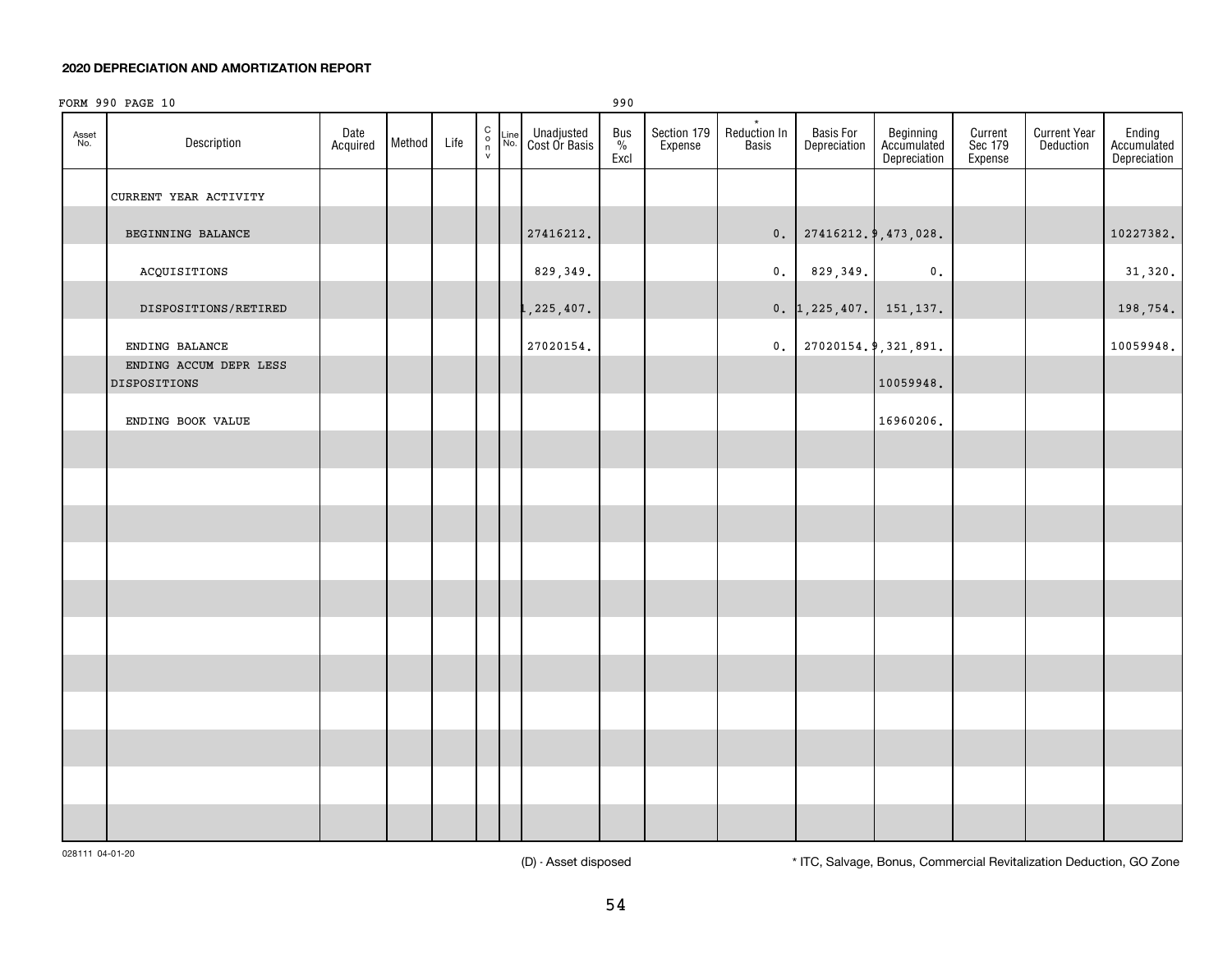**2020 DEPRECIATION AND AMORTIZATION REPORT**

FORM 990 PAGE 10 990

| Asset No. | Description | Date Acquired | Method | Life | Conv | Line No. | Unadjusted Cost Or Basis | Bus % Excl | Section 179 Expense | * Reduction In Basis | Basis For Depreciation | Beginning Accumulated Depreciation | Current Sec 179 Expense | Current Year Deduction | Ending Accumulated Depreciation |
|---|---|---|---|---|---|---|---|---|---|---|---|---|---|---|---|
| | CURRENT YEAR ACTIVITY | | | | | | | | | | | | | | |
| | BEGINNING BALANCE | | | | | | 27416212. | | | 0. | 27416212. | 9,473,028. | | | 10227382. |
| | ACQUISITIONS | | | | | | 829,349. | | | 0. | 829,349. | 0. | | | 31,320. |
| | DISPOSITIONS/RETIRED | | | | | | 1,225,407. | | | 0. | 1,225,407. | 151,137. | | | 198,754. |
| | ENDING BALANCE | | | | | | 27020154. | | | 0. | 27020154. | 9,321,891. | | | 10059948. |
| | ENDING ACCUM DEPR LESS DISPOSITIONS | | | | | | | | | | | 10059948. | | | |
| | ENDING BOOK VALUE | | | | | | | | | | | 16960206. | | | |

028111 04-01-20

(D) - Asset disposed

* ITC, Salvage, Bonus, Commercial Revitalization Deduction, GO Zone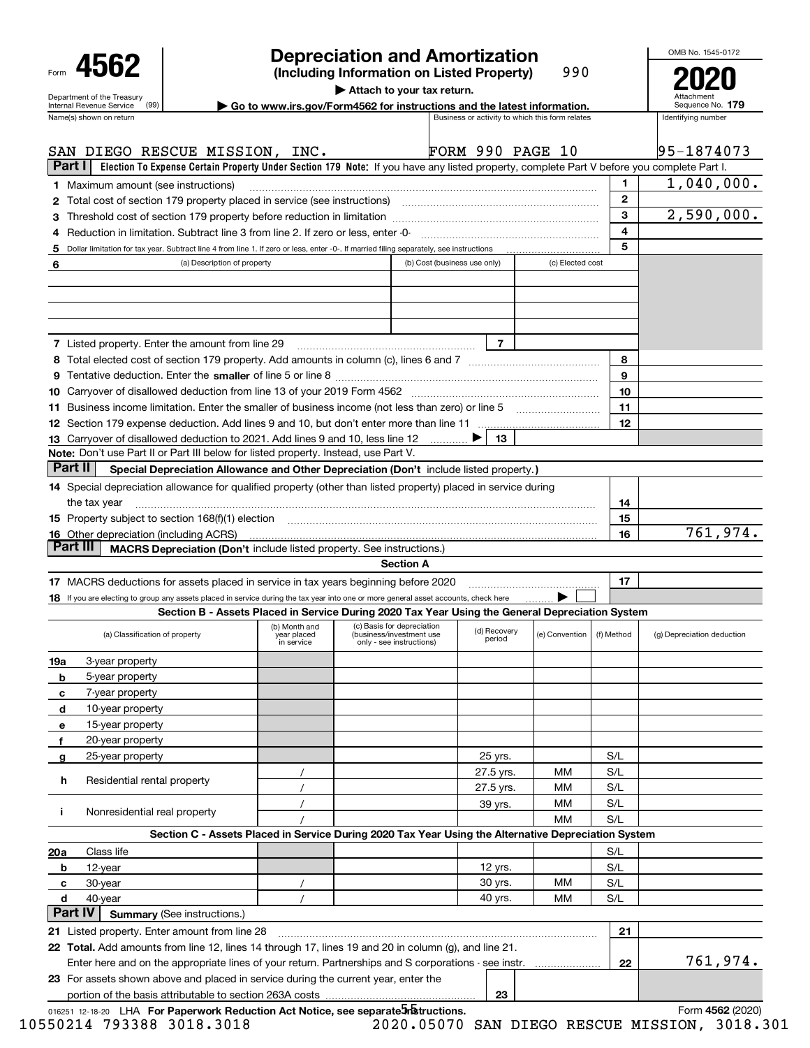Form **4562**

Department of the Treasury
Internal Revenue Service (99)

# Depreciation and Amortization
**(Including Information on Listed Property)** 990

▶ Attach to your tax return.

▶ Go to www.irs.gov/Form4562 for instructions and the latest information.

OMB No. 1545-0172

**2020**

Attachment Sequence No. **179**

| Name(s) shown on return | Business or activity to which this form relates | Identifying number |
|---|---|---|
| SAN DIEGO RESCUE MISSION, INC. | FORM 990 PAGE 10 | 95-1874073 |

**Part I** **Election To Expense Certain Property Under Section 179 Note:** If you have any listed property, complete Part V before you complete Part I.

| | | | |
|---|---|---|---|
| 1 | Maximum amount (see instructions) | 1 | 1,040,000. |
| 2 | Total cost of section 179 property placed in service (see instructions) | 2 | |
| 3 | Threshold cost of section 179 property before reduction in limitation | 3 | 2,590,000. |
| 4 | Reduction in limitation. Subtract line 3 from line 2. If zero or less, enter -0- | 4 | |
| 5 | Dollar limitation for tax year. Subtract line 4 from line 1. If zero or less, enter -0-. If married filing separately, see instructions | 5 | |

| 6 | (a) Description of property | (b) Cost (business use only) | (c) Elected cost |
|---|---|---|---|
| | | | |
| | | | |
| | | | |

| | | | |
|---|---|---|---|
| 7 | Listed property. Enter the amount from line 29 | 7 | |
| 8 | Total elected cost of section 179 property. Add amounts in column (c), lines 6 and 7 | 8 | |
| 9 | Tentative deduction. Enter the **smaller** of line 5 or line 8 | 9 | |
| 10 | Carryover of disallowed deduction from line 13 of your 2019 Form 4562 | 10 | |
| 11 | Business income limitation. Enter the smaller of business income (not less than zero) or line 5 | 11 | |
| 12 | Section 179 expense deduction. Add lines 9 and 10, but don't enter more than line 11 | 12 | |
| 13 | Carryover of disallowed deduction to 2021. Add lines 9 and 10, less line 12 ▶ | 13 | |

**Note:** Don't use Part II or Part III below for listed property. Instead, use Part V.

**Part II** **Special Depreciation Allowance and Other Depreciation (Don't** include listed property.**)**

| | | | |
|---|---|---|---|
| 14 | Special depreciation allowance for qualified property (other than listed property) placed in service during the tax year | 14 | |
| 15 | Property subject to section 168(f)(1) election | 15 | |
| 16 | Other depreciation (including ACRS) | 16 | 761,974. |

**Part III** **MACRS Depreciation (Don't** include listed property. See instructions.)

**Section A**

| | | | |
|---|---|---|---|
| 17 | MACRS deductions for assets placed in service in tax years beginning before 2020 | 17 | |
| 18 | If you are electing to group any assets placed in service during the tax year into one or more general asset accounts, check here ▶ ☐ | | |

**Section B - Assets Placed in Service During 2020 Tax Year Using the General Depreciation System**

| (a) Classification of property | (b) Month and year placed in service | (c) Basis for depreciation (business/investment use only - see instructions) | (d) Recovery period | (e) Convention | (f) Method | (g) Depreciation deduction |
|---|---|---|---|---|---|---|
| 19a 3-year property | | | | | | |
| b 5-year property | | | | | | |
| c 7-year property | | | | | | |
| d 10-year property | | | | | | |
| e 15-year property | | | | | | |
| f 20-year property | | | | | | |
| g 25-year property | | | 25 yrs. | | S/L | |
| h Residential rental property | / | | 27.5 yrs. | MM | S/L | |
| | / | | 27.5 yrs. | MM | S/L | |
| i Nonresidential real property | / | | 39 yrs. | MM | S/L | |
| | / | | | MM | S/L | |

**Section C - Assets Placed in Service During 2020 Tax Year Using the Alternative Depreciation System**

| (a) Classification of property | (b) Month and year placed in service | (c) Basis for depreciation | (d) Recovery period | (e) Convention | (f) Method | (g) Depreciation deduction |
|---|---|---|---|---|---|---|
| 20a Class life | | | | | S/L | |
| b 12-year | | | 12 yrs. | | S/L | |
| c 30-year | / | | 30 yrs. | MM | S/L | |
| d 40-year | / | | 40 yrs. | MM | S/L | |

**Part IV** **Summary** (See instructions.)

| | | | |
|---|---|---|---|
| 21 | Listed property. Enter amount from line 28 | 21 | |
| 22 | **Total.** Add amounts from line 12, lines 14 through 17, lines 19 and 20 in column (g), and line 21. Enter here and on the appropriate lines of your return. Partnerships and S corporations - see instr. | 22 | 761,974. |
| 23 | For assets shown above and placed in service during the current year, enter the portion of the basis attributable to section 263A costs | 23 | |

016251 12-18-20 LHA **For Paperwork Reduction Act Notice, see separate instructions.** Form **4562** (2020)

10550214 793388 3018.3018 2020.05070 SAN DIEGO RESCUE MISSION, 3018.301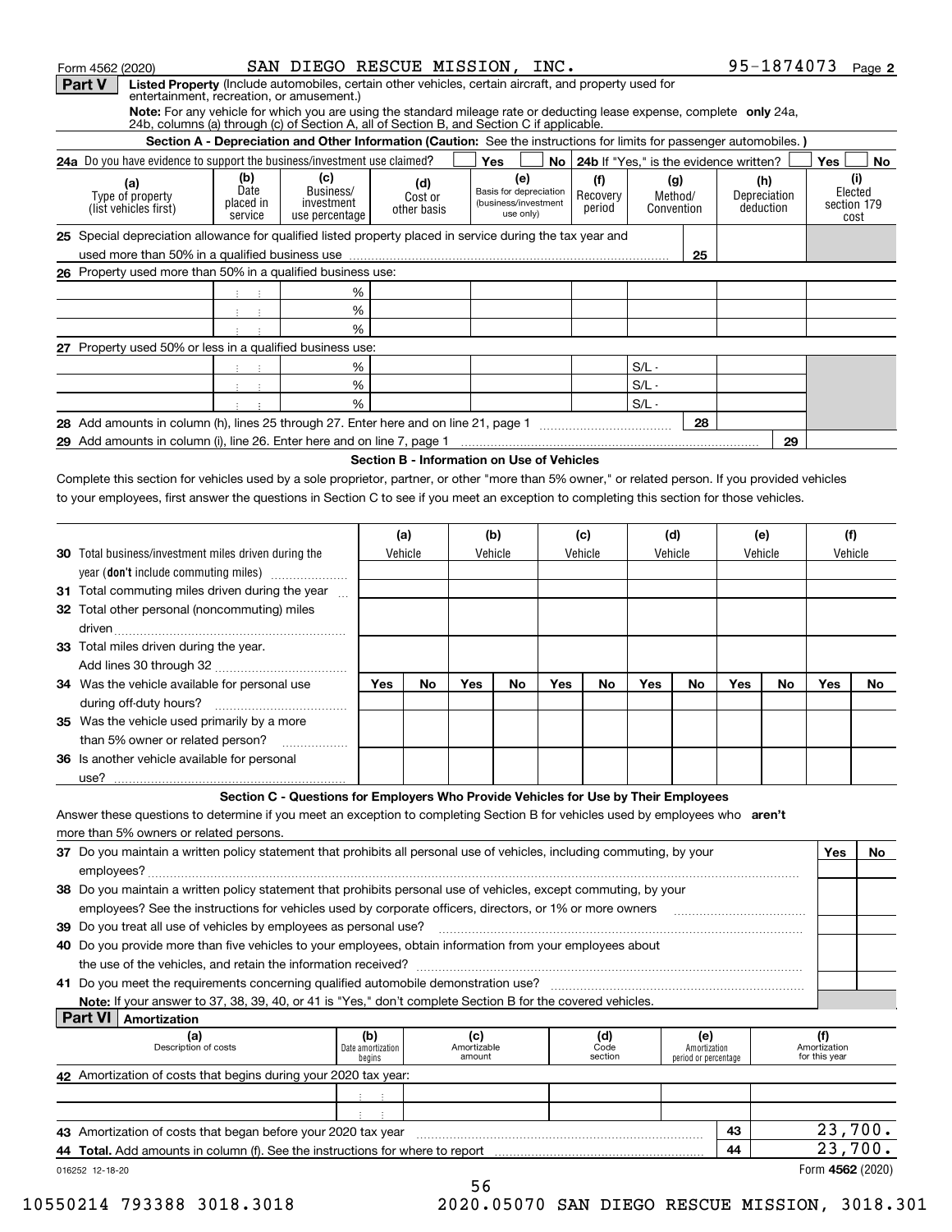Form 4562 (2020) SAN DIEGO RESCUE MISSION, INC. 95-1874073 Page 2

**Part V** **Listed Property** (Include automobiles, certain other vehicles, certain aircraft, and property used for entertainment, recreation, or amusement.)

**Note:** For any vehicle for which you are using the standard mileage rate or deducting lease expense, complete **only** 24a, 24b, columns (a) through (c) of Section A, all of Section B, and Section C if applicable.

**Section A - Depreciation and Other Information (Caution:** See the instructions for limits for passenger automobiles.**)**

**24a** Do you have evidence to support the business/investment use claimed? ☐ Yes ☐ No **24b** If "Yes," is the evidence written? ☐ Yes ☐ No

| (a) Type of property (list vehicles first) | (b) Date placed in service | (c) Business/ investment use percentage | (d) Cost or other basis | (e) Basis for depreciation (business/investment use only) | (f) Recovery period | (g) Method/ Convention | (h) Depreciation deduction | (i) Elected section 179 cost |
|---|---|---|---|---|---|---|---|---|
| **25** Special depreciation allowance for qualified listed property placed in service during the tax year and used more than 50% in a qualified business use | | | | | | 25 | | |
| **26** Property used more than 50% in a qualified business use: | | | | | | | | |
| | | % | | | | | | |
| | | % | | | | | | |
| | | % | | | | | | |
| **27** Property used 50% or less in a qualified business use: | | | | | | | | |
| | | % | | | | S/L - | | |
| | | % | | | | S/L - | | |
| | | % | | | | S/L - | | |
| **28** Add amounts in column (h), lines 25 through 27. Enter here and on line 21, page 1 | | | | | | 28 | | |
| **29** Add amounts in column (i), line 26. Enter here and on line 7, page 1 | | | | | | | 29 | |

**Section B - Information on Use of Vehicles**

Complete this section for vehicles used by a sole proprietor, partner, or other "more than 5% owner," or related person. If you provided vehicles to your employees, first answer the questions in Section C to see if you meet an exception to completing this section for those vehicles.

| | (a) Vehicle | | (b) Vehicle | | (c) Vehicle | | (d) Vehicle | | (e) Vehicle | | (f) Vehicle | |
|---|---|---|---|---|---|---|---|---|---|---|---|---|
| **30** Total business/investment miles driven during the year (**don't** include commuting miles) | | | | | | | | | | | | |
| **31** Total commuting miles driven during the year | | | | | | | | | | | | |
| **32** Total other personal (noncommuting) miles driven | | | | | | | | | | | | |
| **33** Total miles driven during the year. Add lines 30 through 32 | | | | | | | | | | | | |
| | Yes | No | Yes | No | Yes | No | Yes | No | Yes | No | Yes | No |
| **34** Was the vehicle available for personal use during off-duty hours? | | | | | | | | | | | | |
| **35** Was the vehicle used primarily by a more than 5% owner or related person? | | | | | | | | | | | | |
| **36** Is another vehicle available for personal use? | | | | | | | | | | | | |

**Section C - Questions for Employers Who Provide Vehicles for Use by Their Employees**

Answer these questions to determine if you meet an exception to completing Section B for vehicles used by employees who **aren't** more than 5% owners or related persons.

| | Yes | No |
|---|---|---|
| **37** Do you maintain a written policy statement that prohibits all personal use of vehicles, including commuting, by your employees? | | |
| **38** Do you maintain a written policy statement that prohibits personal use of vehicles, except commuting, by your employees? See the instructions for vehicles used by corporate officers, directors, or 1% or more owners | | |
| **39** Do you treat all use of vehicles by employees as personal use? | | |
| **40** Do you provide more than five vehicles to your employees, obtain information from your employees about the use of the vehicles, and retain the information received? | | |
| **41** Do you meet the requirements concerning qualified automobile demonstration use? | | |

**Note:** If your answer to 37, 38, 39, 40, or 41 is "Yes," don't complete Section B for the covered vehicles.

**Part VI** **Amortization**

| (a) Description of costs | (b) Date amortization begins | (c) Amortizable amount | (d) Code section | (e) Amortization period or percentage | (f) Amortization for this year |
|---|---|---|---|---|---|
| **42** Amortization of costs that begins during your 2020 tax year: | | | | | |
| | | | | | |
| | | | | | |
| **43** Amortization of costs that began before your 2020 tax year | | | | 43 | 23,700. |
| **44** **Total.** Add amounts in column (f). See the instructions for where to report | | | | 44 | 23,700. |

016252 12-18-20

Form **4562** (2020)

10550214 793388 3018.3018 2020.05070 SAN DIEGO RESCUE MISSION, 3018.301